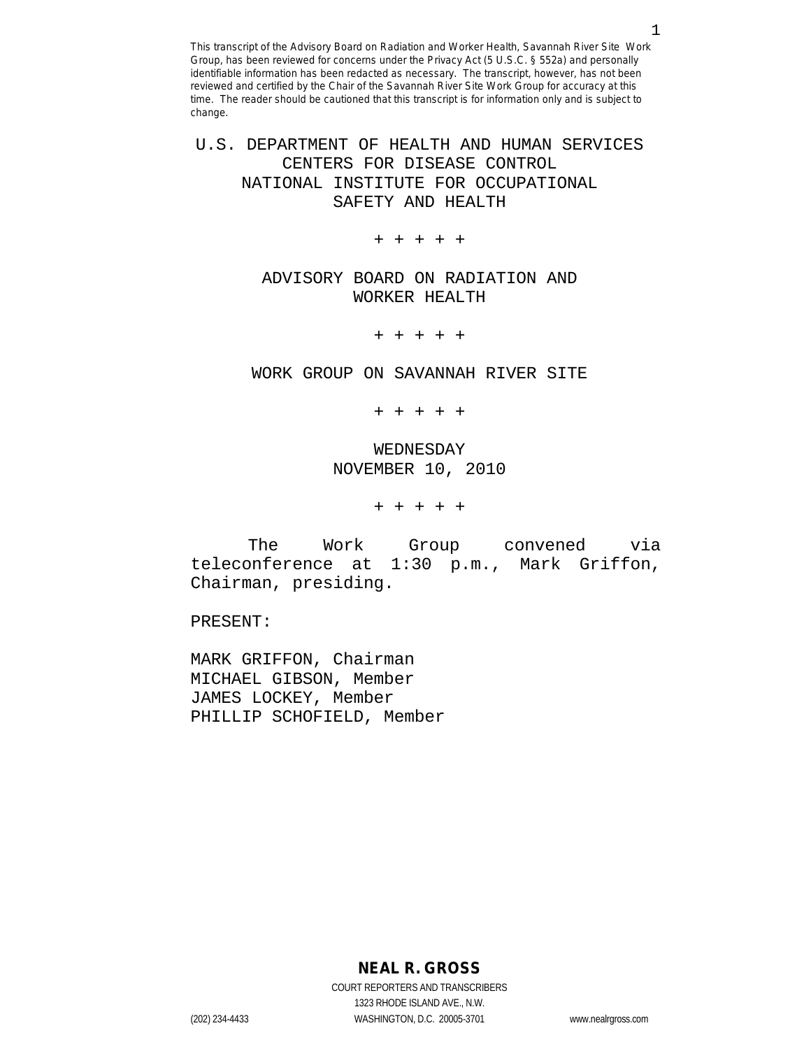This transcript of the Advisory Board on Radiation and Worker Health, Savannah River Site Work Group, has been reviewed for concerns under the Privacy Act (5 U.S.C. § 552a) and personally identifiable information has been redacted as necessary. The transcript, however, has not been reviewed and certified by the Chair of the Savannah River Site Work Group for accuracy at this time. The reader should be cautioned that this transcript is for information only and is subject to change.

U.S. DEPARTMENT OF HEALTH AND HUMAN SERVICES
CENTERS FOR DISEASE CONTROL
NATIONAL INSTITUTE FOR OCCUPATIONAL
SAFETY AND HEALTH

+ + + + +

ADVISORY BOARD ON RADIATION AND
WORKER HEALTH

+ + + + +

WORK GROUP ON SAVANNAH RIVER SITE

+ + + + +

WEDNESDAY
NOVEMBER 10, 2010

+ + + + +

The Work Group convened via teleconference at 1:30 p.m., Mark Griffon, Chairman, presiding.

PRESENT:

MARK GRIFFON, Chairman
MICHAEL GIBSON, Member
JAMES LOCKEY, Member
PHILLIP SCHOFIELD, Member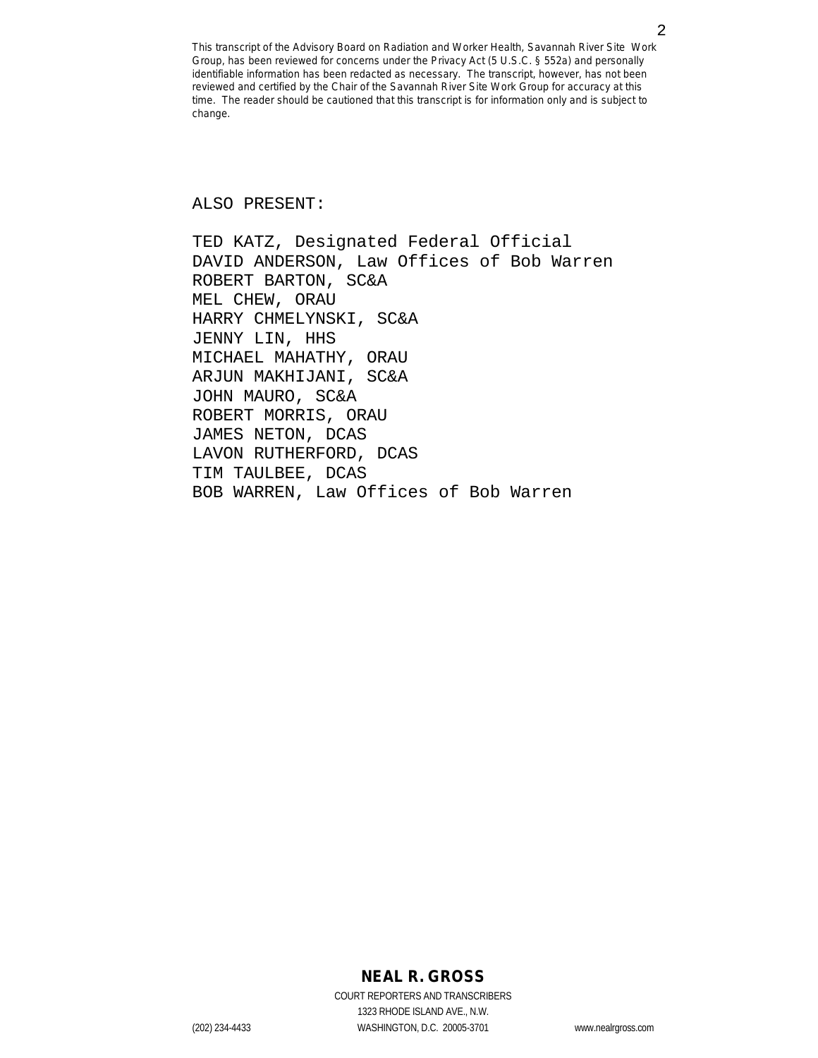This transcript of the Advisory Board on Radiation and Worker Health, Savannah River Site Work Group, has been reviewed for concerns under the Privacy Act (5 U.S.C. § 552a) and personally identifiable information has been redacted as necessary. The transcript, however, has not been reviewed and certified by the Chair of the Savannah River Site Work Group for accuracy at this time. The reader should be cautioned that this transcript is for information only and is subject to change.

ALSO PRESENT:

TED KATZ, Designated Federal Official
DAVID ANDERSON, Law Offices of Bob Warren
ROBERT BARTON, SC&A
MEL CHEW, ORAU
HARRY CHMELYNSKI, SC&A
JENNY LIN, HHS
MICHAEL MAHATHY, ORAU
ARJUN MAKHIJANI, SC&A
JOHN MAURO, SC&A
ROBERT MORRIS, ORAU
JAMES NETON, DCAS
LAVON RUTHERFORD, DCAS
TIM TAULBEE, DCAS
BOB WARREN, Law Offices of Bob Warren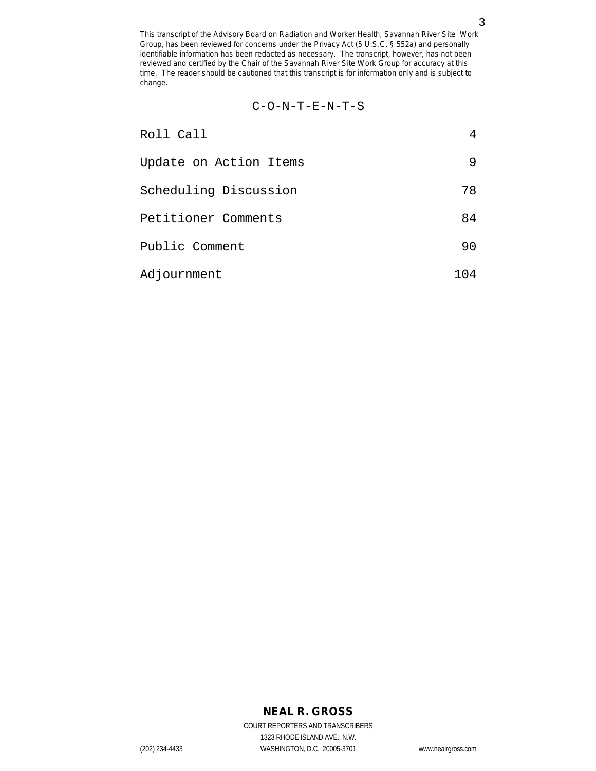This transcript of the Advisory Board on Radiation and Worker Health, Savannah River Site Work Group, has been reviewed for concerns under the Privacy Act (5 U.S.C. § 552a) and personally identifiable information has been redacted as necessary. The transcript, however, has not been reviewed and certified by the Chair of the Savannah River Site Work Group for accuracy at this time. The reader should be cautioned that this transcript is for information only and is subject to change.

## C-O-N-T-E-N-T-S

| | |
|---|---|
| Roll Call | 4 |
| Update on Action Items | 9 |
| Scheduling Discussion | 78 |
| Petitioner Comments | 84 |
| Public Comment | 90 |
| Adjournment | 104 |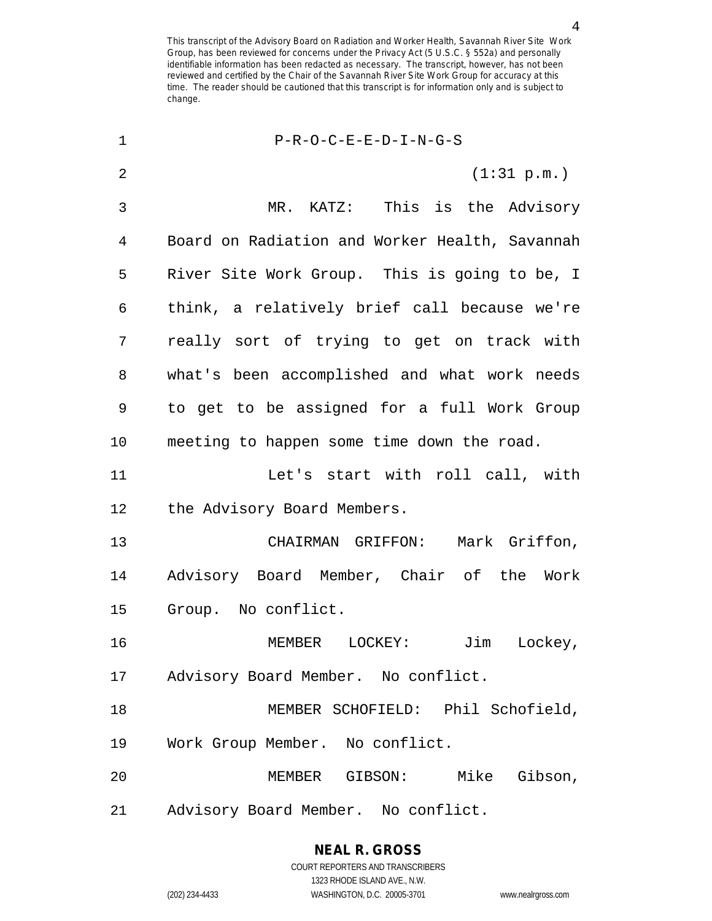P-R-O-C-E-E-D-I-N-G-S

(1:31 p.m.)

MR. KATZ: This is the Advisory Board on Radiation and Worker Health, Savannah River Site Work Group. This is going to be, I think, a relatively brief call because we're really sort of trying to get on track with what's been accomplished and what work needs to get to be assigned for a full Work Group meeting to happen some time down the road.

Let's start with roll call, with the Advisory Board Members.

CHAIRMAN GRIFFON: Mark Griffon, Advisory Board Member, Chair of the Work Group. No conflict.

MEMBER LOCKEY: Jim Lockey, Advisory Board Member. No conflict.

MEMBER SCHOFIELD: Phil Schofield, Work Group Member. No conflict.

MEMBER GIBSON: Mike Gibson, Advisory Board Member. No conflict.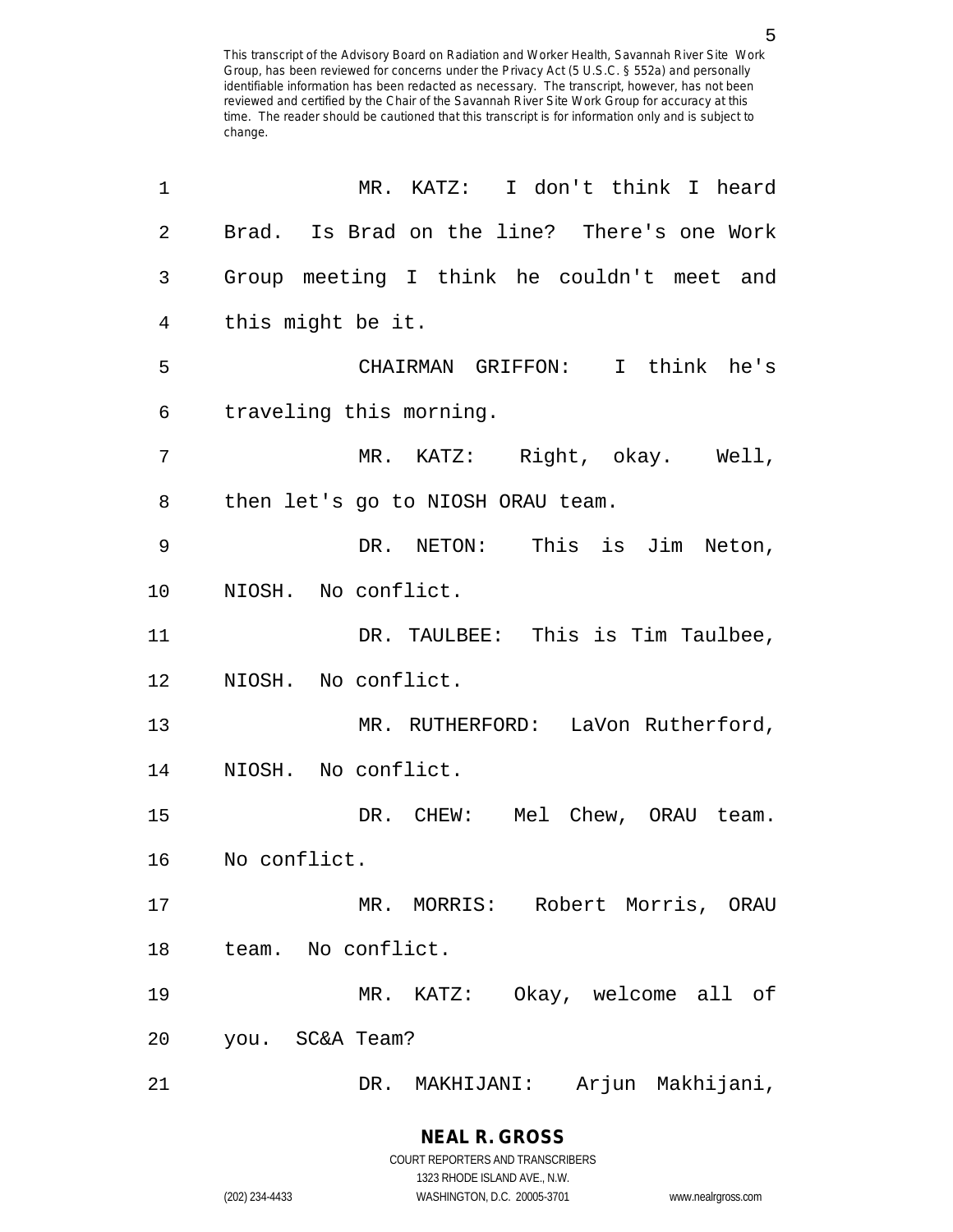MR. KATZ: I don't think I heard Brad. Is Brad on the line? There's one Work Group meeting I think he couldn't meet and this might be it.

CHAIRMAN GRIFFON: I think he's traveling this morning.

MR. KATZ: Right, okay. Well, then let's go to NIOSH ORAU team.

DR. NETON: This is Jim Neton, NIOSH. No conflict.

DR. TAULBEE: This is Tim Taulbee, NIOSH. No conflict.

MR. RUTHERFORD: LaVon Rutherford, NIOSH. No conflict.

DR. CHEW: Mel Chew, ORAU team. No conflict.

MR. MORRIS: Robert Morris, ORAU team. No conflict.

MR. KATZ: Okay, welcome all of you. SC&A Team?

DR. MAKHIJANI: Arjun Makhijani,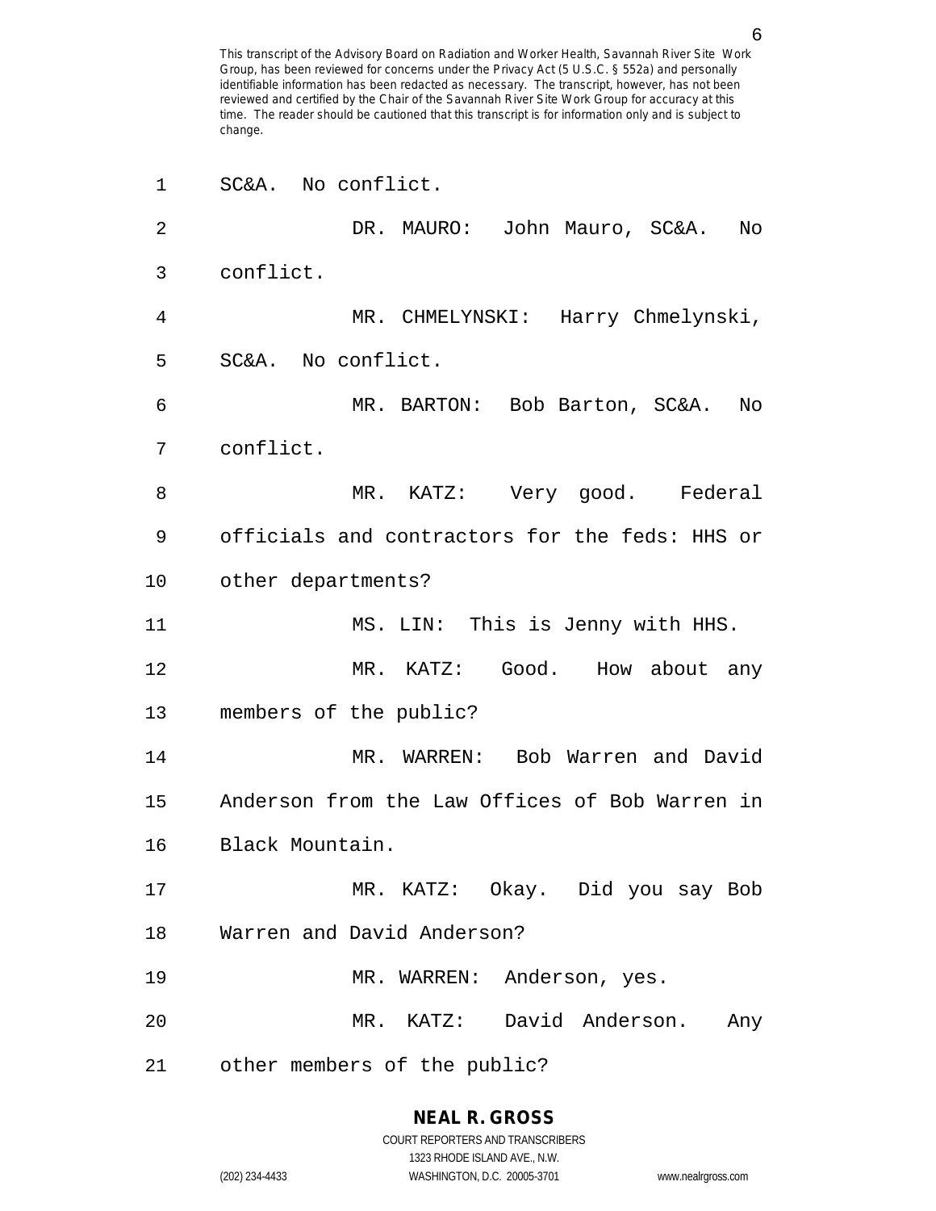SC&A. No conflict.

DR. MAURO: John Mauro, SC&A. No conflict.

MR. CHMELYNSKI: Harry Chmelynski, SC&A. No conflict.

MR. BARTON: Bob Barton, SC&A. No conflict.

MR. KATZ: Very good. Federal officials and contractors for the feds: HHS or other departments?

MS. LIN: This is Jenny with HHS.

MR. KATZ: Good. How about any members of the public?

MR. WARREN: Bob Warren and David Anderson from the Law Offices of Bob Warren in Black Mountain.

MR. KATZ: Okay. Did you say Bob Warren and David Anderson?

MR. WARREN: Anderson, yes.

MR. KATZ: David Anderson. Any other members of the public?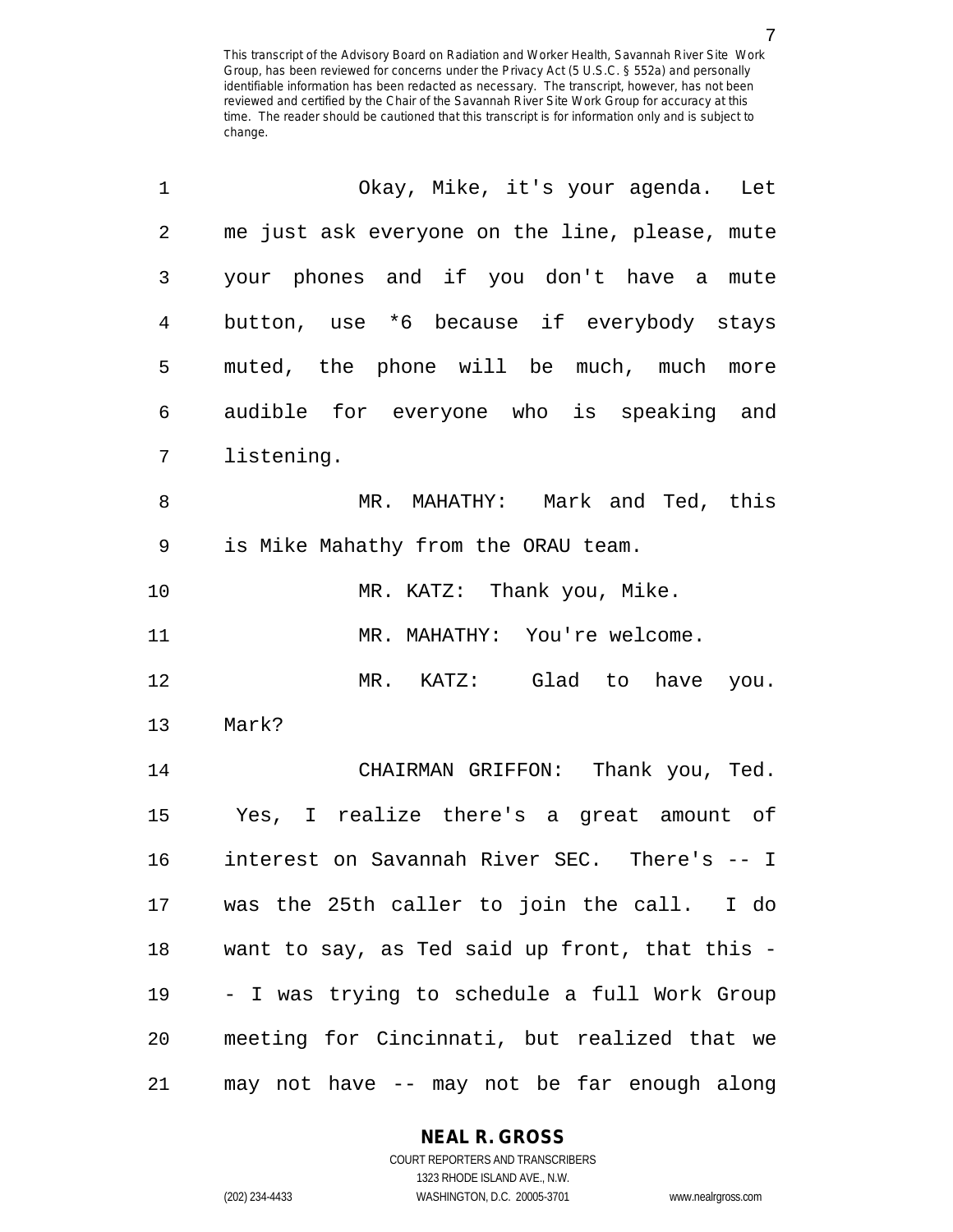Okay, Mike, it's your agenda. Let me just ask everyone on the line, please, mute your phones and if you don't have a mute button, use *6 because if everybody stays muted, the phone will be much, much more audible for everyone who is speaking and listening.

MR. MAHATHY: Mark and Ted, this is Mike Mahathy from the ORAU team.

MR. KATZ: Thank you, Mike.

MR. MAHATHY: You're welcome.

MR. KATZ: Glad to have you. Mark?

CHAIRMAN GRIFFON: Thank you, Ted. Yes, I realize there's a great amount of interest on Savannah River SEC. There's -- I was the 25th caller to join the call. I do want to say, as Ted said up front, that this -- I was trying to schedule a full Work Group meeting for Cincinnati, but realized that we may not have -- may not be far enough along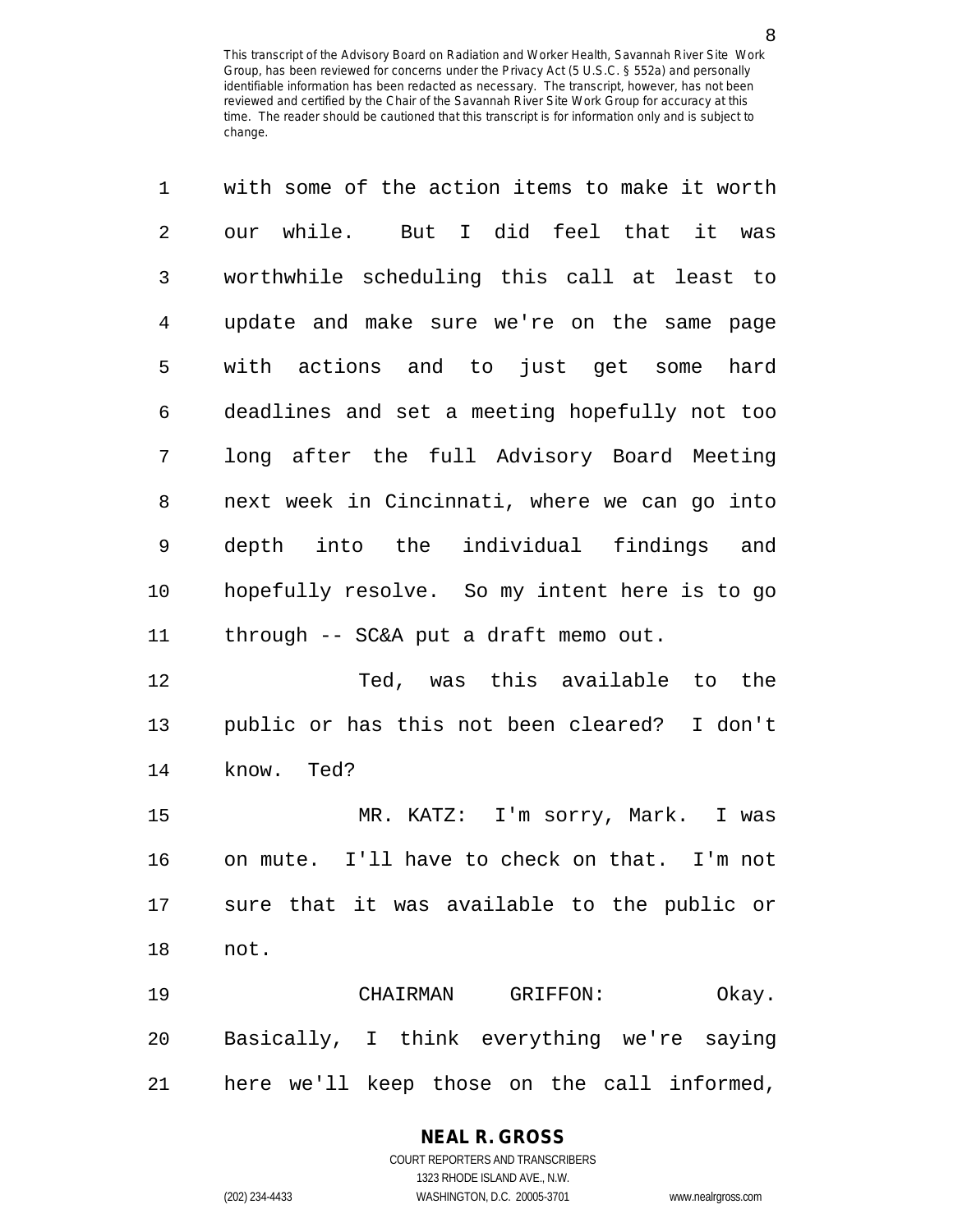with some of the action items to make it worth our while. But I did feel that it was worthwhile scheduling this call at least to update and make sure we're on the same page with actions and to just get some hard deadlines and set a meeting hopefully not too long after the full Advisory Board Meeting next week in Cincinnati, where we can go into depth into the individual findings and hopefully resolve. So my intent here is to go through -- SC&A put a draft memo out.

Ted, was this available to the public or has this not been cleared? I don't know. Ted?

MR. KATZ: I'm sorry, Mark. I was on mute. I'll have to check on that. I'm not sure that it was available to the public or not.

CHAIRMAN GRIFFON: Okay. Basically, I think everything we're saying here we'll keep those on the call informed,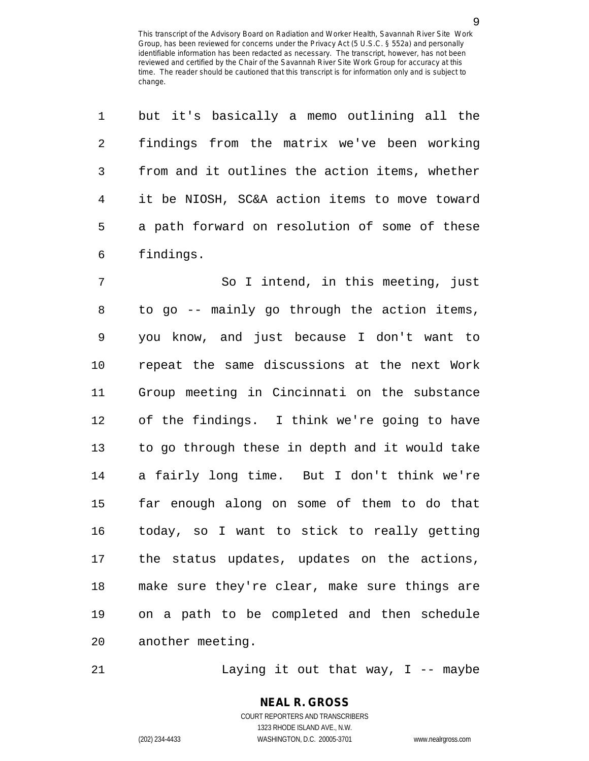but it's basically a memo outlining all the findings from the matrix we've been working from and it outlines the action items, whether it be NIOSH, SC&A action items to move toward a path forward on resolution of some of these findings.

So I intend, in this meeting, just to go -- mainly go through the action items, you know, and just because I don't want to repeat the same discussions at the next Work Group meeting in Cincinnati on the substance of the findings. I think we're going to have to go through these in depth and it would take a fairly long time. But I don't think we're far enough along on some of them to do that today, so I want to stick to really getting the status updates, updates on the actions, make sure they're clear, make sure things are on a path to be completed and then schedule another meeting.

Laying it out that way, I -- maybe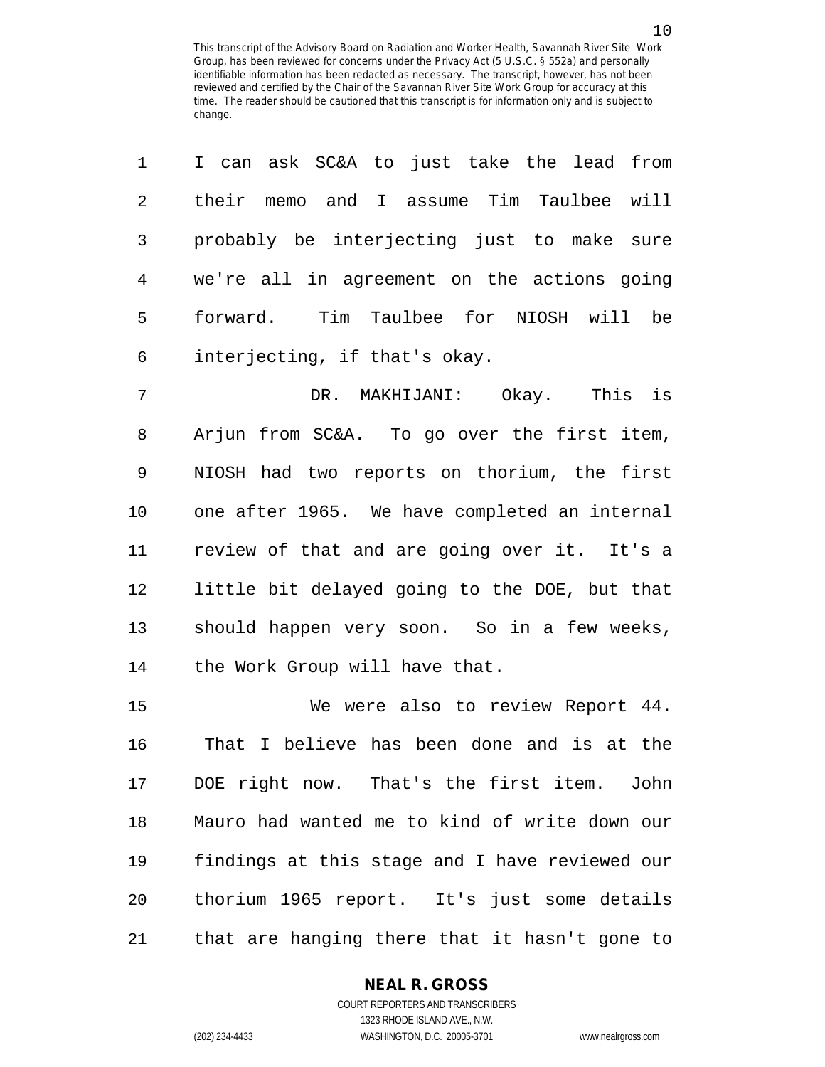I can ask SC&A to just take the lead from their memo and I assume Tim Taulbee will probably be interjecting just to make sure we're all in agreement on the actions going forward. Tim Taulbee for NIOSH will be interjecting, if that's okay.

DR. MAKHIJANI: Okay. This is Arjun from SC&A. To go over the first item, NIOSH had two reports on thorium, the first one after 1965. We have completed an internal review of that and are going over it. It's a little bit delayed going to the DOE, but that should happen very soon. So in a few weeks, the Work Group will have that.

We were also to review Report 44. That I believe has been done and is at the DOE right now. That's the first item. John Mauro had wanted me to kind of write down our findings at this stage and I have reviewed our thorium 1965 report. It's just some details that are hanging there that it hasn't gone to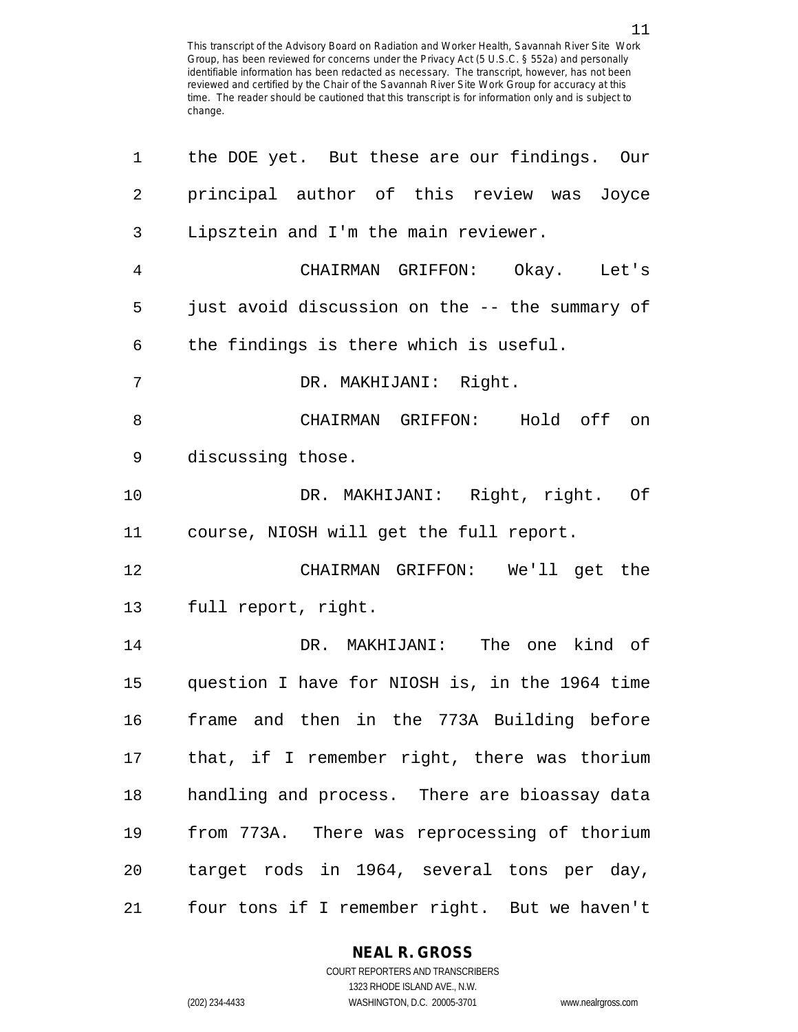the DOE yet. But these are our findings. Our principal author of this review was Joyce Lipsztein and I'm the main reviewer.

CHAIRMAN GRIFFON: Okay. Let's just avoid discussion on the -- the summary of the findings is there which is useful.

DR. MAKHIJANI: Right.

CHAIRMAN GRIFFON: Hold off on discussing those.

DR. MAKHIJANI: Right, right. Of course, NIOSH will get the full report.

CHAIRMAN GRIFFON: We'll get the full report, right.

DR. MAKHIJANI: The one kind of question I have for NIOSH is, in the 1964 time frame and then in the 773A Building before that, if I remember right, there was thorium handling and process. There are bioassay data from 773A. There was reprocessing of thorium target rods in 1964, several tons per day, four tons if I remember right. But we haven't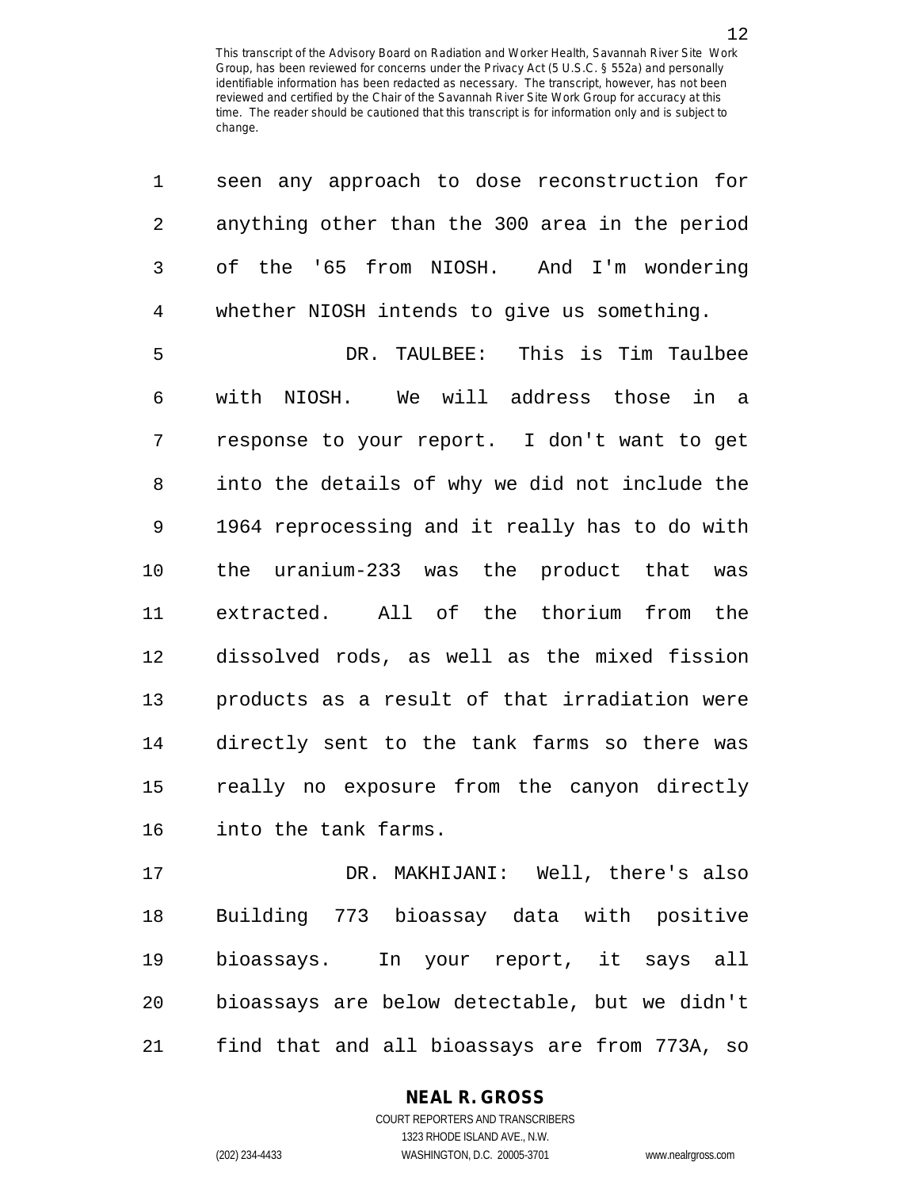seen any approach to dose reconstruction for anything other than the 300 area in the period of the '65 from NIOSH. And I'm wondering whether NIOSH intends to give us something.

DR. TAULBEE: This is Tim Taulbee with NIOSH. We will address those in a response to your report. I don't want to get into the details of why we did not include the 1964 reprocessing and it really has to do with the uranium-233 was the product that was extracted. All of the thorium from the dissolved rods, as well as the mixed fission products as a result of that irradiation were directly sent to the tank farms so there was really no exposure from the canyon directly into the tank farms.

DR. MAKHIJANI: Well, there's also Building 773 bioassay data with positive bioassays. In your report, it says all bioassays are below detectable, but we didn't find that and all bioassays are from 773A, so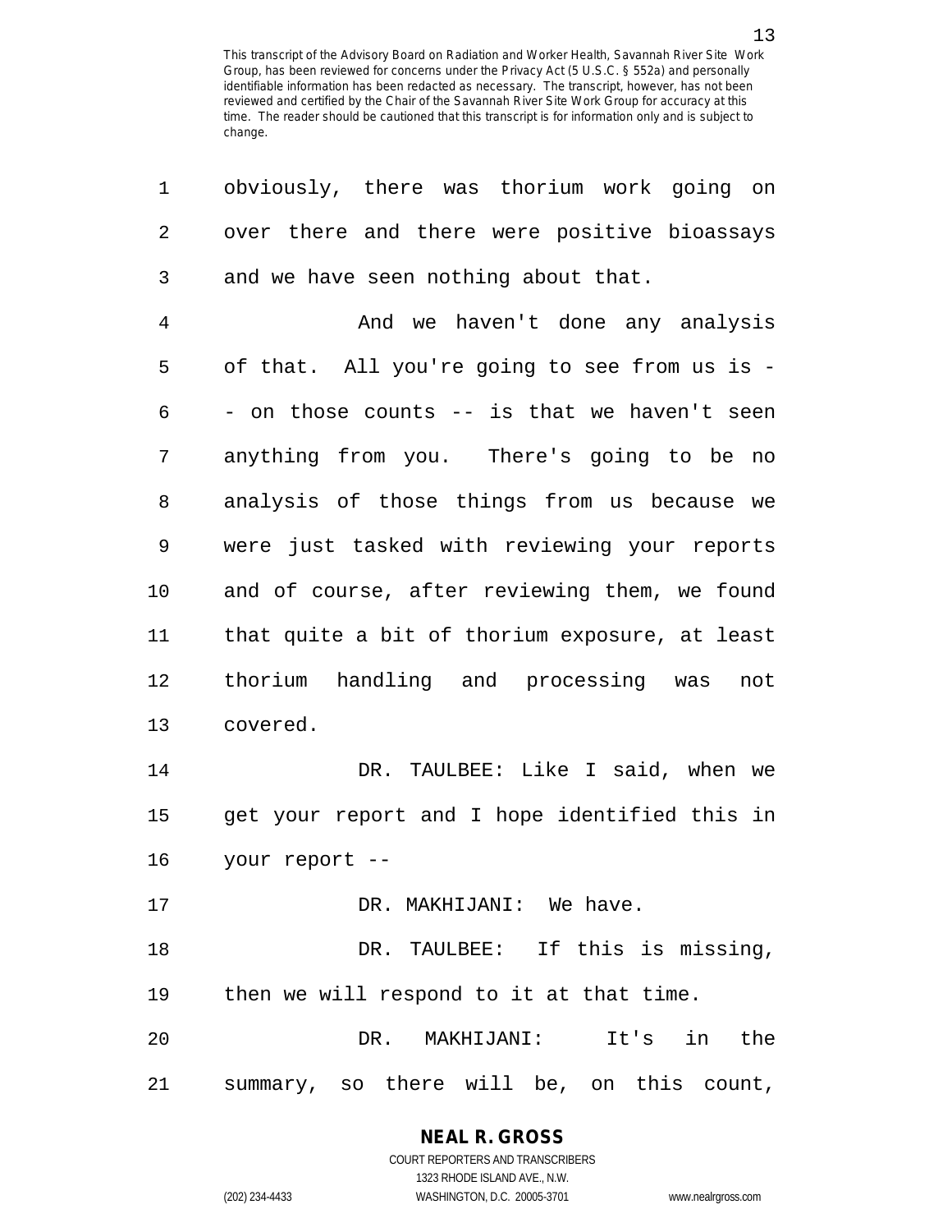This transcript of the Advisory Board on Radiation and Worker Health, Savannah River Site Work Group, has been reviewed for concerns under the Privacy Act (5 U.S.C. § 552a) and personally identifiable information has been redacted as necessary. The transcript, however, has not been reviewed and certified by the Chair of the Savannah River Site Work Group for accuracy at this time. The reader should be cautioned that this transcript is for information only and is subject to change.

1 obviously, there was thorium work going on
2 over there and there were positive bioassays
3 and we have seen nothing about that.

4 And we haven't done any analysis
5 of that. All you're going to see from us is -
6 - on those counts -- is that we haven't seen
7 anything from you. There's going to be no
8 analysis of those things from us because we
9 were just tasked with reviewing your reports
10 and of course, after reviewing them, we found
11 that quite a bit of thorium exposure, at least
12 thorium handling and processing was not
13 covered.

14 DR. TAULBEE: Like I said, when we
15 get your report and I hope identified this in
16 your report --

17 DR. MAKHIJANI: We have.

18 DR. TAULBEE: If this is missing,
19 then we will respond to it at that time.

20 DR. MAKHIJANI: It's in the
21 summary, so there will be, on this count,

**NEAL R. GROSS**
COURT REPORTERS AND TRANSCRIBERS
1323 RHODE ISLAND AVE., N.W.
(202) 234-4433 WASHINGTON, D.C. 20005-3701 www.nealrgross.com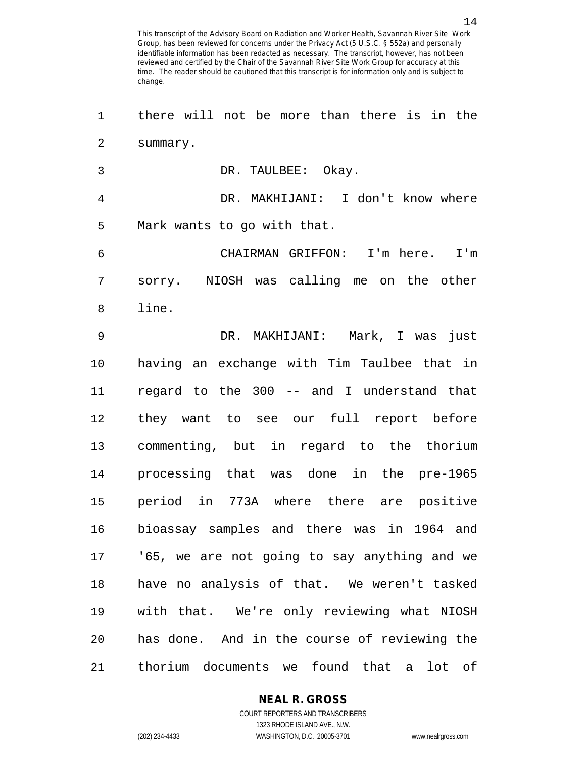there will not be more than there is in the summary.

DR. TAULBEE: Okay.

DR. MAKHIJANI: I don't know where Mark wants to go with that.

CHAIRMAN GRIFFON: I'm here. I'm sorry. NIOSH was calling me on the other line.

DR. MAKHIJANI: Mark, I was just having an exchange with Tim Taulbee that in regard to the 300 -- and I understand that they want to see our full report before commenting, but in regard to the thorium processing that was done in the pre-1965 period in 773A where there are positive bioassay samples and there was in 1964 and '65, we are not going to say anything and we have no analysis of that. We weren't tasked with that. We're only reviewing what NIOSH has done. And in the course of reviewing the thorium documents we found that a lot of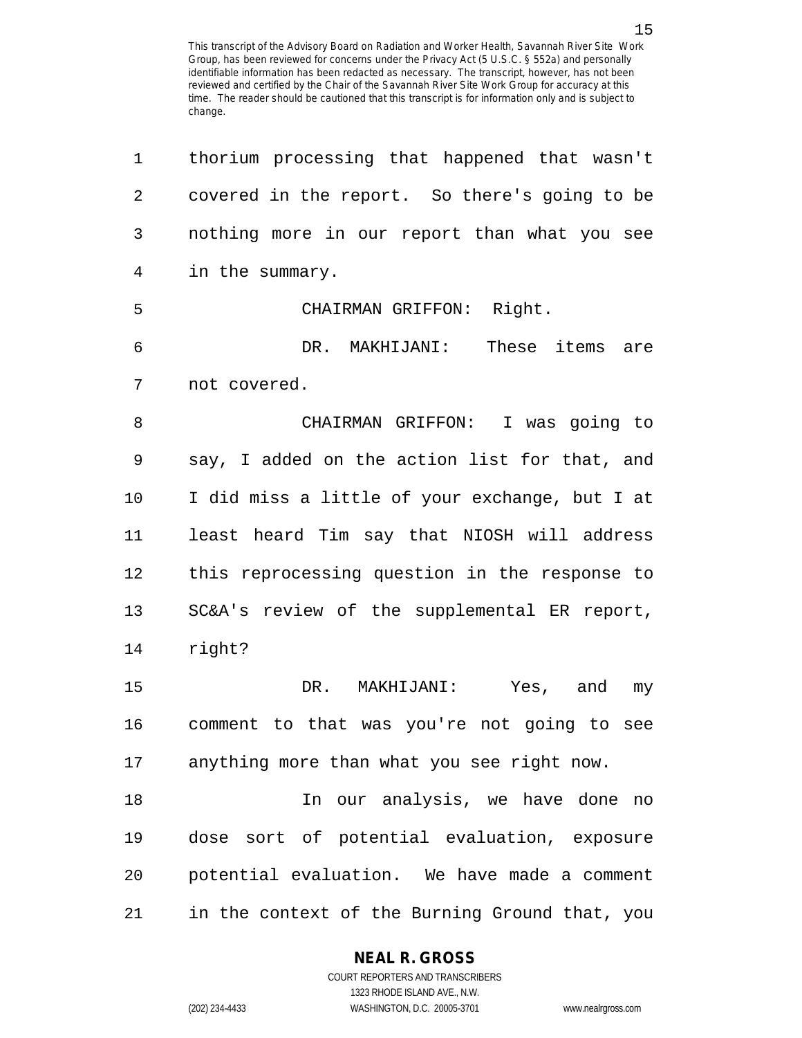thorium processing that happened that wasn't covered in the report. So there's going to be nothing more in our report than what you see in the summary.

CHAIRMAN GRIFFON: Right.

DR. MAKHIJANI: These items are not covered.

CHAIRMAN GRIFFON: I was going to say, I added on the action list for that, and I did miss a little of your exchange, but I at least heard Tim say that NIOSH will address this reprocessing question in the response to SC&A's review of the supplemental ER report, right?

DR. MAKHIJANI: Yes, and my comment to that was you're not going to see anything more than what you see right now.

In our analysis, we have done no dose sort of potential evaluation, exposure potential evaluation. We have made a comment in the context of the Burning Ground that, you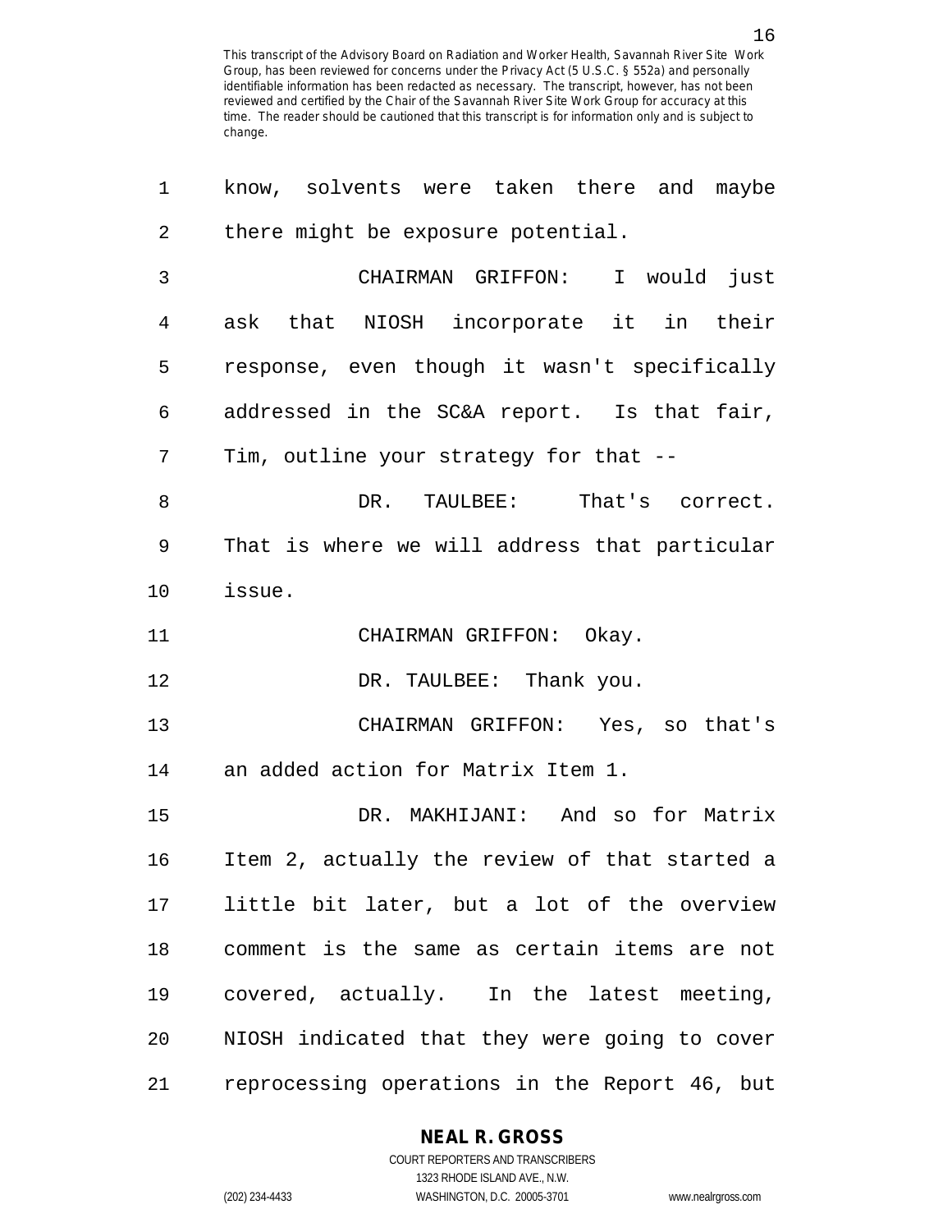know, solvents were taken there and maybe there might be exposure potential.

CHAIRMAN GRIFFON: I would just ask that NIOSH incorporate it in their response, even though it wasn't specifically addressed in the SC&A report. Is that fair, Tim, outline your strategy for that --

DR. TAULBEE: That's correct. That is where we will address that particular issue.

CHAIRMAN GRIFFON: Okay.

DR. TAULBEE: Thank you.

CHAIRMAN GRIFFON: Yes, so that's an added action for Matrix Item 1.

DR. MAKHIJANI: And so for Matrix Item 2, actually the review of that started a little bit later, but a lot of the overview comment is the same as certain items are not covered, actually. In the latest meeting, NIOSH indicated that they were going to cover reprocessing operations in the Report 46, but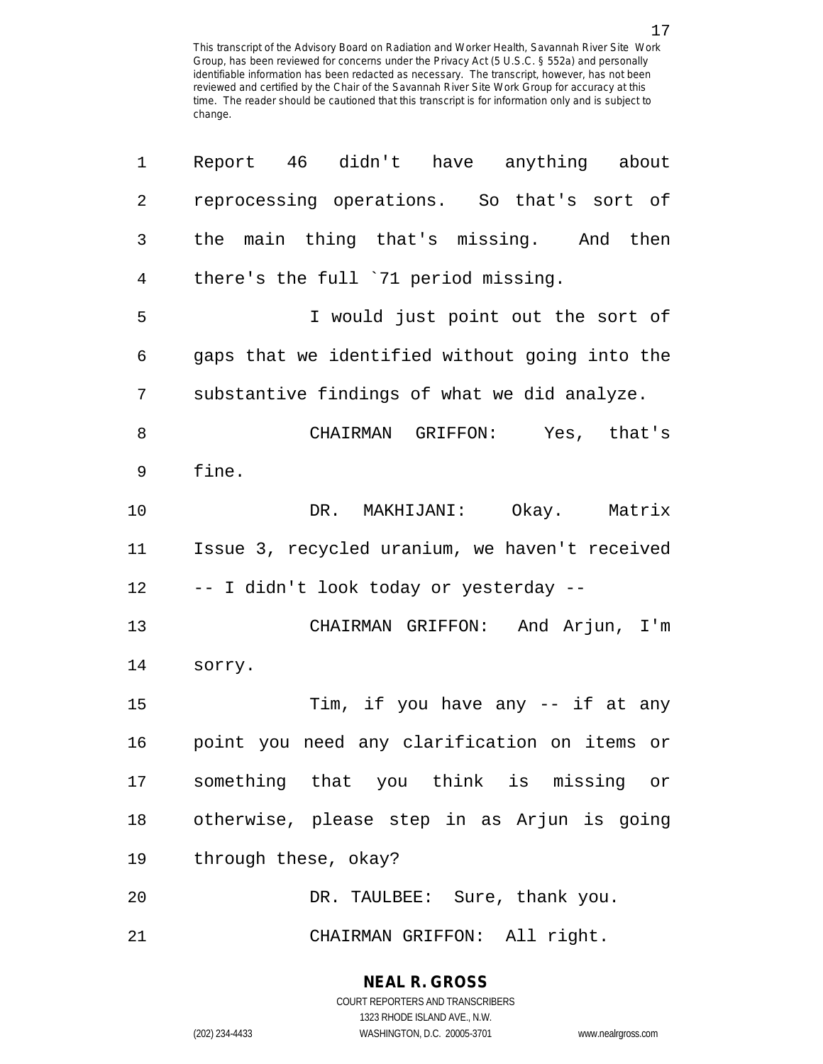Report 46 didn't have anything about reprocessing operations. So that's sort of the main thing that's missing. And then there's the full `71 period missing.

I would just point out the sort of gaps that we identified without going into the substantive findings of what we did analyze.

CHAIRMAN GRIFFON: Yes, that's fine.

DR. MAKHIJANI: Okay. Matrix Issue 3, recycled uranium, we haven't received -- I didn't look today or yesterday --

CHAIRMAN GRIFFON: And Arjun, I'm sorry.

Tim, if you have any -- if at any point you need any clarification on items or something that you think is missing or otherwise, please step in as Arjun is going through these, okay?

DR. TAULBEE: Sure, thank you.

CHAIRMAN GRIFFON: All right.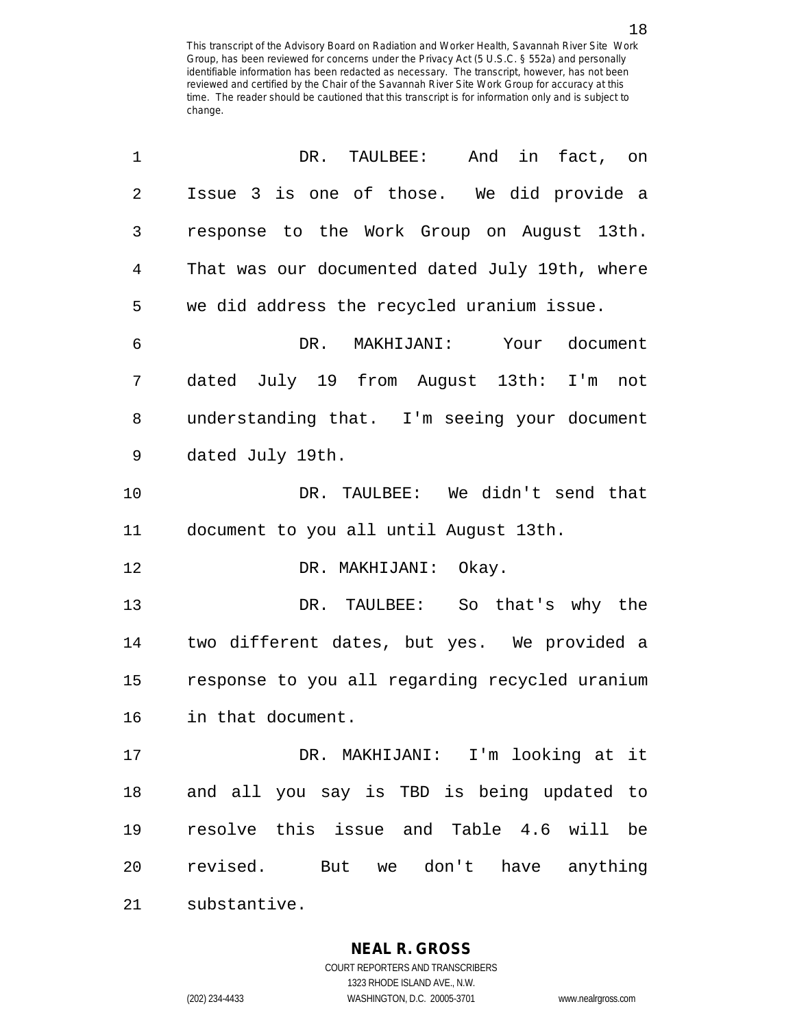DR. TAULBEE: And in fact, on Issue 3 is one of those. We did provide a response to the Work Group on August 13th. That was our documented dated July 19th, where we did address the recycled uranium issue.

DR. MAKHIJANI: Your document dated July 19 from August 13th: I'm not understanding that. I'm seeing your document dated July 19th.

DR. TAULBEE: We didn't send that document to you all until August 13th.

DR. MAKHIJANI: Okay.

DR. TAULBEE: So that's why the two different dates, but yes. We provided a response to you all regarding recycled uranium in that document.

DR. MAKHIJANI: I'm looking at it and all you say is TBD is being updated to resolve this issue and Table 4.6 will be revised. But we don't have anything substantive.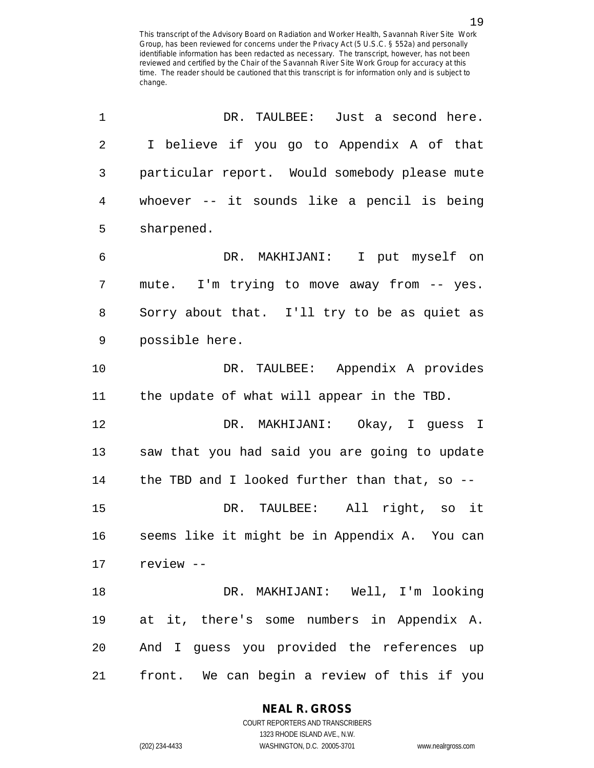DR. TAULBEE: Just a second here. I believe if you go to Appendix A of that particular report. Would somebody please mute whoever -- it sounds like a pencil is being sharpened.

DR. MAKHIJANI: I put myself on mute. I'm trying to move away from -- yes. Sorry about that. I'll try to be as quiet as possible here.

DR. TAULBEE: Appendix A provides the update of what will appear in the TBD.

DR. MAKHIJANI: Okay, I guess I saw that you had said you are going to update the TBD and I looked further than that, so --

DR. TAULBEE: All right, so it seems like it might be in Appendix A. You can review --

DR. MAKHIJANI: Well, I'm looking at it, there's some numbers in Appendix A. And I guess you provided the references up front. We can begin a review of this if you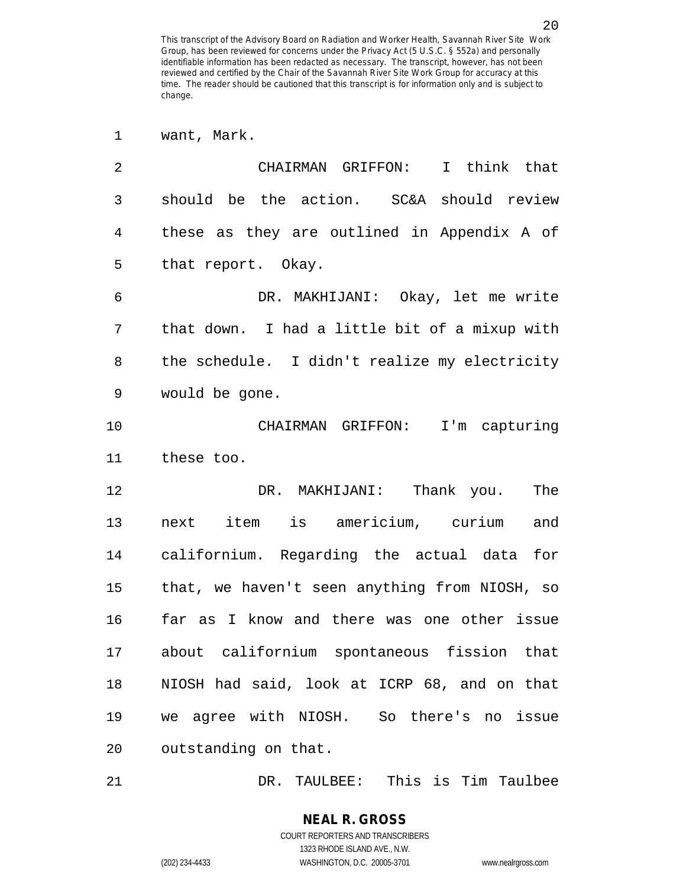want, Mark.

CHAIRMAN GRIFFON: I think that should be the action. SC&A should review these as they are outlined in Appendix A of that report. Okay.

DR. MAKHIJANI: Okay, let me write that down. I had a little bit of a mixup with the schedule. I didn't realize my electricity would be gone.

CHAIRMAN GRIFFON: I'm capturing these too.

DR. MAKHIJANI: Thank you. The next item is americium, curium and californium. Regarding the actual data for that, we haven't seen anything from NIOSH, so far as I know and there was one other issue about californium spontaneous fission that NIOSH had said, look at ICRP 68, and on that we agree with NIOSH. So there's no issue outstanding on that.

DR. TAULBEE: This is Tim Taulbee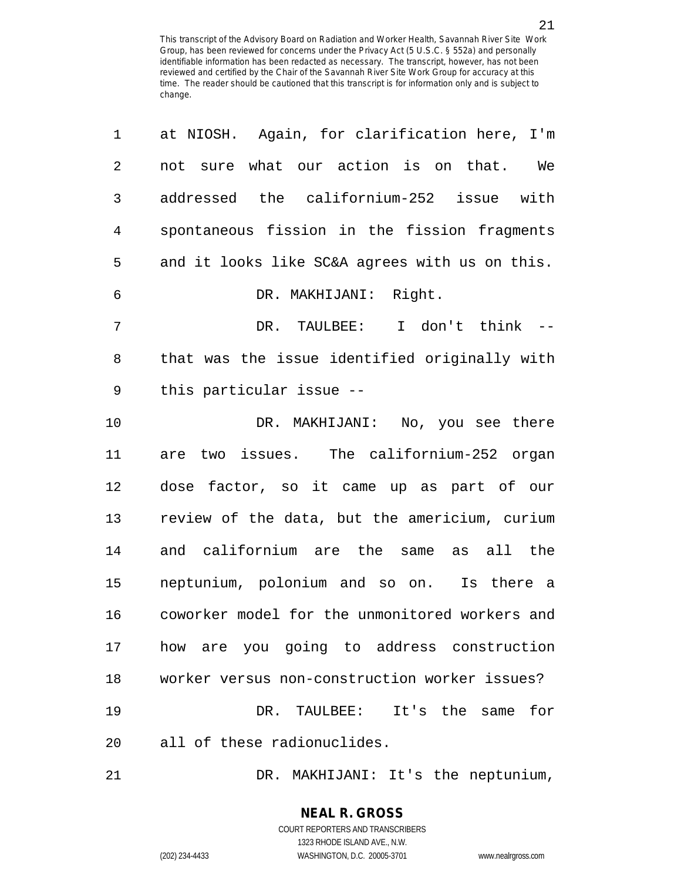at NIOSH. Again, for clarification here, I'm not sure what our action is on that. We addressed the californium-252 issue with spontaneous fission in the fission fragments and it looks like SC&A agrees with us on this.

DR. MAKHIJANI: Right.

DR. TAULBEE: I don't think -- that was the issue identified originally with this particular issue --

DR. MAKHIJANI: No, you see there are two issues. The californium-252 organ dose factor, so it came up as part of our review of the data, but the americium, curium and californium are the same as all the neptunium, polonium and so on. Is there a coworker model for the unmonitored workers and how are you going to address construction worker versus non-construction worker issues?

DR. TAULBEE: It's the same for all of these radionuclides.

DR. MAKHIJANI: It's the neptunium,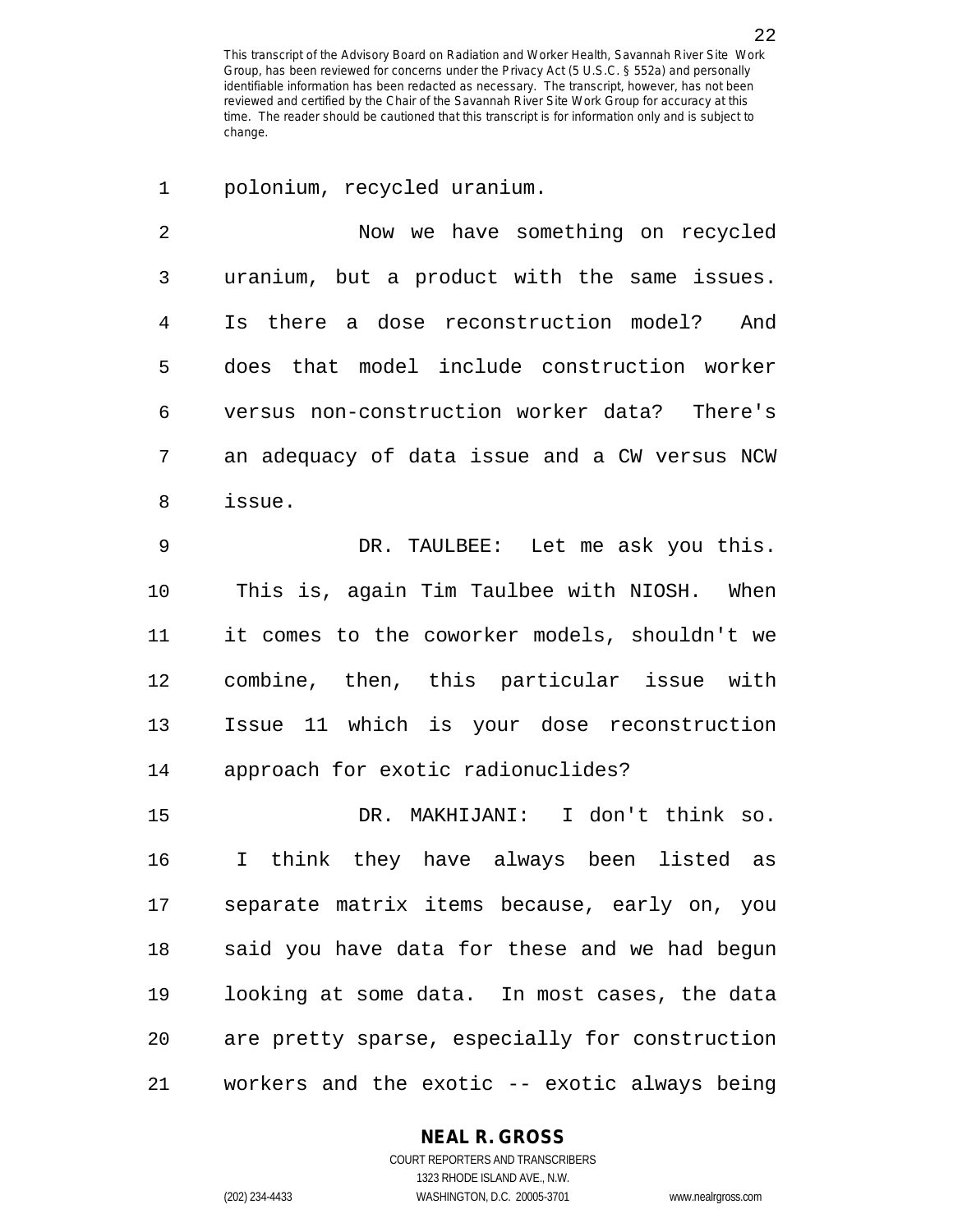polonium, recycled uranium.

Now we have something on recycled uranium, but a product with the same issues. Is there a dose reconstruction model? And does that model include construction worker versus non-construction worker data? There's an adequacy of data issue and a CW versus NCW issue.

DR. TAULBEE: Let me ask you this. This is, again Tim Taulbee with NIOSH. When it comes to the coworker models, shouldn't we combine, then, this particular issue with Issue 11 which is your dose reconstruction approach for exotic radionuclides?

DR. MAKHIJANI: I don't think so. I think they have always been listed as separate matrix items because, early on, you said you have data for these and we had begun looking at some data. In most cases, the data are pretty sparse, especially for construction workers and the exotic -- exotic always being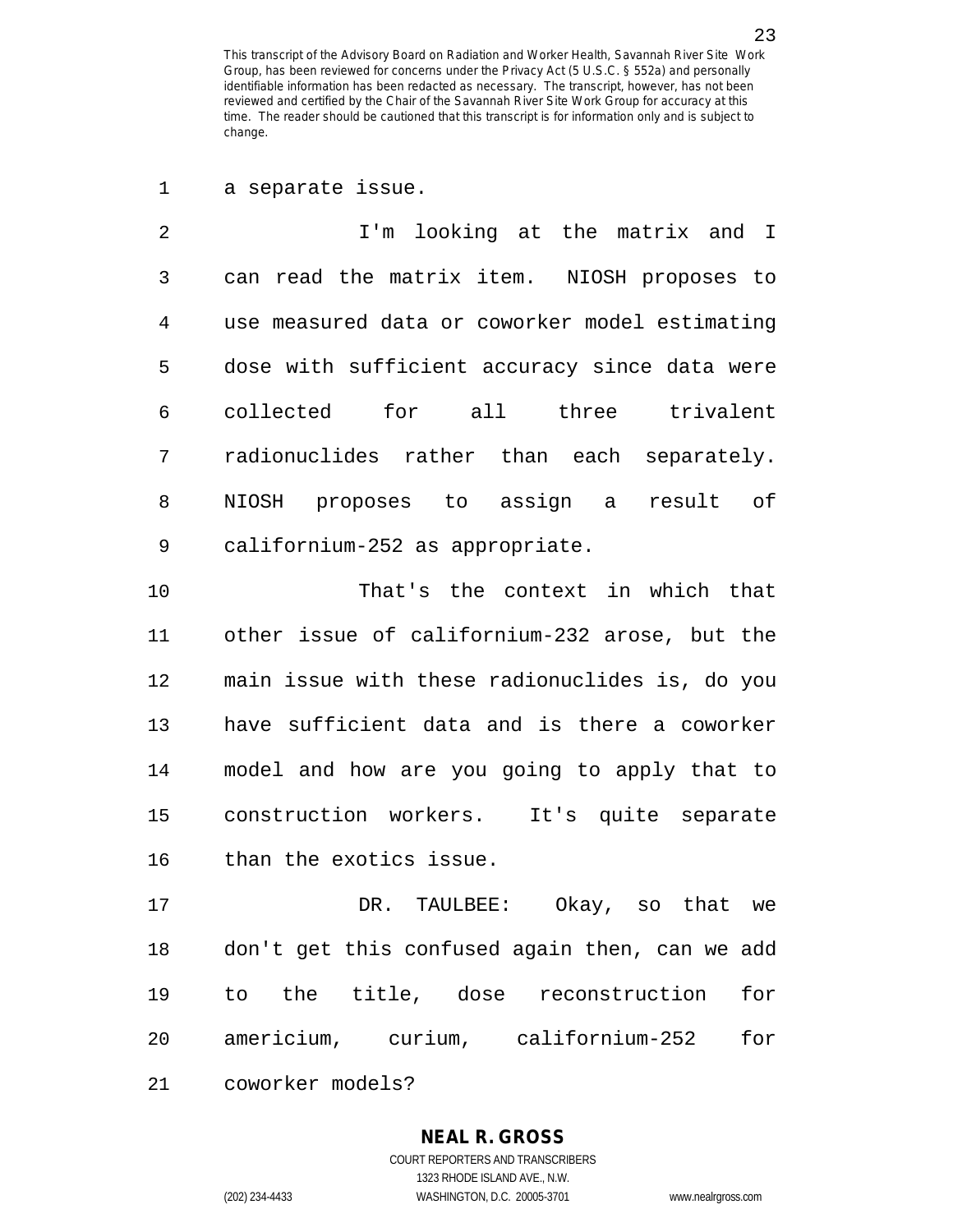a separate issue.

I'm looking at the matrix and I can read the matrix item. NIOSH proposes to use measured data or coworker model estimating dose with sufficient accuracy since data were collected for all three trivalent radionuclides rather than each separately. NIOSH proposes to assign a result of californium-252 as appropriate.

That's the context in which that other issue of californium-232 arose, but the main issue with these radionuclides is, do you have sufficient data and is there a coworker model and how are you going to apply that to construction workers. It's quite separate than the exotics issue.

DR. TAULBEE: Okay, so that we don't get this confused again then, can we add to the title, dose reconstruction for americium, curium, californium-252 for coworker models?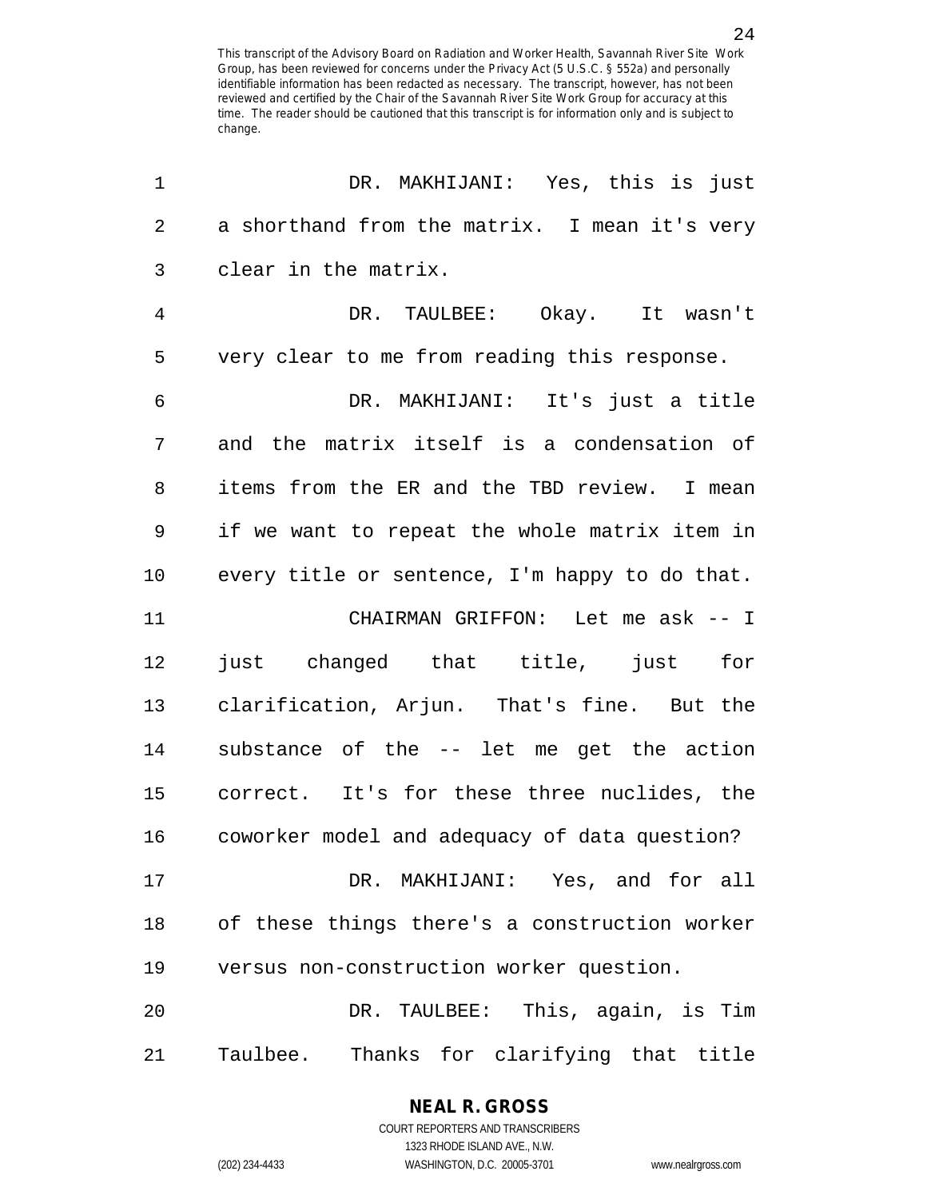DR. MAKHIJANI: Yes, this is just a shorthand from the matrix. I mean it's very clear in the matrix.

DR. TAULBEE: Okay. It wasn't very clear to me from reading this response.

DR. MAKHIJANI: It's just a title and the matrix itself is a condensation of items from the ER and the TBD review. I mean if we want to repeat the whole matrix item in every title or sentence, I'm happy to do that.

CHAIRMAN GRIFFON: Let me ask -- I just changed that title, just for clarification, Arjun. That's fine. But the substance of the -- let me get the action correct. It's for these three nuclides, the coworker model and adequacy of data question?

DR. MAKHIJANI: Yes, and for all of these things there's a construction worker versus non-construction worker question.

DR. TAULBEE: This, again, is Tim Taulbee. Thanks for clarifying that title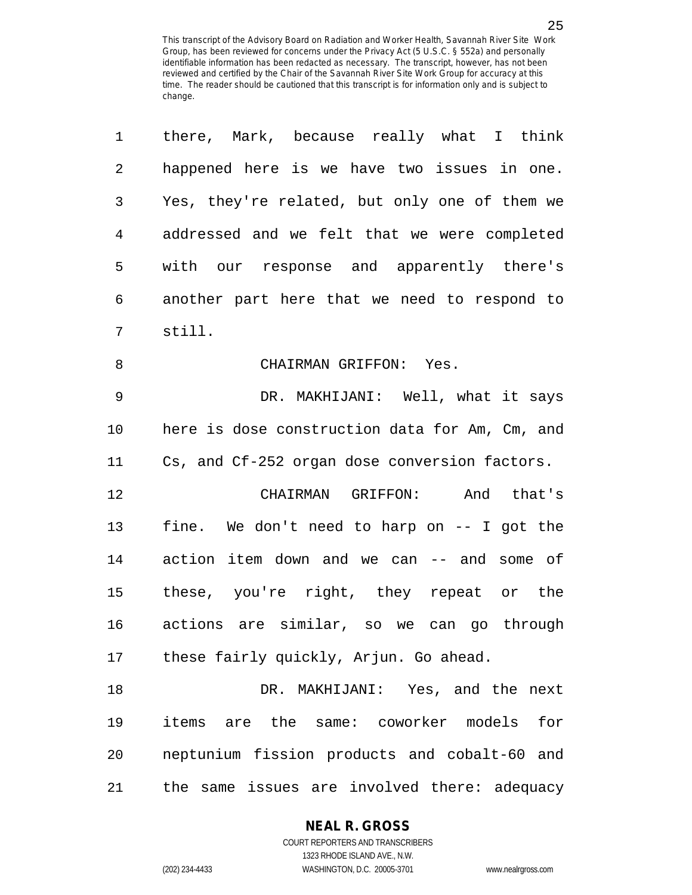there, Mark, because really what I think happened here is we have two issues in one. Yes, they're related, but only one of them we addressed and we felt that we were completed with our response and apparently there's another part here that we need to respond to still.

CHAIRMAN GRIFFON: Yes.

DR. MAKHIJANI: Well, what it says here is dose construction data for Am, Cm, and Cs, and Cf-252 organ dose conversion factors.

CHAIRMAN GRIFFON: And that's fine. We don't need to harp on -- I got the action item down and we can -- and some of these, you're right, they repeat or the actions are similar, so we can go through these fairly quickly, Arjun. Go ahead.

DR. MAKHIJANI: Yes, and the next items are the same: coworker models for neptunium fission products and cobalt-60 and the same issues are involved there: adequacy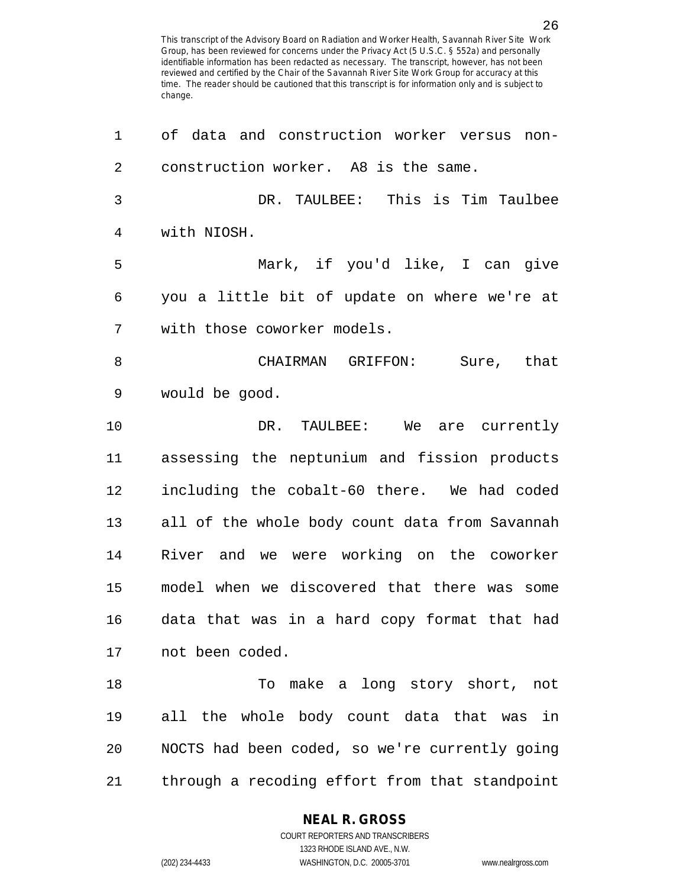of data and construction worker versus non-construction worker. A8 is the same.

DR. TAULBEE: This is Tim Taulbee with NIOSH.

Mark, if you'd like, I can give you a little bit of update on where we're at with those coworker models.

CHAIRMAN GRIFFON: Sure, that would be good.

DR. TAULBEE: We are currently assessing the neptunium and fission products including the cobalt-60 there. We had coded all of the whole body count data from Savannah River and we were working on the coworker model when we discovered that there was some data that was in a hard copy format that had not been coded.

To make a long story short, not all the whole body count data that was in NOCTS had been coded, so we're currently going through a recoding effort from that standpoint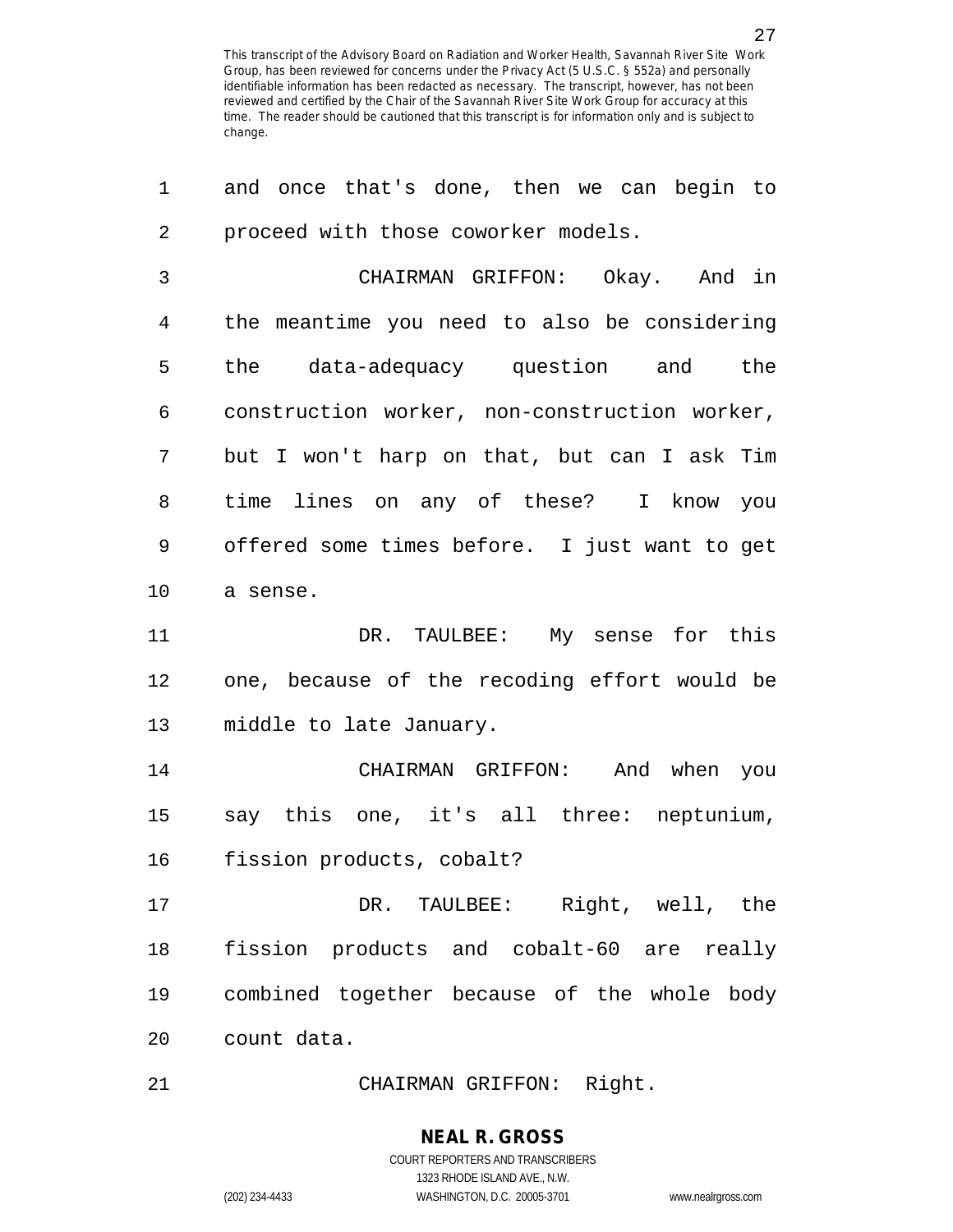and once that's done, then we can begin to proceed with those coworker models.

CHAIRMAN GRIFFON: Okay. And in the meantime you need to also be considering the data-adequacy question and the construction worker, non-construction worker, but I won't harp on that, but can I ask Tim time lines on any of these? I know you offered some times before. I just want to get a sense.

DR. TAULBEE: My sense for this one, because of the recoding effort would be middle to late January.

CHAIRMAN GRIFFON: And when you say this one, it's all three: neptunium, fission products, cobalt?

DR. TAULBEE: Right, well, the fission products and cobalt-60 are really combined together because of the whole body count data.

CHAIRMAN GRIFFON: Right.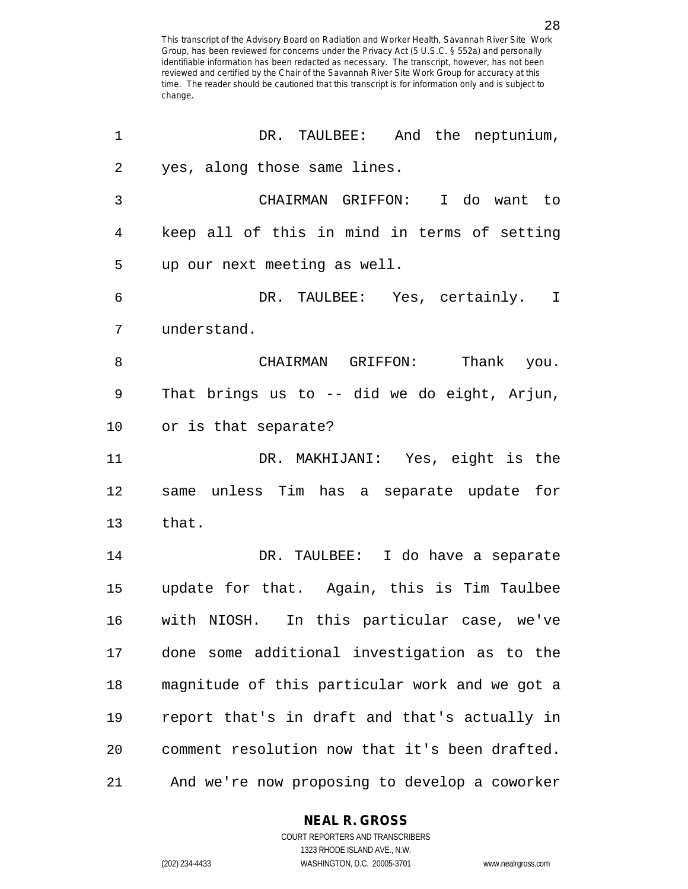DR. TAULBEE: And the neptunium, yes, along those same lines.

CHAIRMAN GRIFFON: I do want to keep all of this in mind in terms of setting up our next meeting as well.

DR. TAULBEE: Yes, certainly. I understand.

CHAIRMAN GRIFFON: Thank you. That brings us to -- did we do eight, Arjun, or is that separate?

DR. MAKHIJANI: Yes, eight is the same unless Tim has a separate update for that.

DR. TAULBEE: I do have a separate update for that. Again, this is Tim Taulbee with NIOSH. In this particular case, we've done some additional investigation as to the magnitude of this particular work and we got a report that's in draft and that's actually in comment resolution now that it's been drafted. And we're now proposing to develop a coworker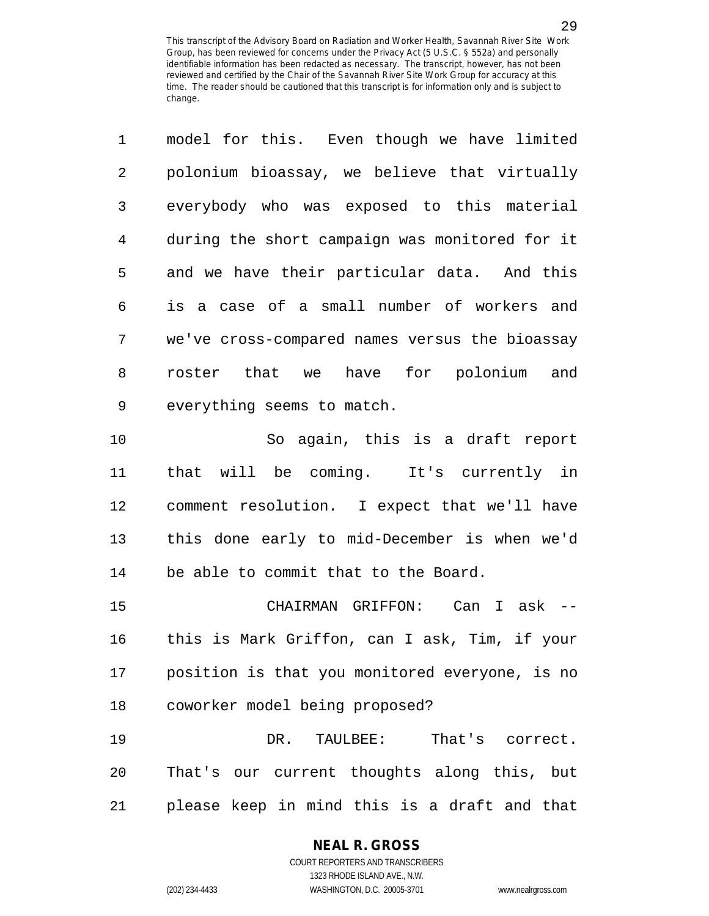model for this. Even though we have limited polonium bioassay, we believe that virtually everybody who was exposed to this material during the short campaign was monitored for it and we have their particular data. And this is a case of a small number of workers and we've cross-compared names versus the bioassay roster that we have for polonium and everything seems to match.

So again, this is a draft report that will be coming. It's currently in comment resolution. I expect that we'll have this done early to mid-December is when we'd be able to commit that to the Board.

CHAIRMAN GRIFFON: Can I ask -- this is Mark Griffon, can I ask, Tim, if your position is that you monitored everyone, is no coworker model being proposed?

DR. TAULBEE: That's correct. That's our current thoughts along this, but please keep in mind this is a draft and that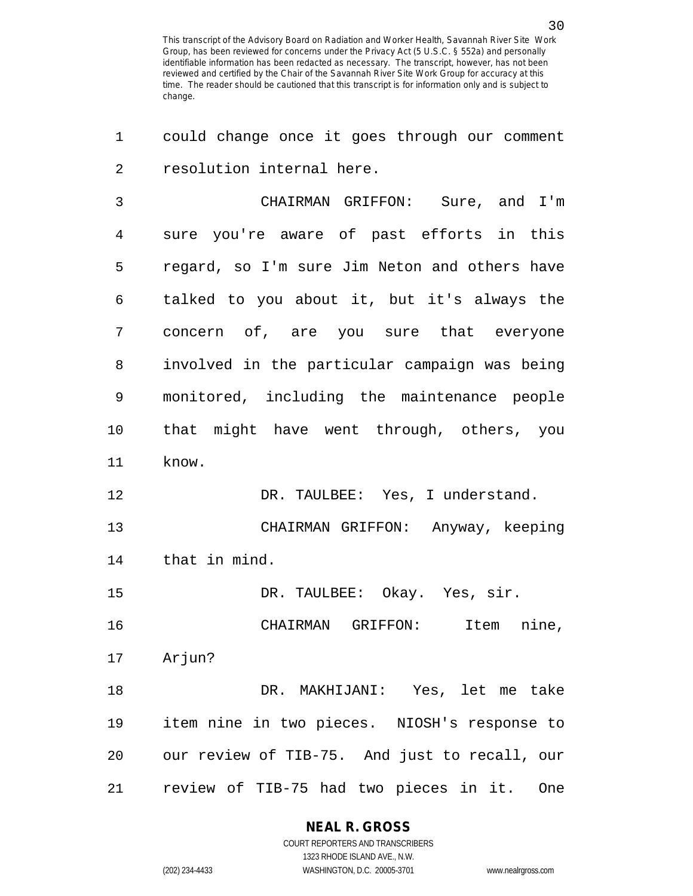could change once it goes through our comment resolution internal here.

CHAIRMAN GRIFFON: Sure, and I'm sure you're aware of past efforts in this regard, so I'm sure Jim Neton and others have talked to you about it, but it's always the concern of, are you sure that everyone involved in the particular campaign was being monitored, including the maintenance people that might have went through, others, you know.

DR. TAULBEE: Yes, I understand.

CHAIRMAN GRIFFON: Anyway, keeping that in mind.

DR. TAULBEE: Okay. Yes, sir.

CHAIRMAN GRIFFON: Item nine, Arjun?

DR. MAKHIJANI: Yes, let me take item nine in two pieces. NIOSH's response to our review of TIB-75. And just to recall, our review of TIB-75 had two pieces in it. One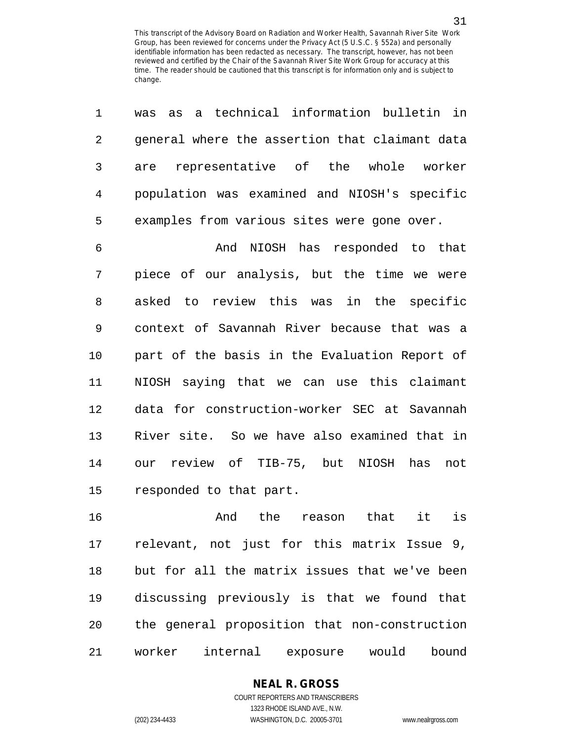was as a technical information bulletin in general where the assertion that claimant data are representative of the whole worker population was examined and NIOSH's specific examples from various sites were gone over.

And NIOSH has responded to that piece of our analysis, but the time we were asked to review this was in the specific context of Savannah River because that was a part of the basis in the Evaluation Report of NIOSH saying that we can use this claimant data for construction-worker SEC at Savannah River site. So we have also examined that in our review of TIB-75, but NIOSH has not responded to that part.

And the reason that it is relevant, not just for this matrix Issue 9, but for all the matrix issues that we've been discussing previously is that we found that the general proposition that non-construction worker internal exposure would bound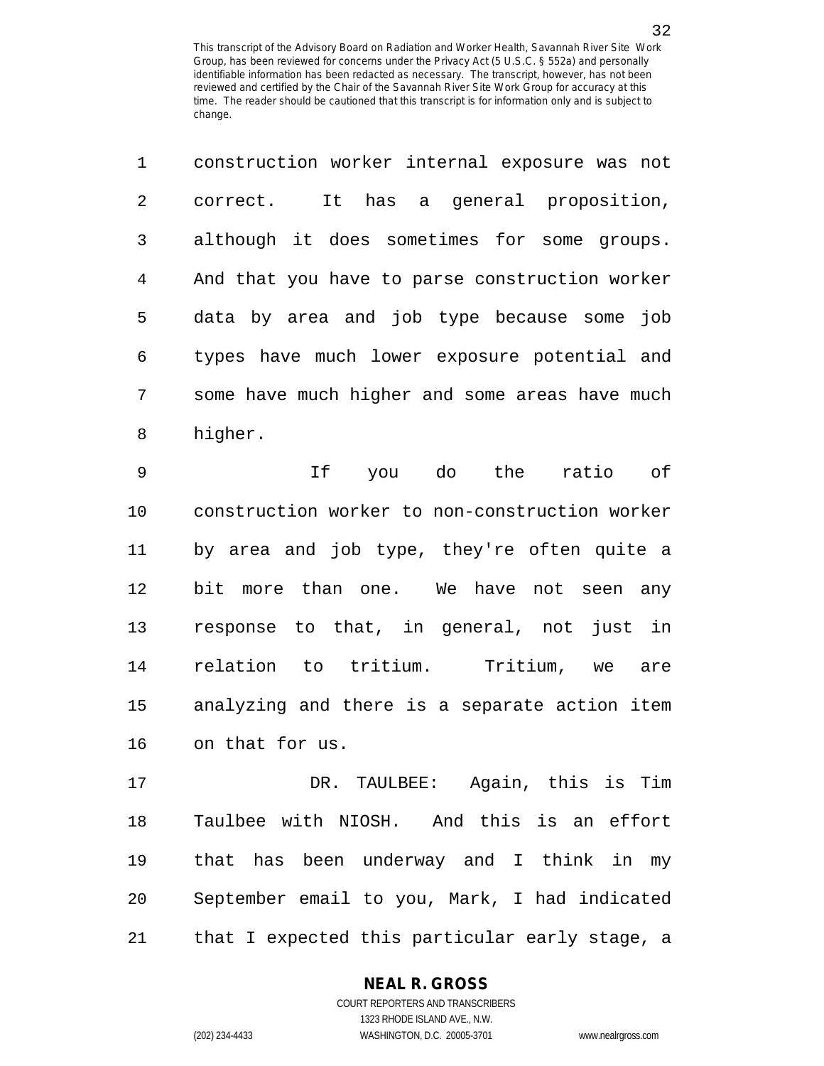construction worker internal exposure was not correct. It has a general proposition, although it does sometimes for some groups. And that you have to parse construction worker data by area and job type because some job types have much lower exposure potential and some have much higher and some areas have much higher.

If you do the ratio of construction worker to non-construction worker by area and job type, they're often quite a bit more than one. We have not seen any response to that, in general, not just in relation to tritium. Tritium, we are analyzing and there is a separate action item on that for us.

DR. TAULBEE: Again, this is Tim Taulbee with NIOSH. And this is an effort that has been underway and I think in my September email to you, Mark, I had indicated that I expected this particular early stage, a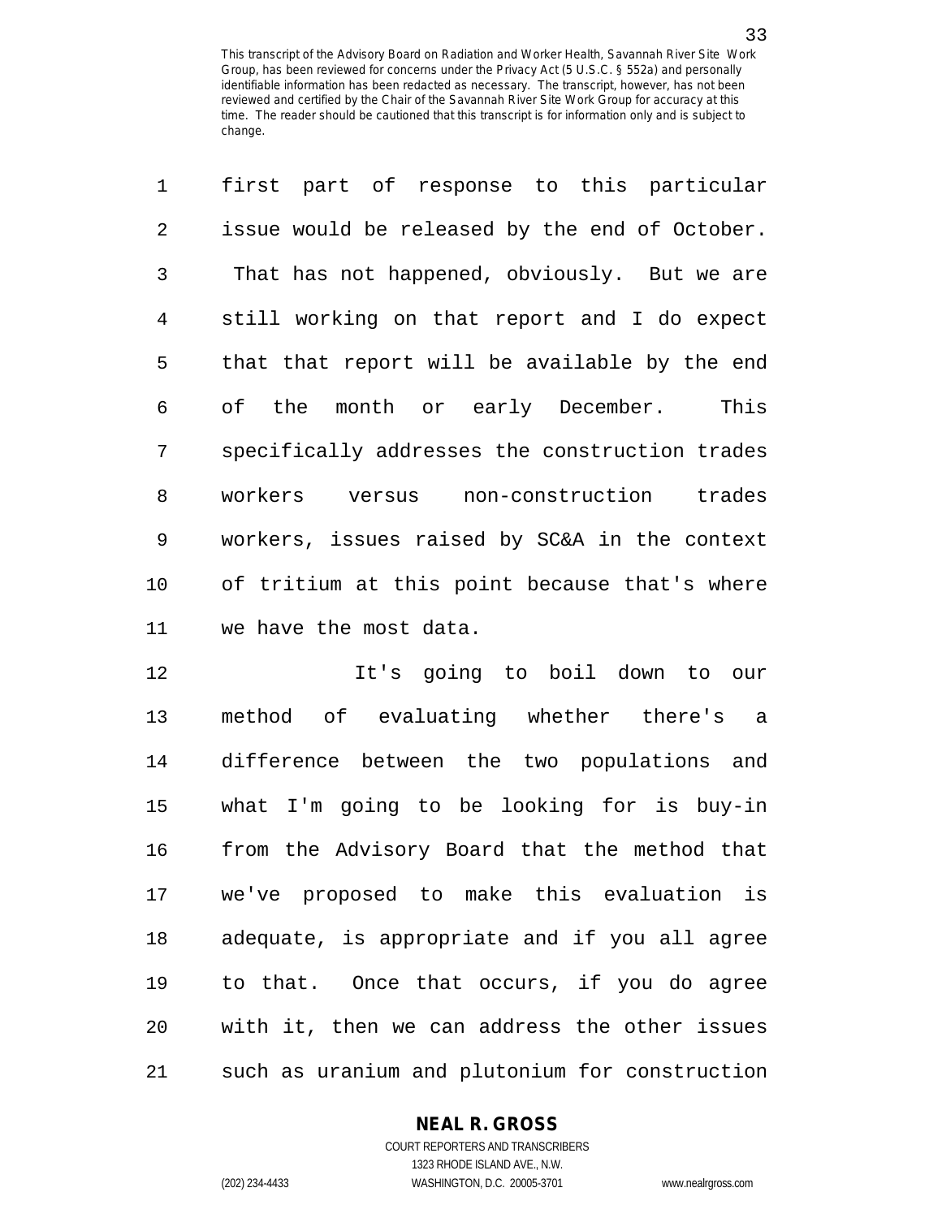first part of response to this particular issue would be released by the end of October. That has not happened, obviously. But we are still working on that report and I do expect that that report will be available by the end of the month or early December. This specifically addresses the construction trades workers versus non-construction trades workers, issues raised by SC&A in the context of tritium at this point because that's where we have the most data.

It's going to boil down to our method of evaluating whether there's a difference between the two populations and what I'm going to be looking for is buy-in from the Advisory Board that the method that we've proposed to make this evaluation is adequate, is appropriate and if you all agree to that. Once that occurs, if you do agree with it, then we can address the other issues such as uranium and plutonium for construction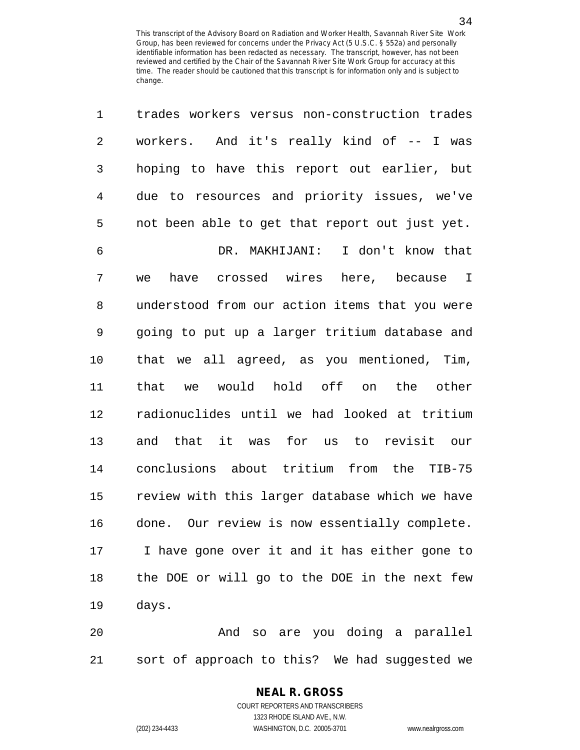trades workers versus non-construction trades workers. And it's really kind of -- I was hoping to have this report out earlier, but due to resources and priority issues, we've not been able to get that report out just yet.

DR. MAKHIJANI: I don't know that we have crossed wires here, because I understood from our action items that you were going to put up a larger tritium database and that we all agreed, as you mentioned, Tim, that we would hold off on the other radionuclides until we had looked at tritium and that it was for us to revisit our conclusions about tritium from the TIB-75 review with this larger database which we have done. Our review is now essentially complete. I have gone over it and it has either gone to the DOE or will go to the DOE in the next few days.

And so are you doing a parallel sort of approach to this? We had suggested we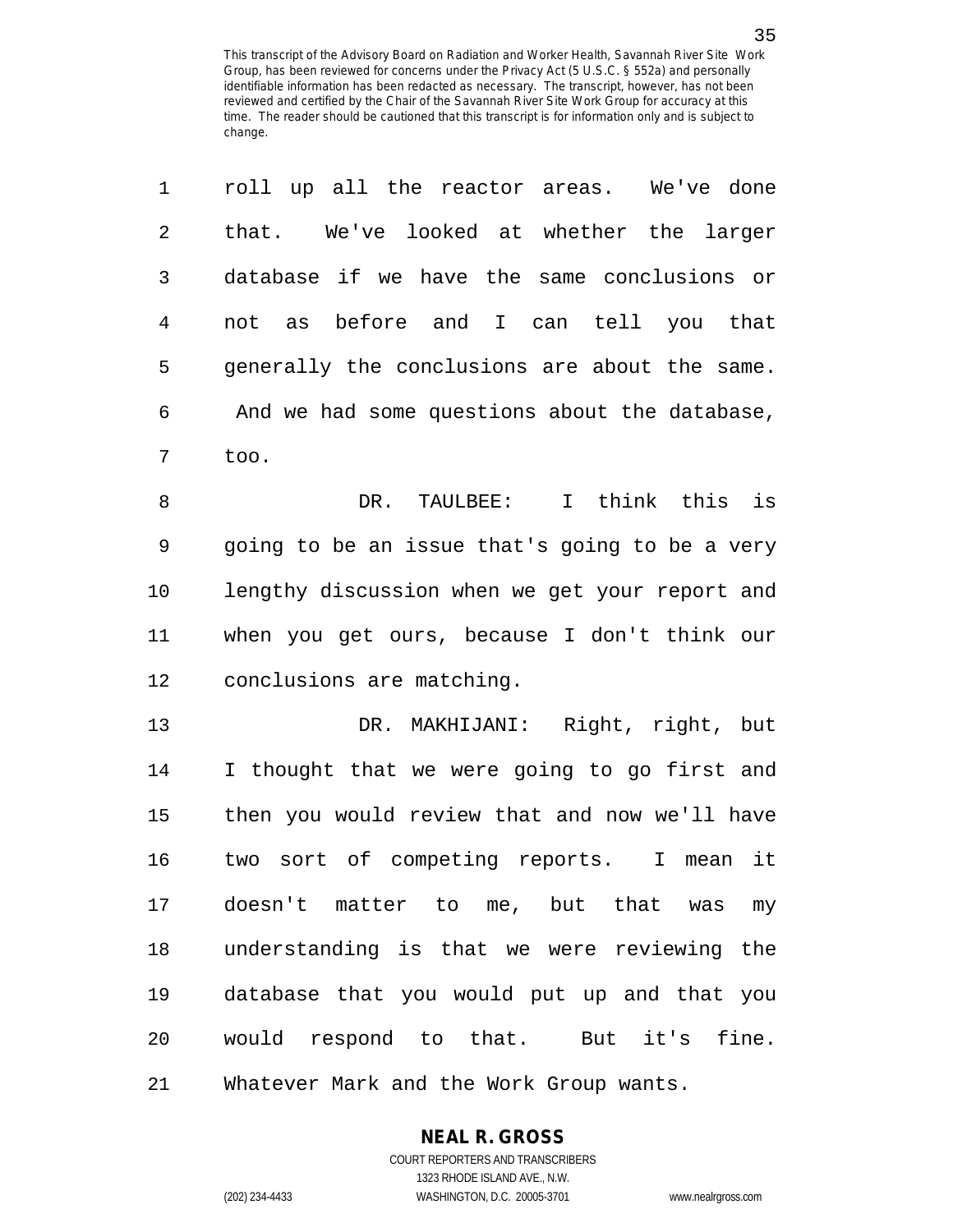roll up all the reactor areas. We've done that. We've looked at whether the larger database if we have the same conclusions or not as before and I can tell you that generally the conclusions are about the same. And we had some questions about the database, too.

DR. TAULBEE: I think this is going to be an issue that's going to be a very lengthy discussion when we get your report and when you get ours, because I don't think our conclusions are matching.

DR. MAKHIJANI: Right, right, but I thought that we were going to go first and then you would review that and now we'll have two sort of competing reports. I mean it doesn't matter to me, but that was my understanding is that we were reviewing the database that you would put up and that you would respond to that. But it's fine. Whatever Mark and the Work Group wants.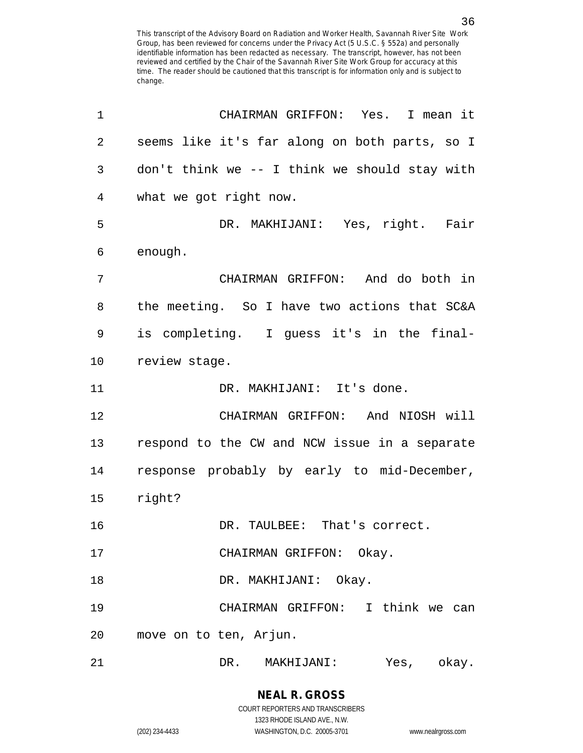CHAIRMAN GRIFFON: Yes. I mean it seems like it's far along on both parts, so I don't think we -- I think we should stay with what we got right now.

DR. MAKHIJANI: Yes, right. Fair enough.

CHAIRMAN GRIFFON: And do both in the meeting. So I have two actions that SC&A is completing. I guess it's in the final-review stage.

DR. MAKHIJANI: It's done.

CHAIRMAN GRIFFON: And NIOSH will respond to the CW and NCW issue in a separate response probably by early to mid-December, right?

DR. TAULBEE: That's correct.

CHAIRMAN GRIFFON: Okay.

DR. MAKHIJANI: Okay.

CHAIRMAN GRIFFON: I think we can move on to ten, Arjun.

DR. MAKHIJANI: Yes, okay.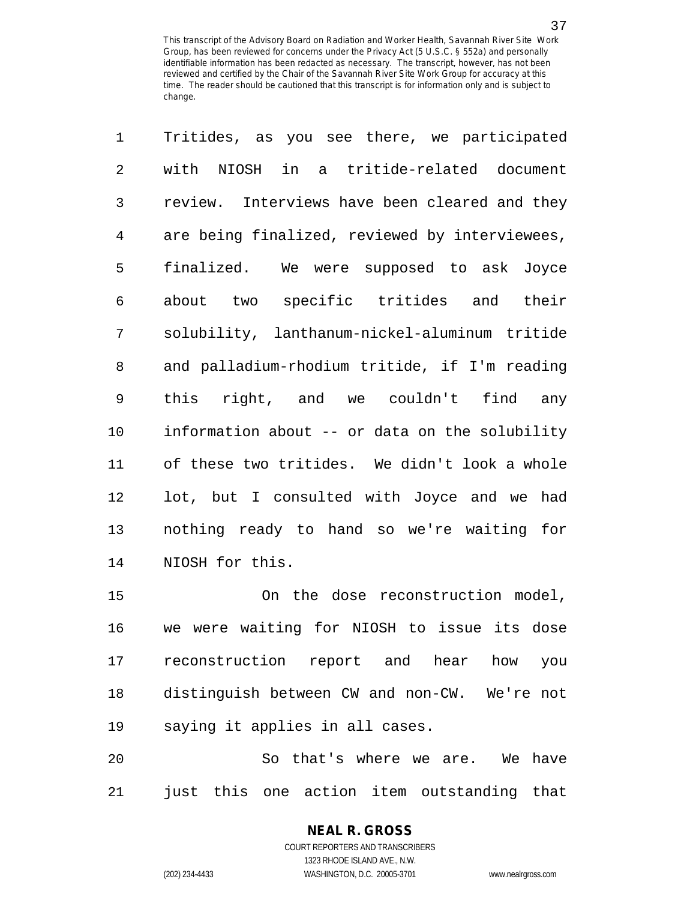This transcript of the Advisory Board on Radiation and Worker Health, Savannah River Site Work Group, has been reviewed for concerns under the Privacy Act (5 U.S.C. § 552a) and personally identifiable information has been redacted as necessary. The transcript, however, has not been reviewed and certified by the Chair of the Savannah River Site Work Group for accuracy at this time. The reader should be cautioned that this transcript is for information only and is subject to change.

1 Tritides, as you see there, we participated
2 with NIOSH in a tritide-related document
3 review. Interviews have been cleared and they
4 are being finalized, reviewed by interviewees,
5 finalized. We were supposed to ask Joyce
6 about two specific tritides and their
7 solubility, lanthanum-nickel-aluminum tritide
8 and palladium-rhodium tritide, if I'm reading
9 this right, and we couldn't find any
10 information about -- or data on the solubility
11 of these two tritides. We didn't look a whole
12 lot, but I consulted with Joyce and we had
13 nothing ready to hand so we're waiting for
14 NIOSH for this.

15 On the dose reconstruction model,
16 we were waiting for NIOSH to issue its dose
17 reconstruction report and hear how you
18 distinguish between CW and non-CW. We're not
19 saying it applies in all cases.

20 So that's where we are. We have
21 just this one action item outstanding that

**NEAL R. GROSS**
COURT REPORTERS AND TRANSCRIBERS
1323 RHODE ISLAND AVE., N.W.
(202) 234-4433 WASHINGTON, D.C. 20005-3701 www.nealrgross.com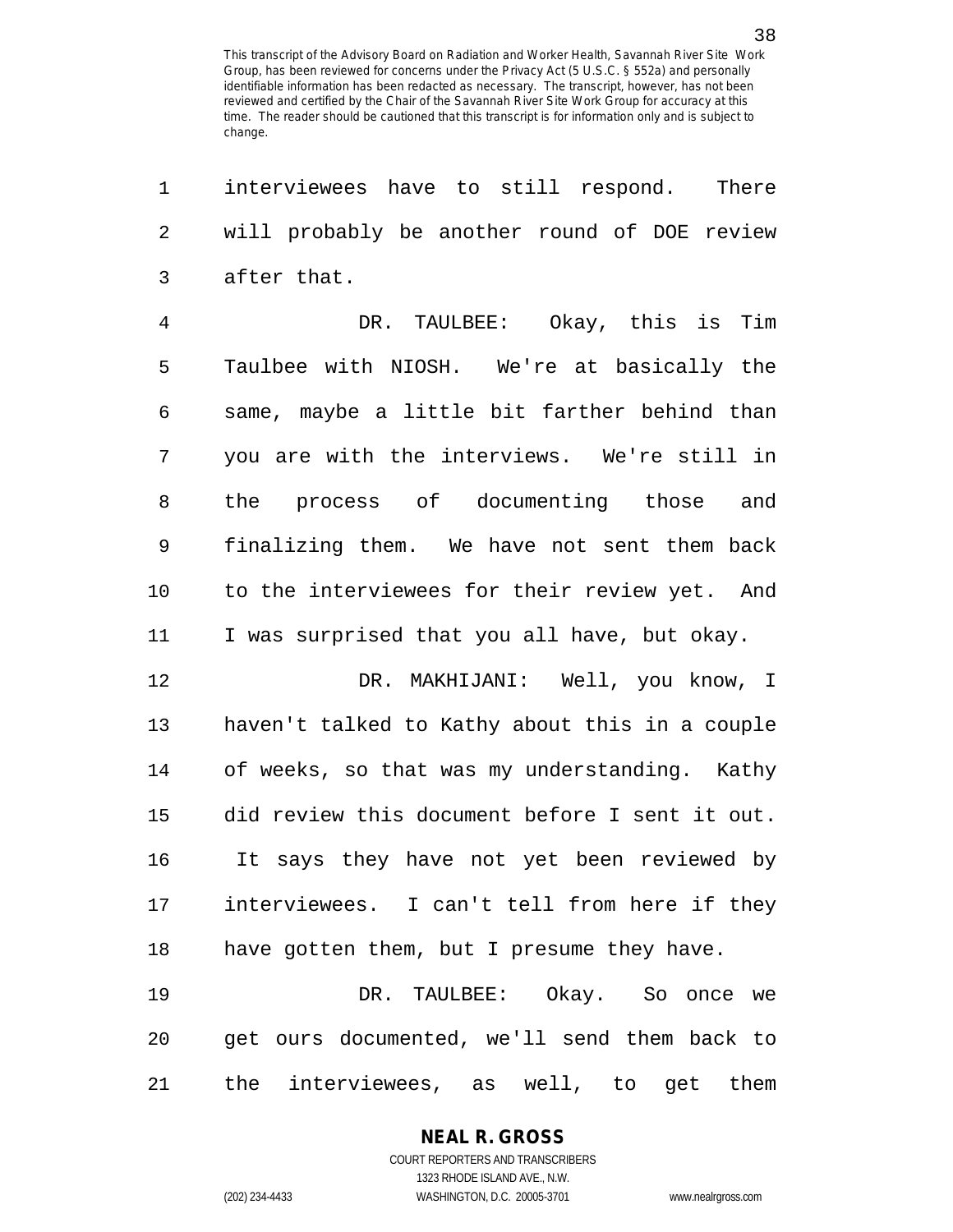interviewees have to still respond. There will probably be another round of DOE review after that.

DR. TAULBEE: Okay, this is Tim Taulbee with NIOSH. We're at basically the same, maybe a little bit farther behind than you are with the interviews. We're still in the process of documenting those and finalizing them. We have not sent them back to the interviewees for their review yet. And I was surprised that you all have, but okay.

DR. MAKHIJANI: Well, you know, I haven't talked to Kathy about this in a couple of weeks, so that was my understanding. Kathy did review this document before I sent it out. It says they have not yet been reviewed by interviewees. I can't tell from here if they have gotten them, but I presume they have.

DR. TAULBEE: Okay. So once we get ours documented, we'll send them back to the interviewees, as well, to get them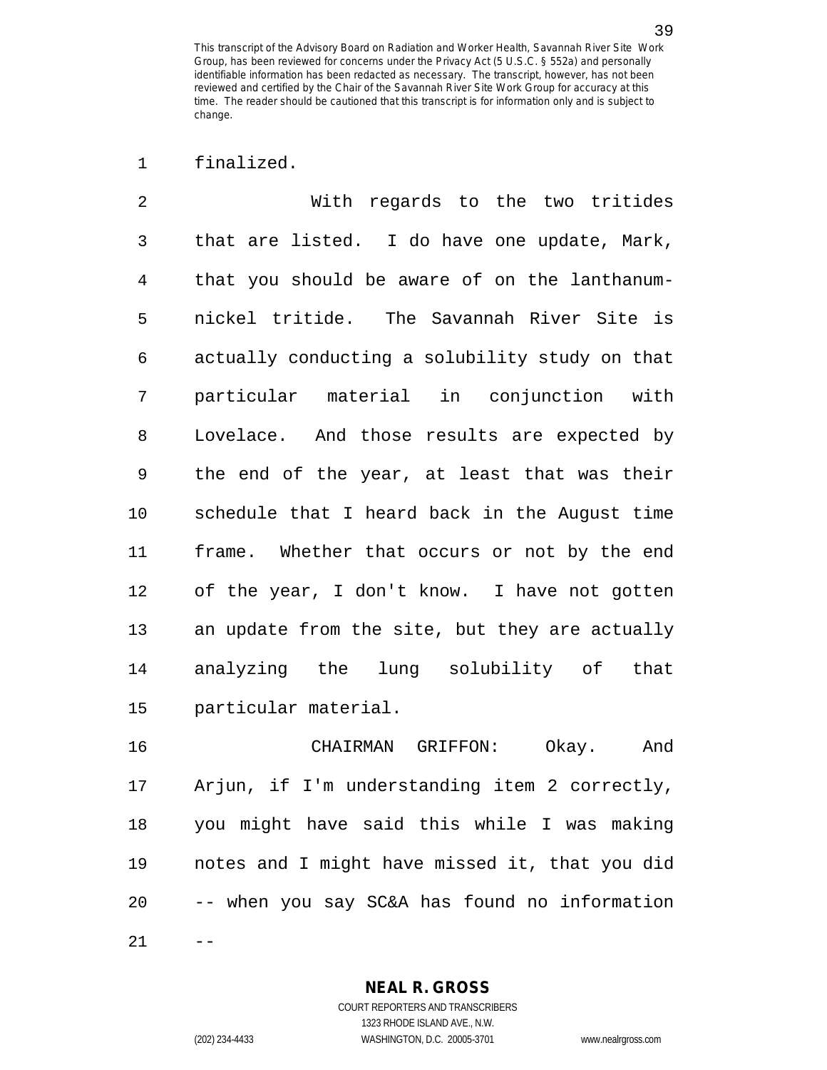finalized.

With regards to the two tritides that are listed. I do have one update, Mark, that you should be aware of on the lanthanum-nickel tritide. The Savannah River Site is actually conducting a solubility study on that particular material in conjunction with Lovelace. And those results are expected by the end of the year, at least that was their schedule that I heard back in the August time frame. Whether that occurs or not by the end of the year, I don't know. I have not gotten an update from the site, but they are actually analyzing the lung solubility of that particular material.

CHAIRMAN GRIFFON: Okay. And Arjun, if I'm understanding item 2 correctly, you might have said this while I was making notes and I might have missed it, that you did -- when you say SC&A has found no information --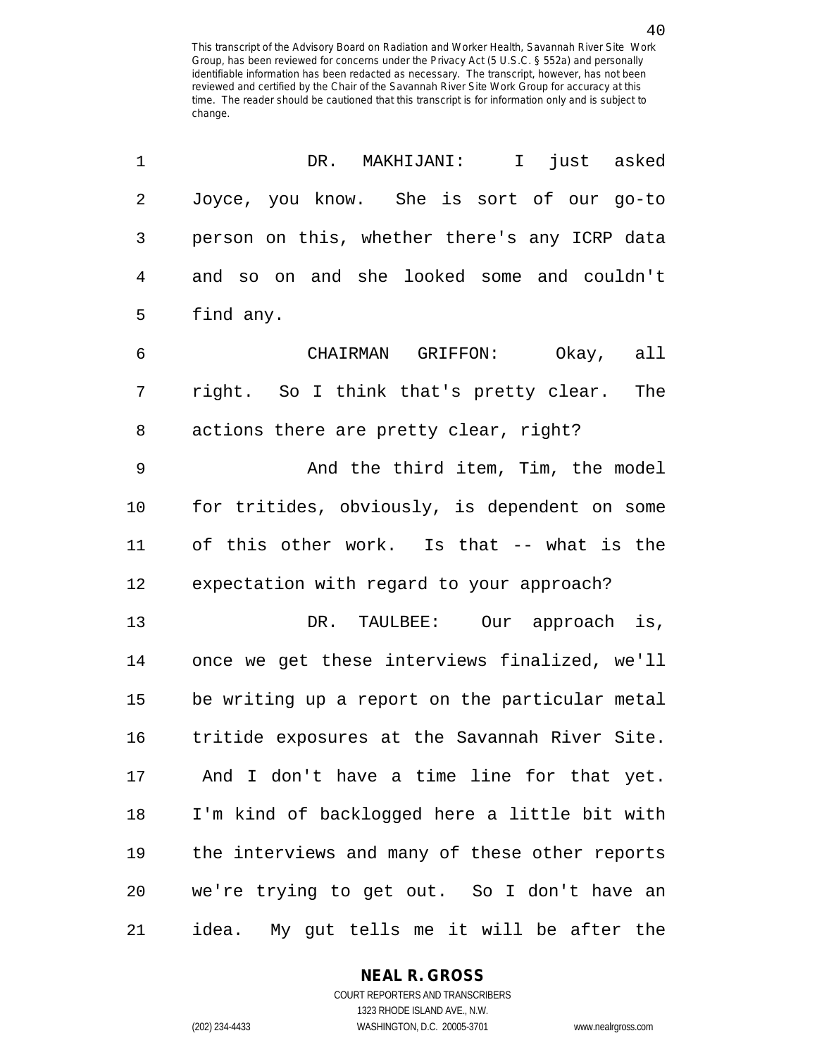DR. MAKHIJANI: I just asked Joyce, you know. She is sort of our go-to person on this, whether there's any ICRP data and so on and she looked some and couldn't find any.

CHAIRMAN GRIFFON: Okay, all right. So I think that's pretty clear. The actions there are pretty clear, right?

And the third item, Tim, the model for tritides, obviously, is dependent on some of this other work. Is that -- what is the expectation with regard to your approach?

DR. TAULBEE: Our approach is, once we get these interviews finalized, we'll be writing up a report on the particular metal tritide exposures at the Savannah River Site. And I don't have a time line for that yet. I'm kind of backlogged here a little bit with the interviews and many of these other reports we're trying to get out. So I don't have an idea. My gut tells me it will be after the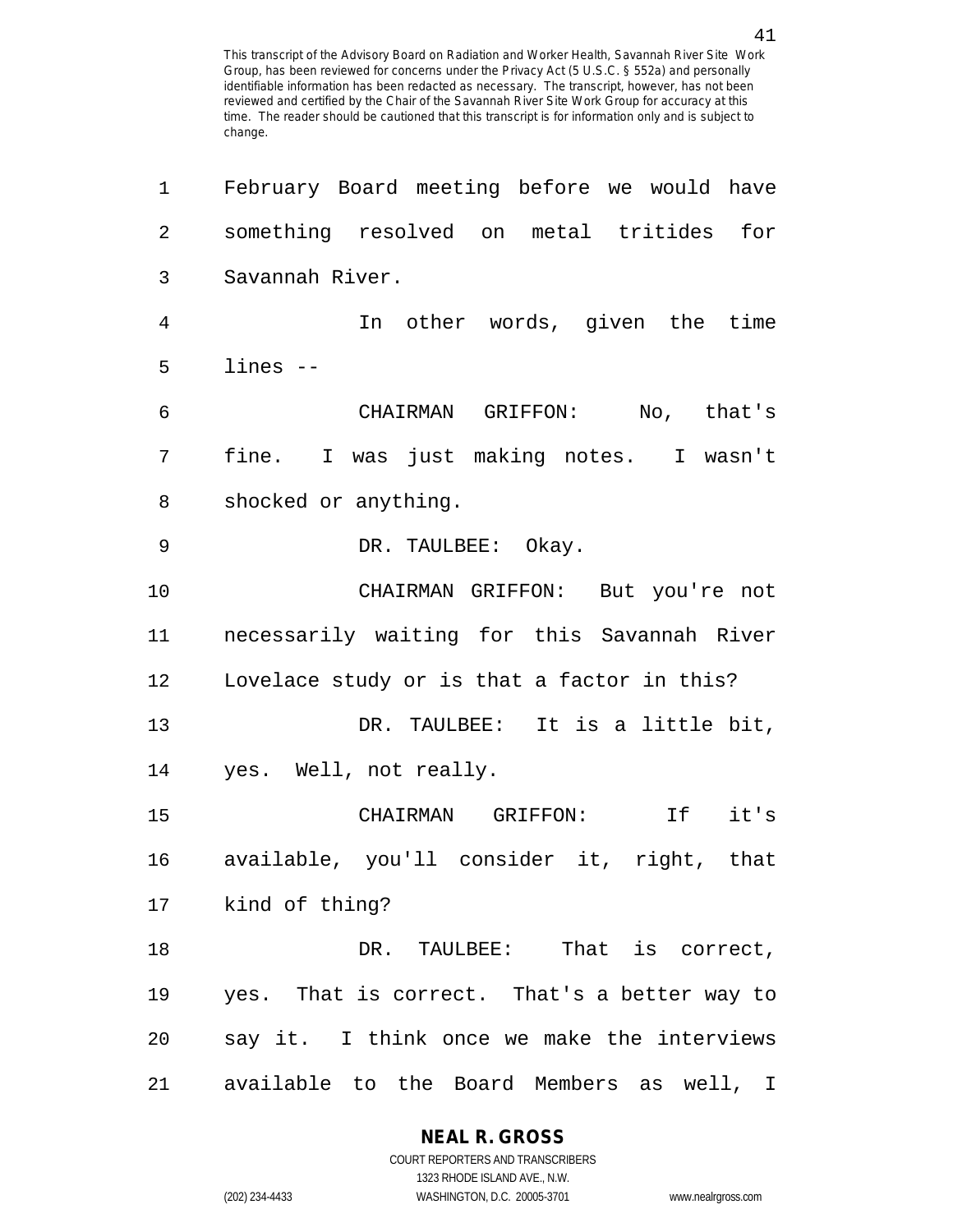February Board meeting before we would have something resolved on metal tritides for Savannah River.

In other words, given the time lines --

CHAIRMAN GRIFFON: No, that's fine. I was just making notes. I wasn't shocked or anything.

DR. TAULBEE: Okay.

CHAIRMAN GRIFFON: But you're not necessarily waiting for this Savannah River Lovelace study or is that a factor in this?

DR. TAULBEE: It is a little bit, yes. Well, not really.

CHAIRMAN GRIFFON: If it's available, you'll consider it, right, that kind of thing?

DR. TAULBEE: That is correct, yes. That is correct. That's a better way to say it. I think once we make the interviews available to the Board Members as well, I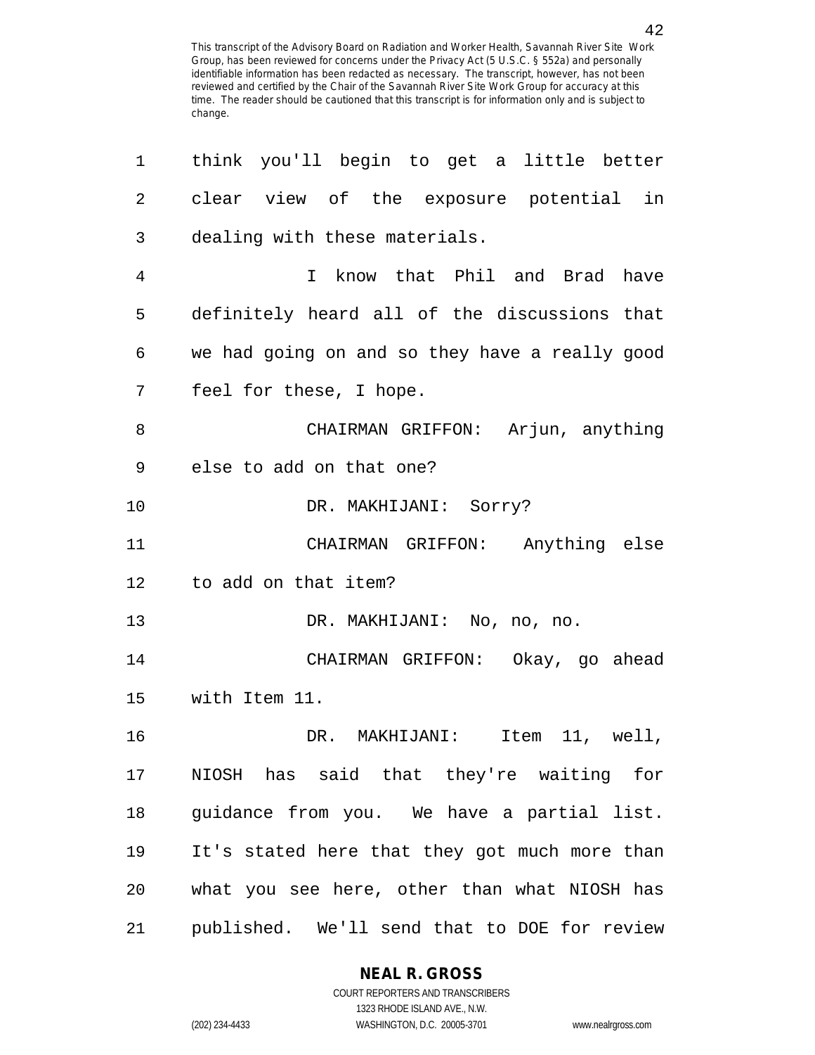think you'll begin to get a little better clear view of the exposure potential in dealing with these materials.

I know that Phil and Brad have definitely heard all of the discussions that we had going on and so they have a really good feel for these, I hope.

CHAIRMAN GRIFFON: Arjun, anything else to add on that one?

DR. MAKHIJANI: Sorry?

CHAIRMAN GRIFFON: Anything else to add on that item?

DR. MAKHIJANI: No, no, no.

CHAIRMAN GRIFFON: Okay, go ahead with Item 11.

DR. MAKHIJANI: Item 11, well, NIOSH has said that they're waiting for guidance from you. We have a partial list. It's stated here that they got much more than what you see here, other than what NIOSH has published. We'll send that to DOE for review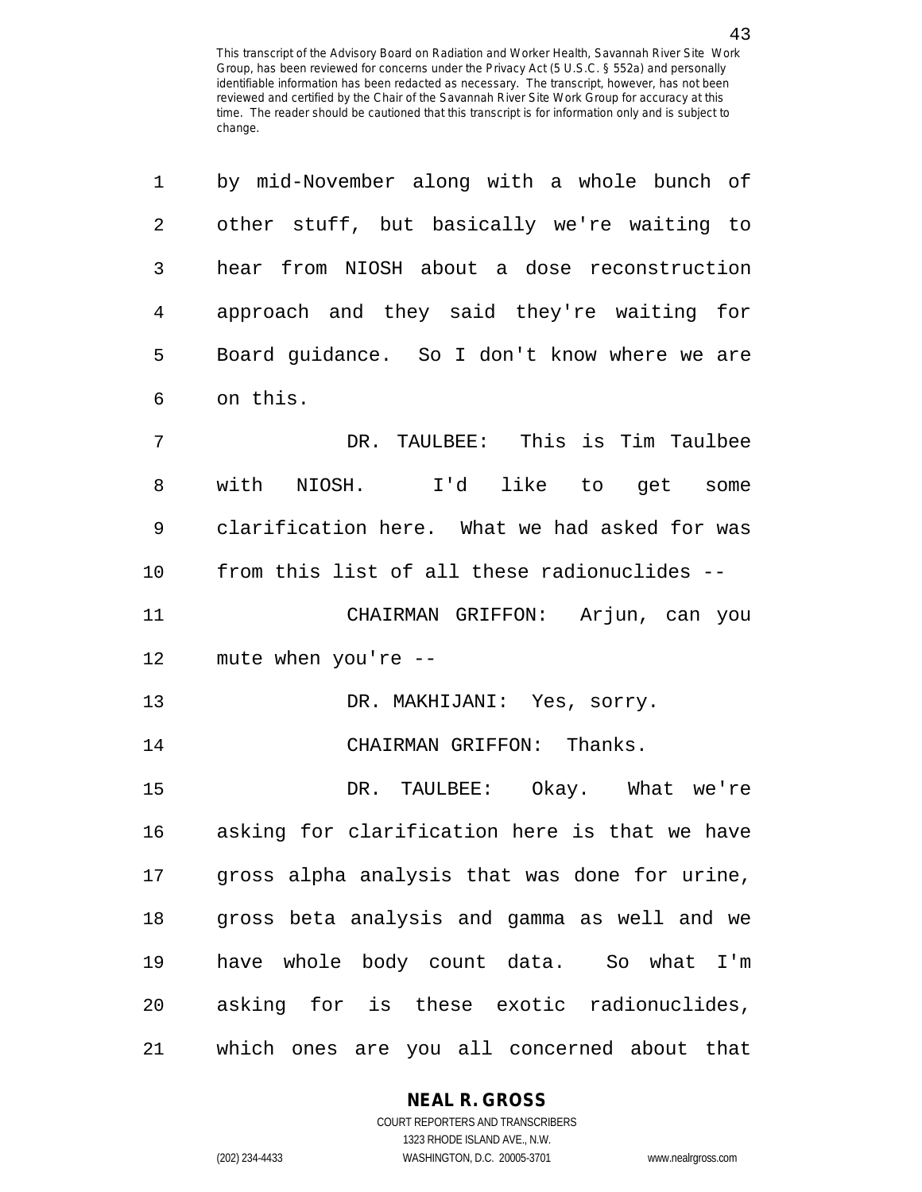by mid-November along with a whole bunch of other stuff, but basically we're waiting to hear from NIOSH about a dose reconstruction approach and they said they're waiting for Board guidance. So I don't know where we are on this.

DR. TAULBEE: This is Tim Taulbee with NIOSH. I'd like to get some clarification here. What we had asked for was from this list of all these radionuclides --

CHAIRMAN GRIFFON: Arjun, can you mute when you're --

DR. MAKHIJANI: Yes, sorry.

CHAIRMAN GRIFFON: Thanks.

DR. TAULBEE: Okay. What we're asking for clarification here is that we have gross alpha analysis that was done for urine, gross beta analysis and gamma as well and we have whole body count data. So what I'm asking for is these exotic radionuclides, which ones are you all concerned about that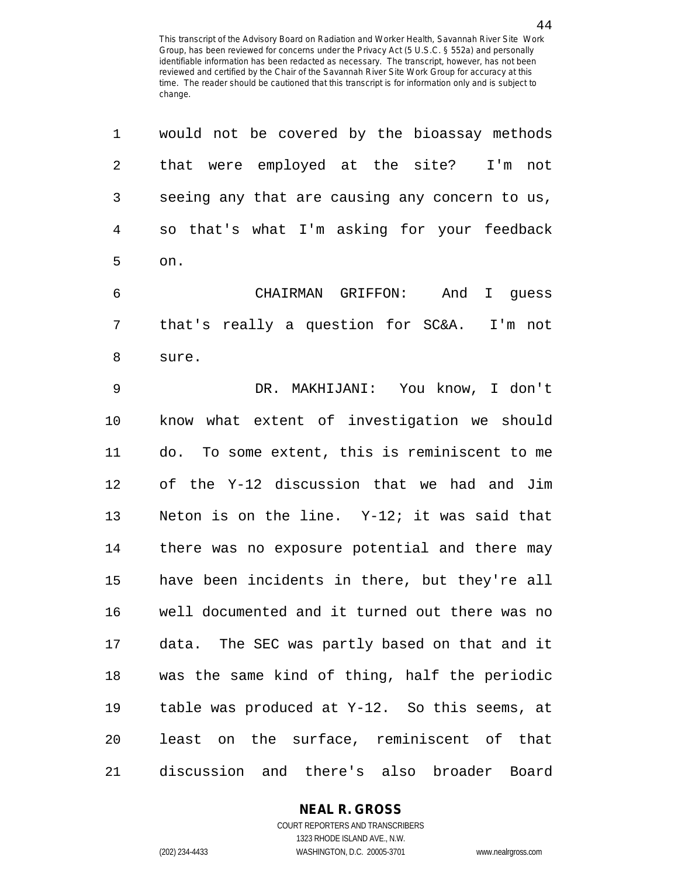would not be covered by the bioassay methods that were employed at the site? I'm not seeing any that are causing any concern to us, so that's what I'm asking for your feedback on.

CHAIRMAN GRIFFON: And I guess that's really a question for SC&A. I'm not sure.

DR. MAKHIJANI: You know, I don't know what extent of investigation we should do. To some extent, this is reminiscent to me of the Y-12 discussion that we had and Jim Neton is on the line. Y-12; it was said that there was no exposure potential and there may have been incidents in there, but they're all well documented and it turned out there was no data. The SEC was partly based on that and it was the same kind of thing, half the periodic table was produced at Y-12. So this seems, at least on the surface, reminiscent of that discussion and there's also broader Board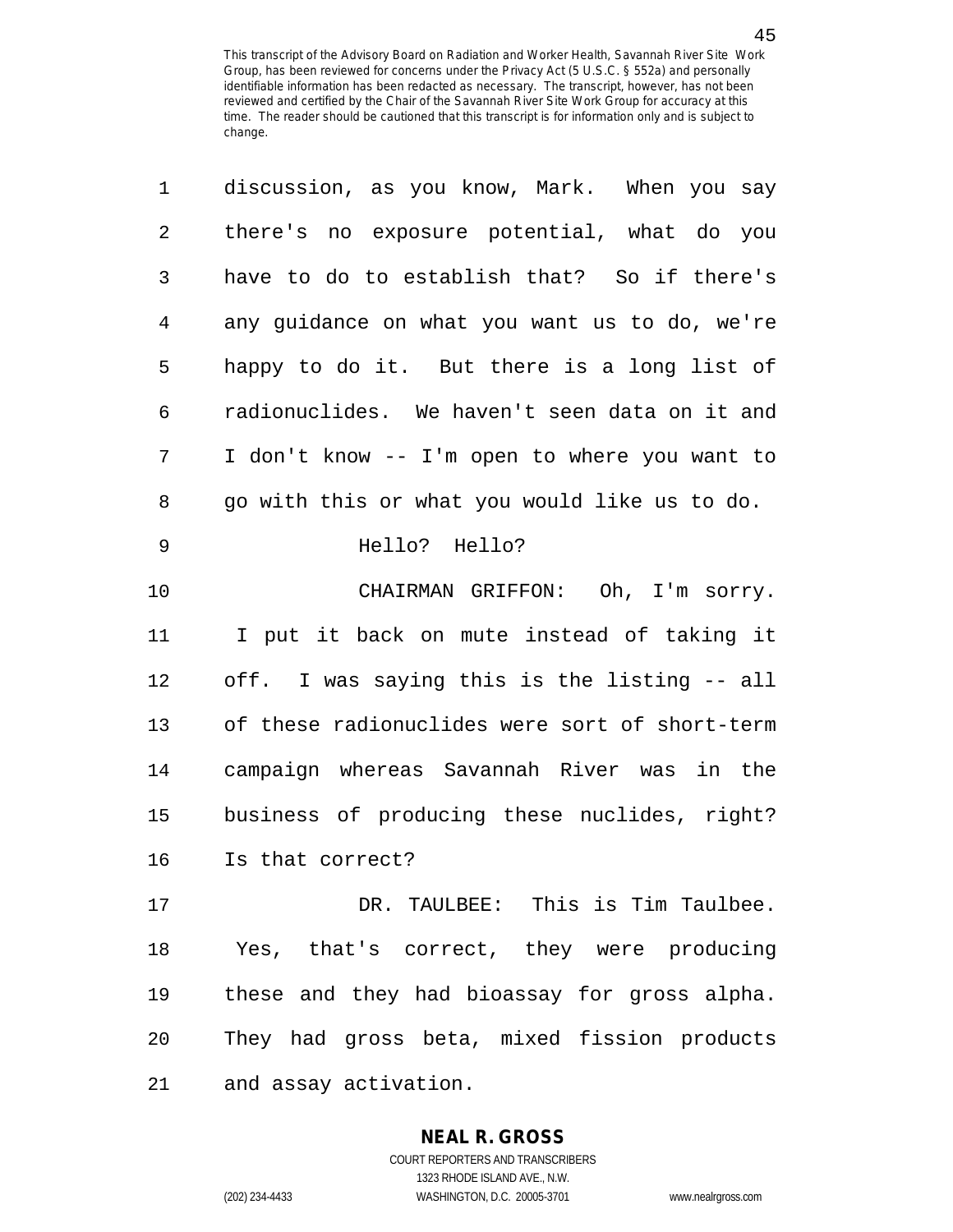discussion, as you know, Mark. When you say there's no exposure potential, what do you have to do to establish that? So if there's any guidance on what you want us to do, we're happy to do it. But there is a long list of radionuclides. We haven't seen data on it and I don't know -- I'm open to where you want to go with this or what you would like us to do.

Hello? Hello?

CHAIRMAN GRIFFON: Oh, I'm sorry. I put it back on mute instead of taking it off. I was saying this is the listing -- all of these radionuclides were sort of short-term campaign whereas Savannah River was in the business of producing these nuclides, right? Is that correct?

DR. TAULBEE: This is Tim Taulbee. Yes, that's correct, they were producing these and they had bioassay for gross alpha. They had gross beta, mixed fission products and assay activation.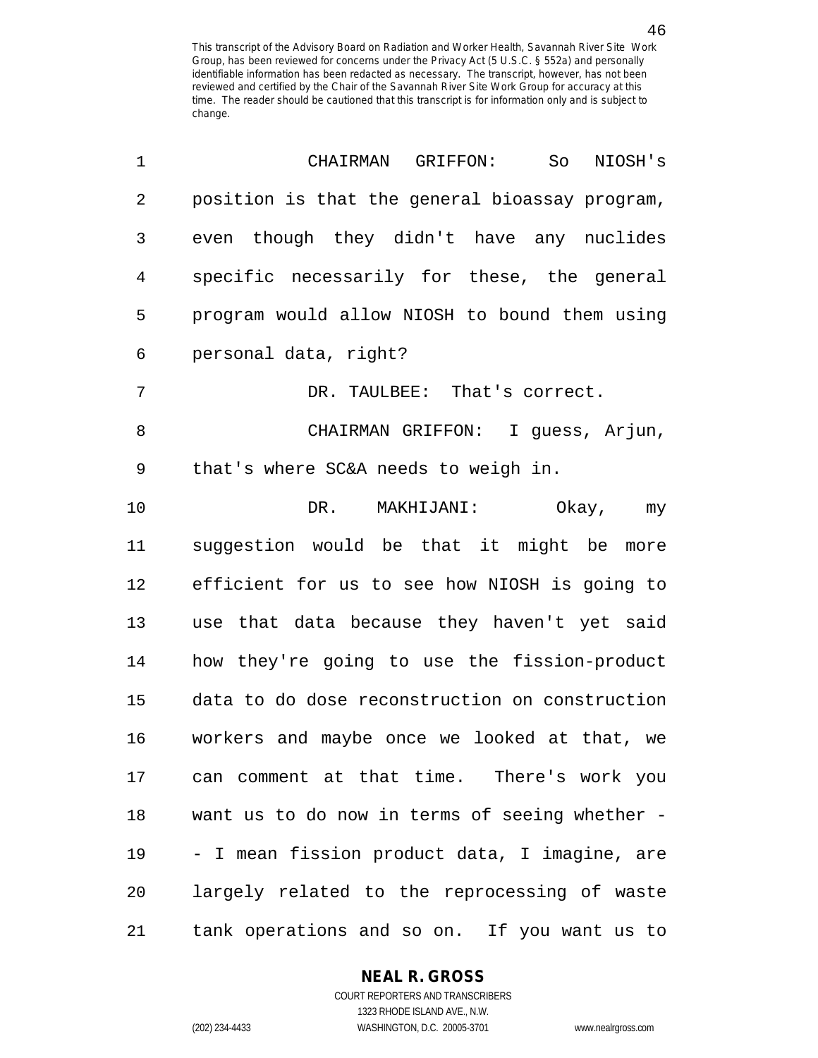CHAIRMAN GRIFFON: So NIOSH's position is that the general bioassay program, even though they didn't have any nuclides specific necessarily for these, the general program would allow NIOSH to bound them using personal data, right?

DR. TAULBEE: That's correct.

CHAIRMAN GRIFFON: I guess, Arjun, that's where SC&A needs to weigh in.

DR. MAKHIJANI: Okay, my suggestion would be that it might be more efficient for us to see how NIOSH is going to use that data because they haven't yet said how they're going to use the fission-product data to do dose reconstruction on construction workers and maybe once we looked at that, we can comment at that time. There's work you want us to do now in terms of seeing whether -- I mean fission product data, I imagine, are largely related to the reprocessing of waste tank operations and so on. If you want us to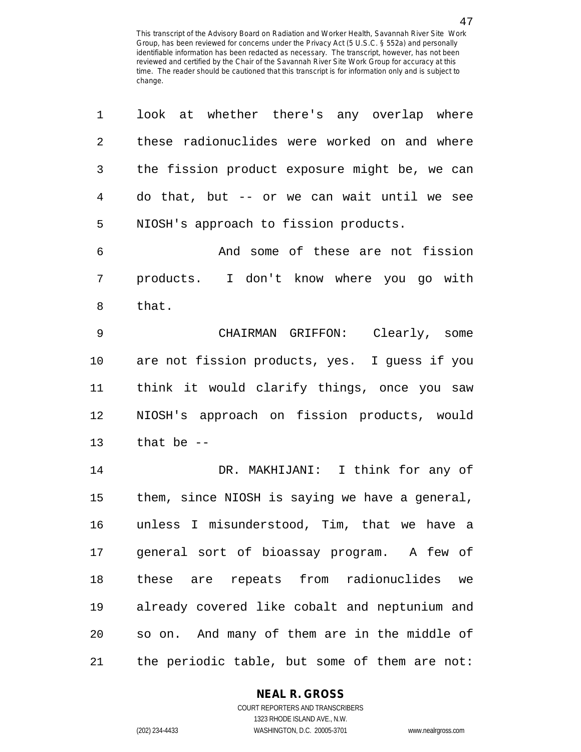look at whether there's any overlap where these radionuclides were worked on and where the fission product exposure might be, we can do that, but -- or we can wait until we see NIOSH's approach to fission products.

And some of these are not fission products. I don't know where you go with that.

CHAIRMAN GRIFFON: Clearly, some are not fission products, yes. I guess if you think it would clarify things, once you saw NIOSH's approach on fission products, would that be --

DR. MAKHIJANI: I think for any of them, since NIOSH is saying we have a general, unless I misunderstood, Tim, that we have a general sort of bioassay program. A few of these are repeats from radionuclides we already covered like cobalt and neptunium and so on. And many of them are in the middle of the periodic table, but some of them are not: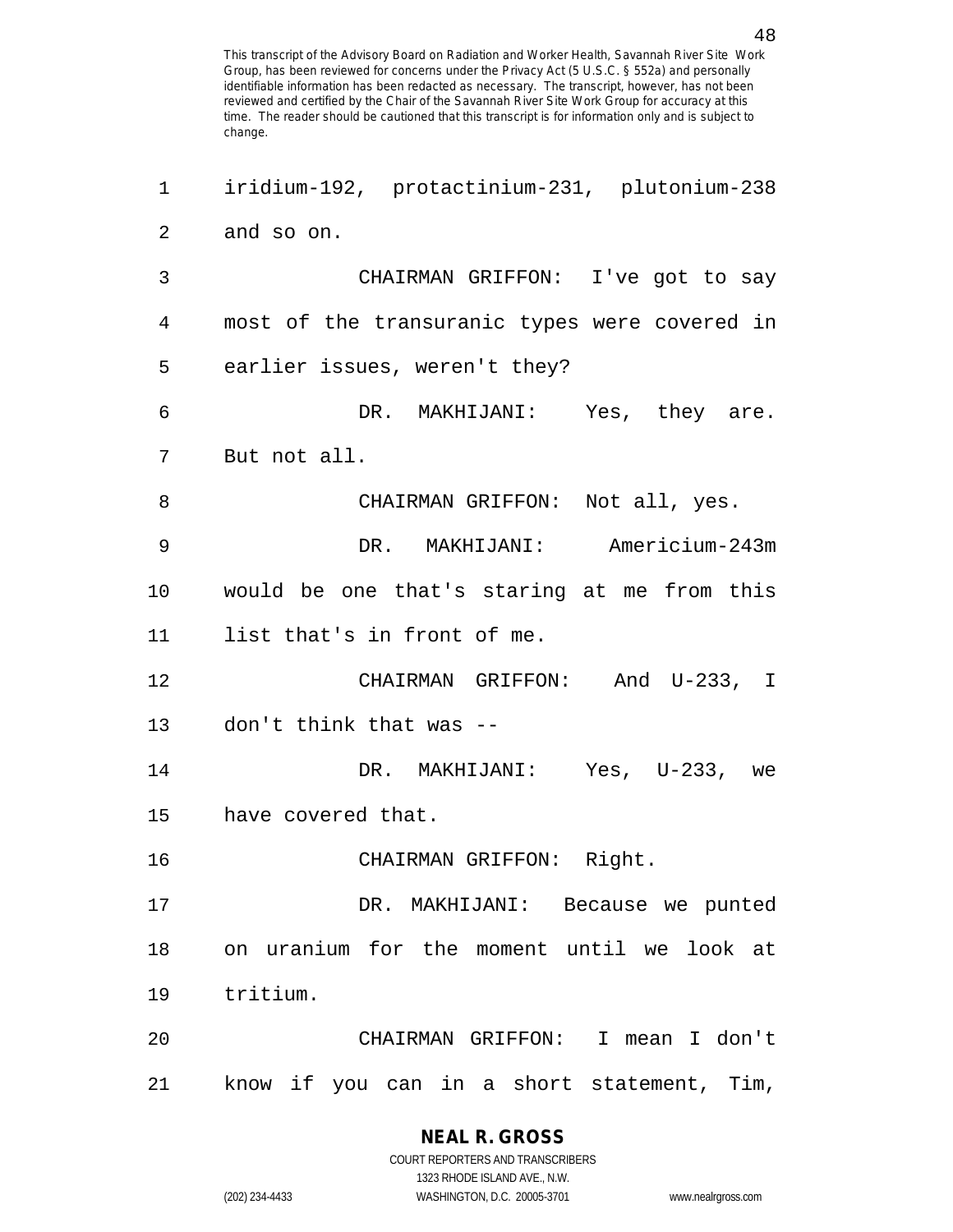iridium-192, protactinium-231, plutonium-238 and so on.

CHAIRMAN GRIFFON: I've got to say most of the transuranic types were covered in earlier issues, weren't they?

DR. MAKHIJANI: Yes, they are. But not all.

CHAIRMAN GRIFFON: Not all, yes.

DR. MAKHIJANI: Americium-243m would be one that's staring at me from this list that's in front of me.

CHAIRMAN GRIFFON: And U-233, I don't think that was --

DR. MAKHIJANI: Yes, U-233, we have covered that.

CHAIRMAN GRIFFON: Right.

DR. MAKHIJANI: Because we punted on uranium for the moment until we look at tritium.

CHAIRMAN GRIFFON: I mean I don't know if you can in a short statement, Tim,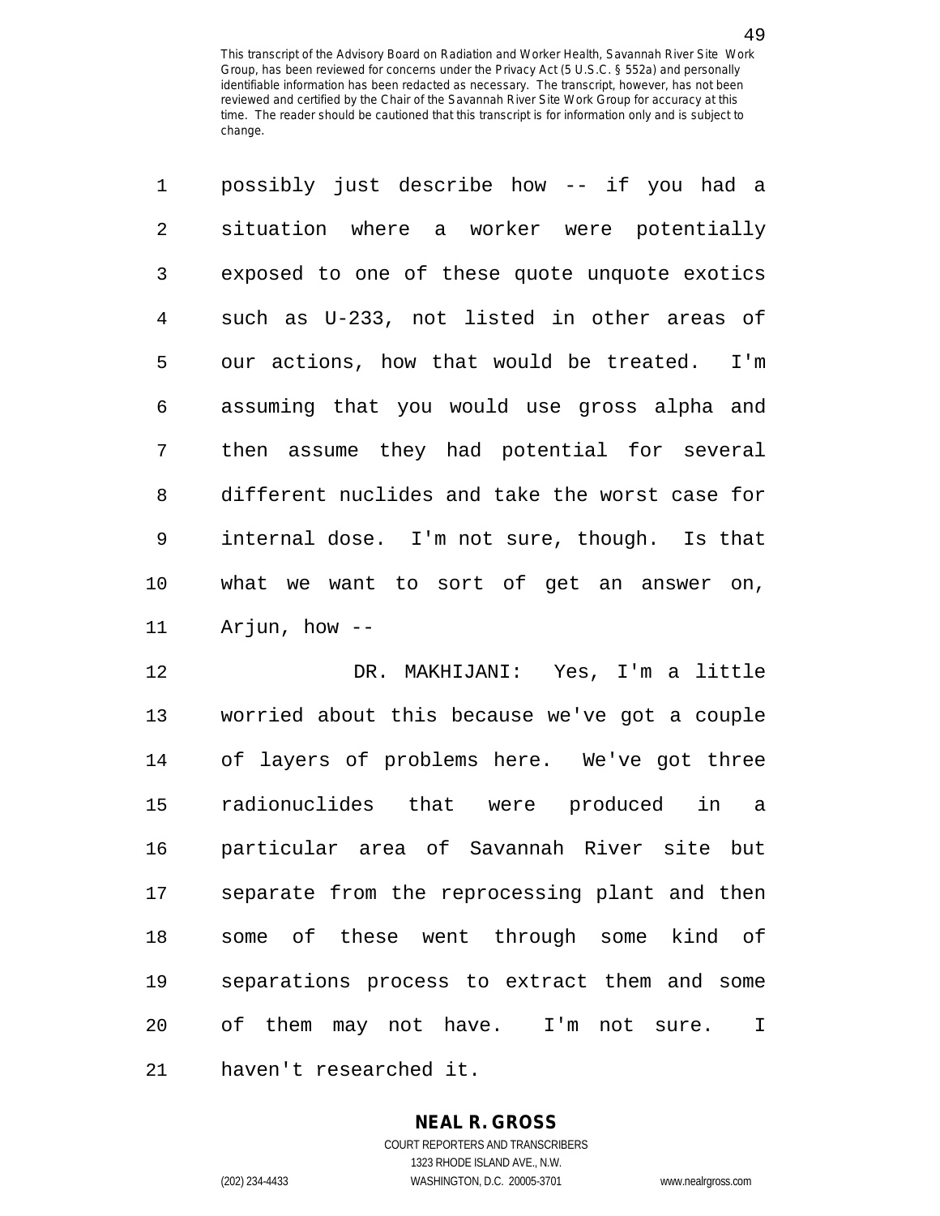possibly just describe how -- if you had a situation where a worker were potentially exposed to one of these quote unquote exotics such as U-233, not listed in other areas of our actions, how that would be treated. I'm assuming that you would use gross alpha and then assume they had potential for several different nuclides and take the worst case for internal dose. I'm not sure, though. Is that what we want to sort of get an answer on, Arjun, how --

DR. MAKHIJANI: Yes, I'm a little worried about this because we've got a couple of layers of problems here. We've got three radionuclides that were produced in a particular area of Savannah River site but separate from the reprocessing plant and then some of these went through some kind of separations process to extract them and some of them may not have. I'm not sure. I haven't researched it.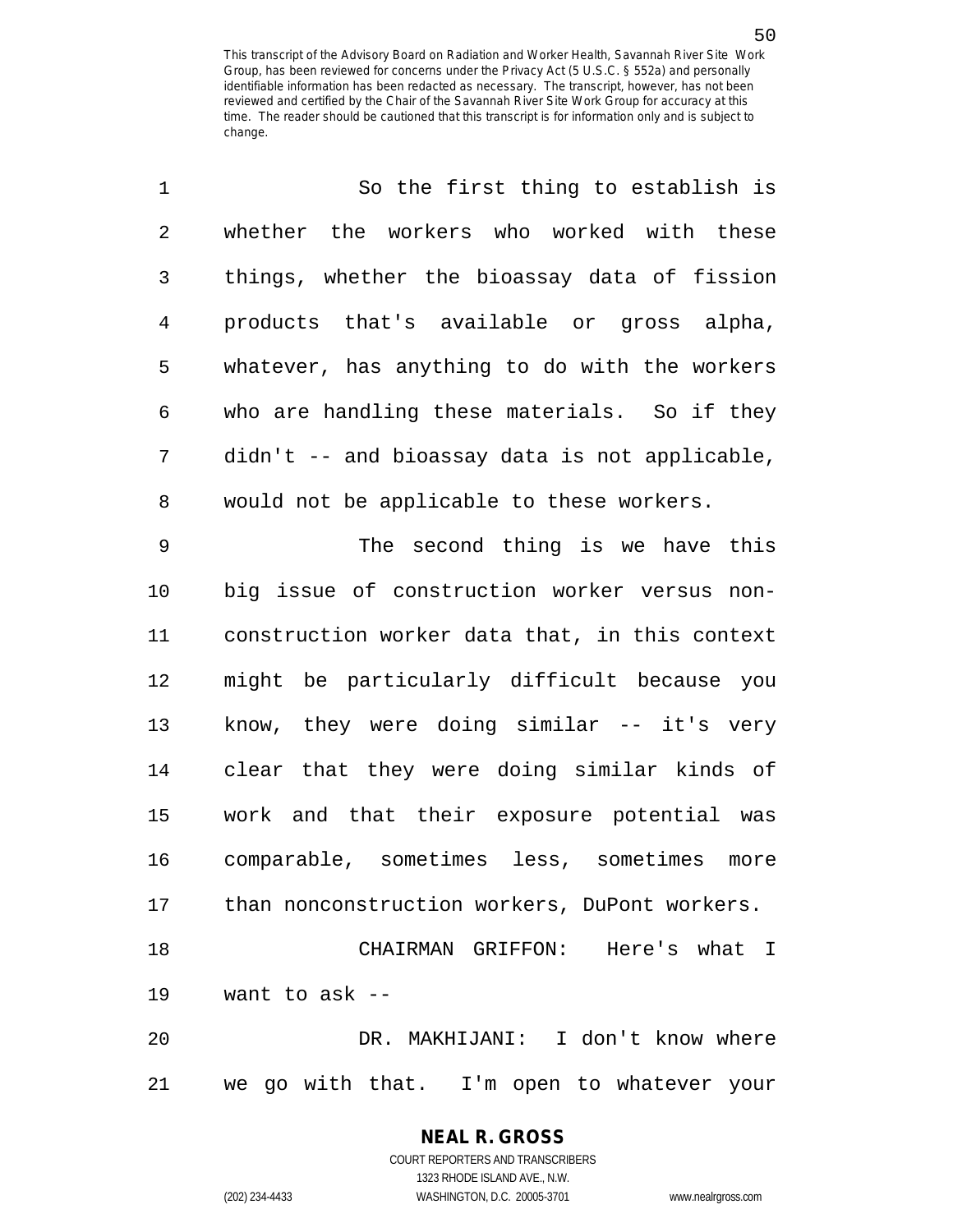So the first thing to establish is whether the workers who worked with these things, whether the bioassay data of fission products that's available or gross alpha, whatever, has anything to do with the workers who are handling these materials. So if they didn't -- and bioassay data is not applicable, would not be applicable to these workers.

The second thing is we have this big issue of construction worker versus non-construction worker data that, in this context might be particularly difficult because you know, they were doing similar -- it's very clear that they were doing similar kinds of work and that their exposure potential was comparable, sometimes less, sometimes more than nonconstruction workers, DuPont workers.

CHAIRMAN GRIFFON: Here's what I want to ask --

DR. MAKHIJANI: I don't know where we go with that. I'm open to whatever your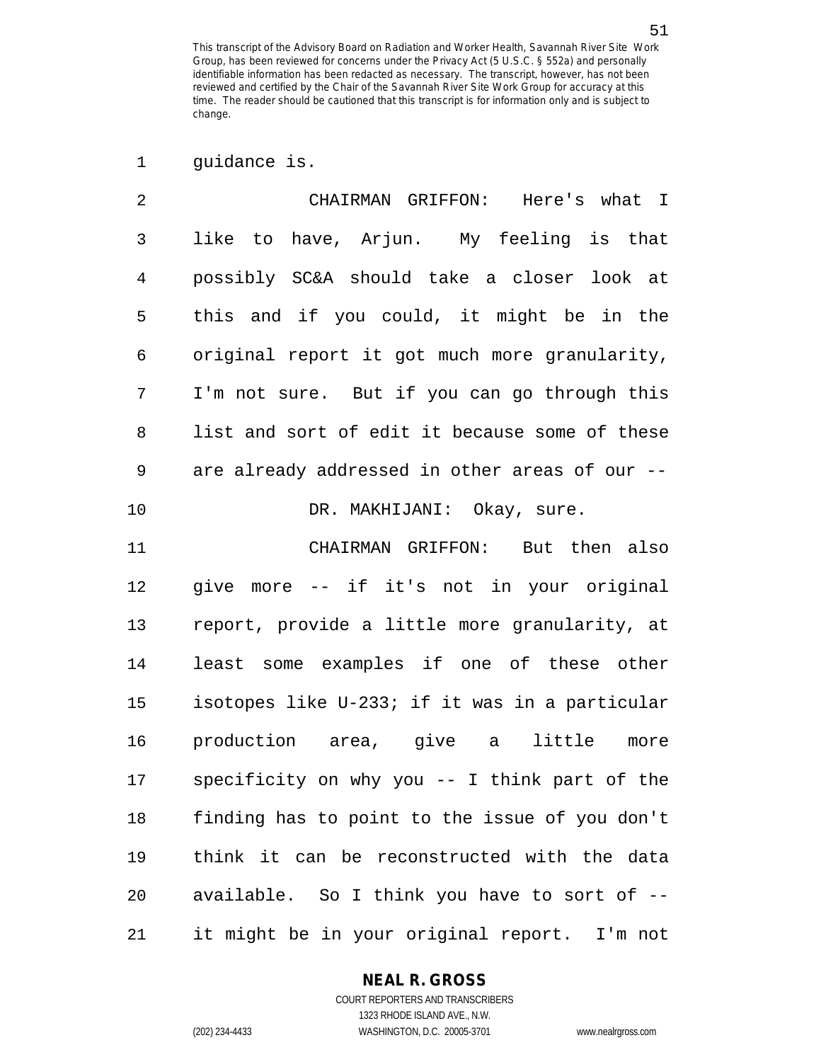guidance is.

CHAIRMAN GRIFFON: Here's what I like to have, Arjun. My feeling is that possibly SC&A should take a closer look at this and if you could, it might be in the original report it got much more granularity, I'm not sure. But if you can go through this list and sort of edit it because some of these are already addressed in other areas of our --

DR. MAKHIJANI: Okay, sure.

CHAIRMAN GRIFFON: But then also give more -- if it's not in your original report, provide a little more granularity, at least some examples if one of these other isotopes like U-233; if it was in a particular production area, give a little more specificity on why you -- I think part of the finding has to point to the issue of you don't think it can be reconstructed with the data available. So I think you have to sort of -- it might be in your original report. I'm not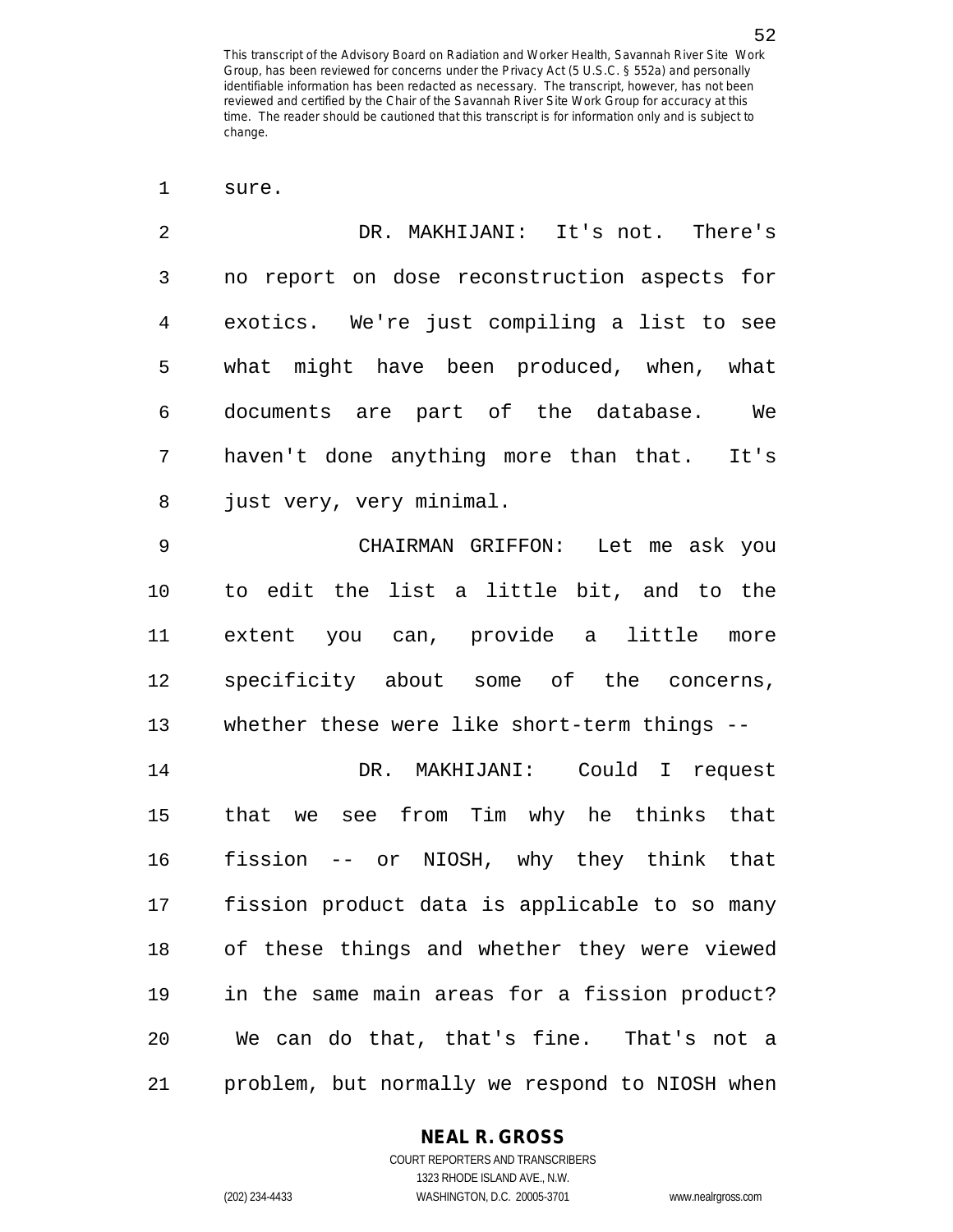sure.

DR. MAKHIJANI: It's not. There's no report on dose reconstruction aspects for exotics. We're just compiling a list to see what might have been produced, when, what documents are part of the database. We haven't done anything more than that. It's just very, very minimal.

CHAIRMAN GRIFFON: Let me ask you to edit the list a little bit, and to the extent you can, provide a little more specificity about some of the concerns, whether these were like short-term things --

DR. MAKHIJANI: Could I request that we see from Tim why he thinks that fission -- or NIOSH, why they think that fission product data is applicable to so many of these things and whether they were viewed in the same main areas for a fission product? We can do that, that's fine. That's not a problem, but normally we respond to NIOSH when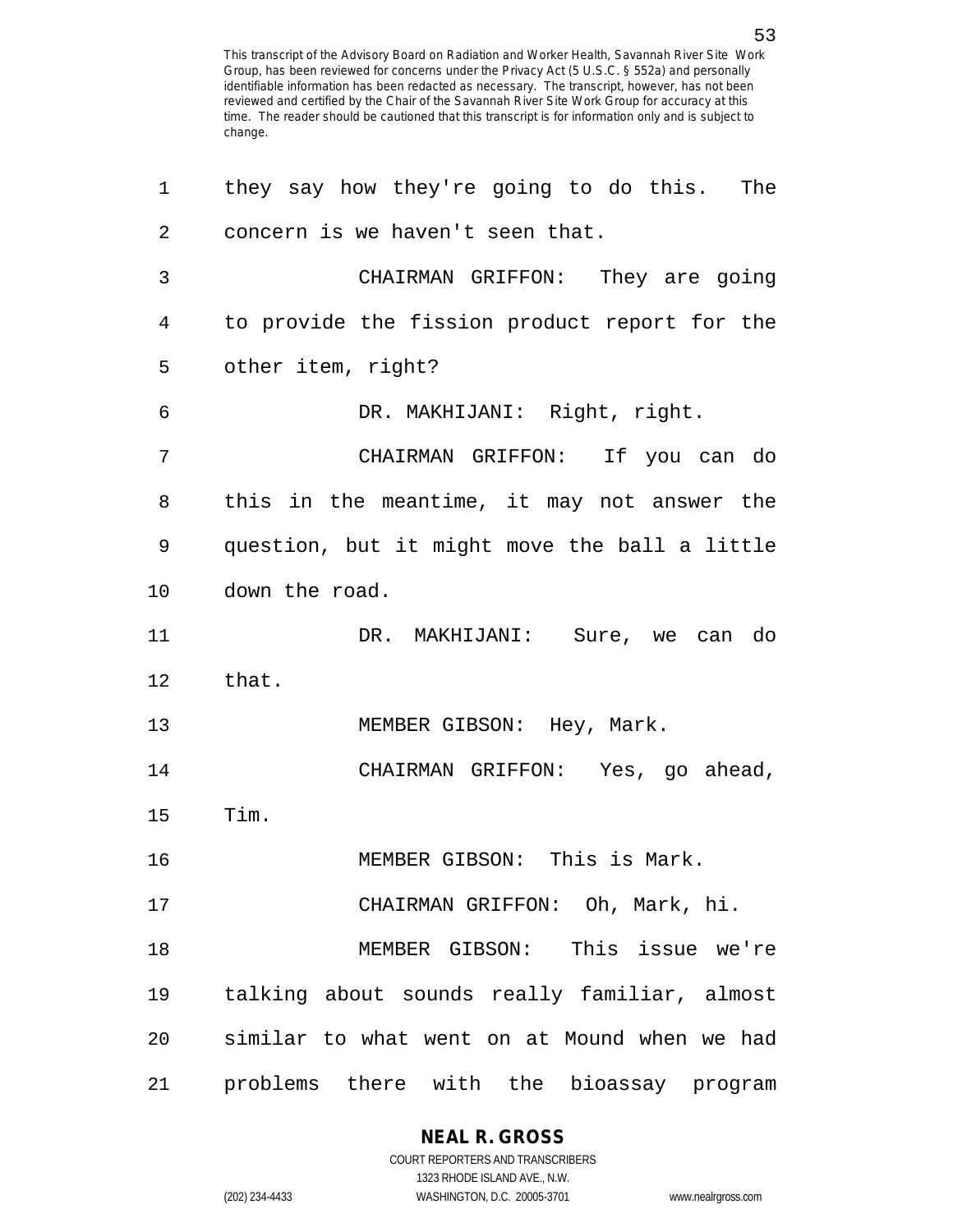This transcript of the Advisory Board on Radiation and Worker Health, Savannah River Site Work Group, has been reviewed for concerns under the Privacy Act (5 U.S.C. § 552a) and personally identifiable information has been redacted as necessary. The transcript, however, has not been reviewed and certified by the Chair of the Savannah River Site Work Group for accuracy at this time. The reader should be cautioned that this transcript is for information only and is subject to change.

1 they say how they're going to do this. The
2 concern is we haven't seen that.
3 CHAIRMAN GRIFFON: They are going
4 to provide the fission product report for the
5 other item, right?
6 DR. MAKHIJANI: Right, right.
7 CHAIRMAN GRIFFON: If you can do
8 this in the meantime, it may not answer the
9 question, but it might move the ball a little
10 down the road.
11 DR. MAKHIJANI: Sure, we can do
12 that.
13 MEMBER GIBSON: Hey, Mark.
14 CHAIRMAN GRIFFON: Yes, go ahead,
15 Tim.
16 MEMBER GIBSON: This is Mark.
17 CHAIRMAN GRIFFON: Oh, Mark, hi.
18 MEMBER GIBSON: This issue we're
19 talking about sounds really familiar, almost
20 similar to what went on at Mound when we had
21 problems there with the bioassay program

**NEAL R. GROSS**
COURT REPORTERS AND TRANSCRIBERS
1323 RHODE ISLAND AVE., N.W.
(202) 234-4433 WASHINGTON, D.C. 20005-3701 www.nealrgross.com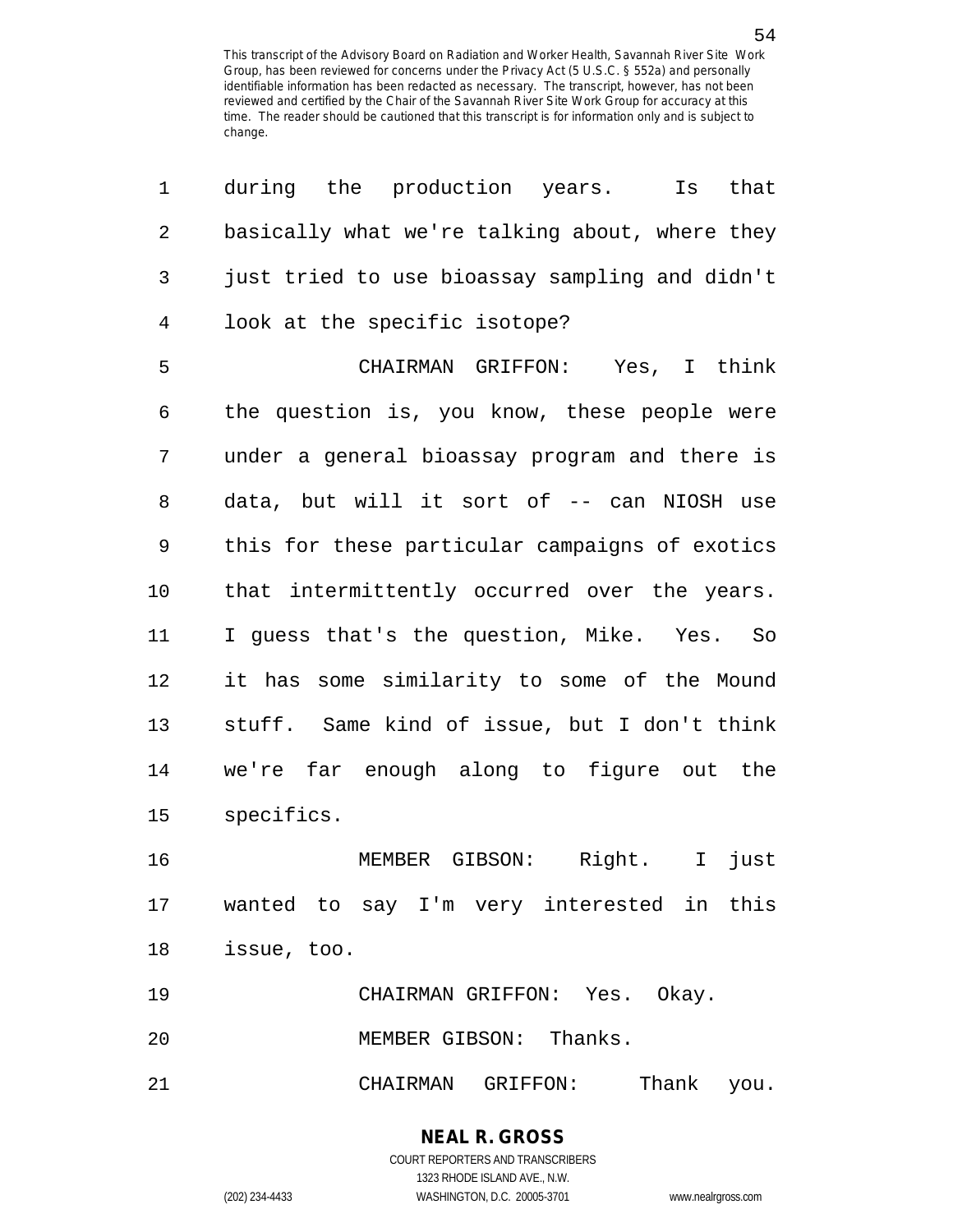during the production years. Is that basically what we're talking about, where they just tried to use bioassay sampling and didn't look at the specific isotope?

CHAIRMAN GRIFFON: Yes, I think the question is, you know, these people were under a general bioassay program and there is data, but will it sort of -- can NIOSH use this for these particular campaigns of exotics that intermittently occurred over the years. I guess that's the question, Mike. Yes. So it has some similarity to some of the Mound stuff. Same kind of issue, but I don't think we're far enough along to figure out the specifics.

MEMBER GIBSON: Right. I just wanted to say I'm very interested in this issue, too.

CHAIRMAN GRIFFON: Yes. Okay.

MEMBER GIBSON: Thanks.

CHAIRMAN GRIFFON: Thank you.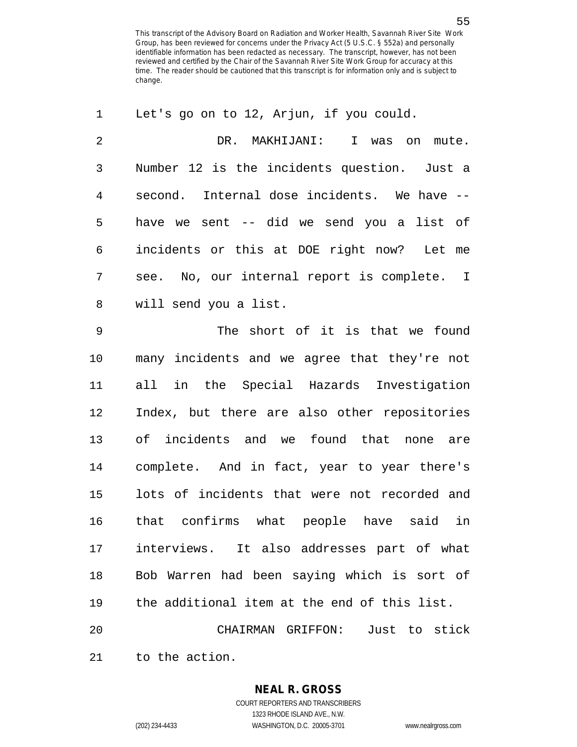Let's go on to 12, Arjun, if you could.

DR. MAKHIJANI: I was on mute. Number 12 is the incidents question. Just a second. Internal dose incidents. We have -- have we sent -- did we send you a list of incidents or this at DOE right now? Let me see. No, our internal report is complete. I will send you a list.

The short of it is that we found many incidents and we agree that they're not all in the Special Hazards Investigation Index, but there are also other repositories of incidents and we found that none are complete. And in fact, year to year there's lots of incidents that were not recorded and that confirms what people have said in interviews. It also addresses part of what Bob Warren had been saying which is sort of the additional item at the end of this list.

CHAIRMAN GRIFFON: Just to stick to the action.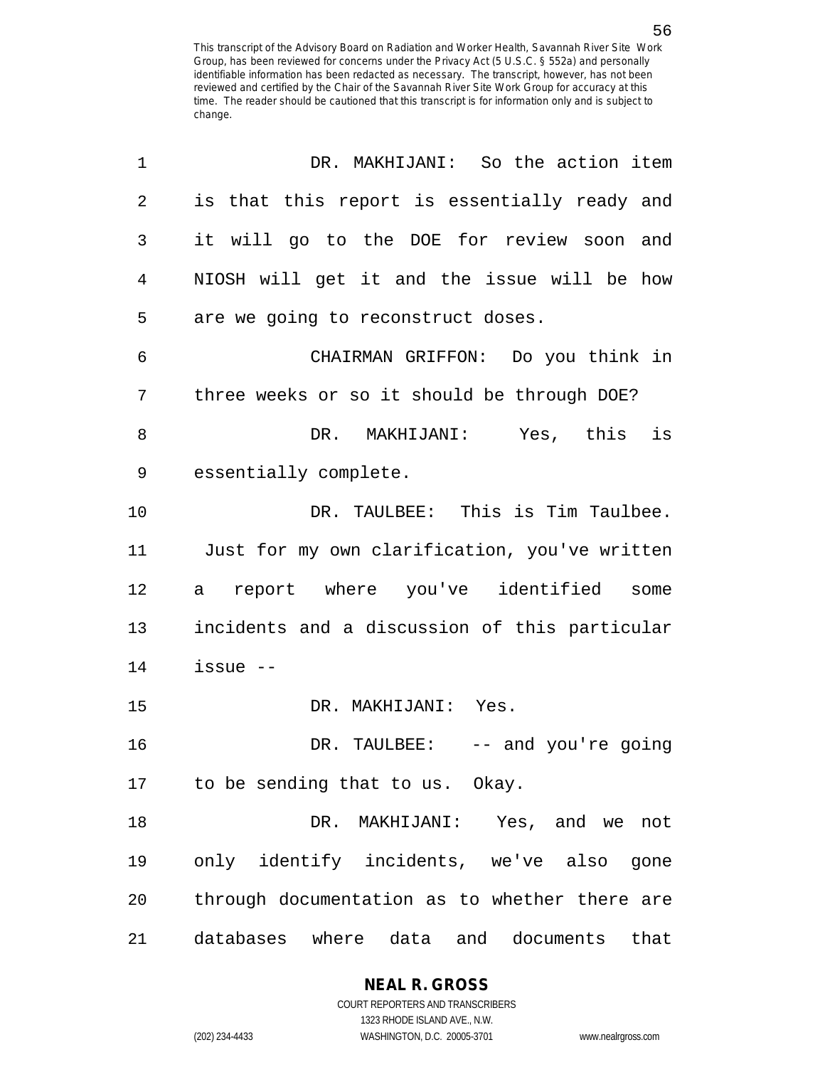DR. MAKHIJANI: So the action item is that this report is essentially ready and it will go to the DOE for review soon and NIOSH will get it and the issue will be how are we going to reconstruct doses.

CHAIRMAN GRIFFON: Do you think in three weeks or so it should be through DOE?

DR. MAKHIJANI: Yes, this is essentially complete.

DR. TAULBEE: This is Tim Taulbee. Just for my own clarification, you've written a report where you've identified some incidents and a discussion of this particular issue --

DR. MAKHIJANI: Yes.

DR. TAULBEE: -- and you're going to be sending that to us. Okay.

DR. MAKHIJANI: Yes, and we not only identify incidents, we've also gone through documentation as to whether there are databases where data and documents that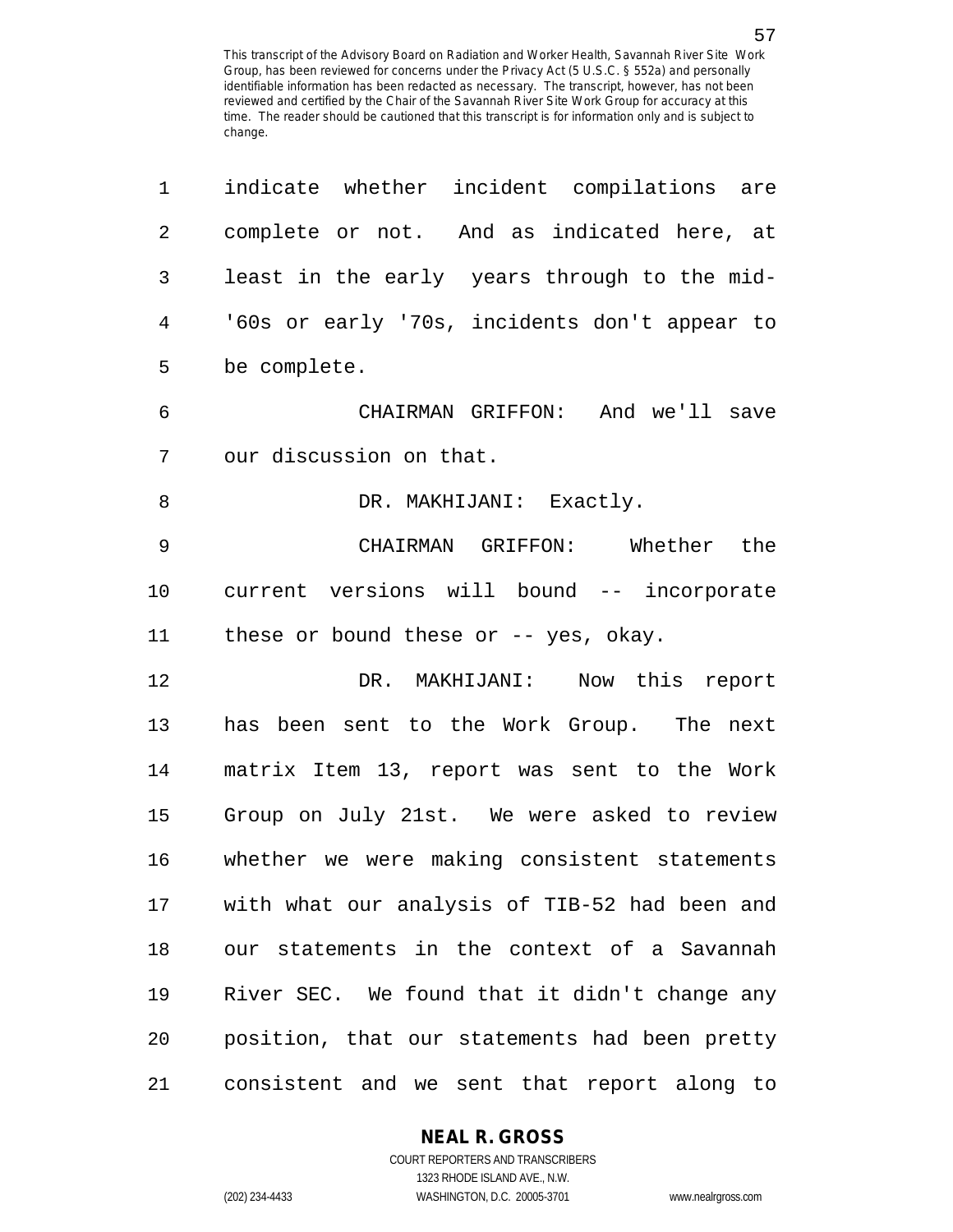indicate whether incident compilations are complete or not. And as indicated here, at least in the early years through to the mid-'60s or early '70s, incidents don't appear to be complete.

CHAIRMAN GRIFFON: And we'll save our discussion on that.

DR. MAKHIJANI: Exactly.

CHAIRMAN GRIFFON: Whether the current versions will bound -- incorporate these or bound these or -- yes, okay.

DR. MAKHIJANI: Now this report has been sent to the Work Group. The next matrix Item 13, report was sent to the Work Group on July 21st. We were asked to review whether we were making consistent statements with what our analysis of TIB-52 had been and our statements in the context of a Savannah River SEC. We found that it didn't change any position, that our statements had been pretty consistent and we sent that report along to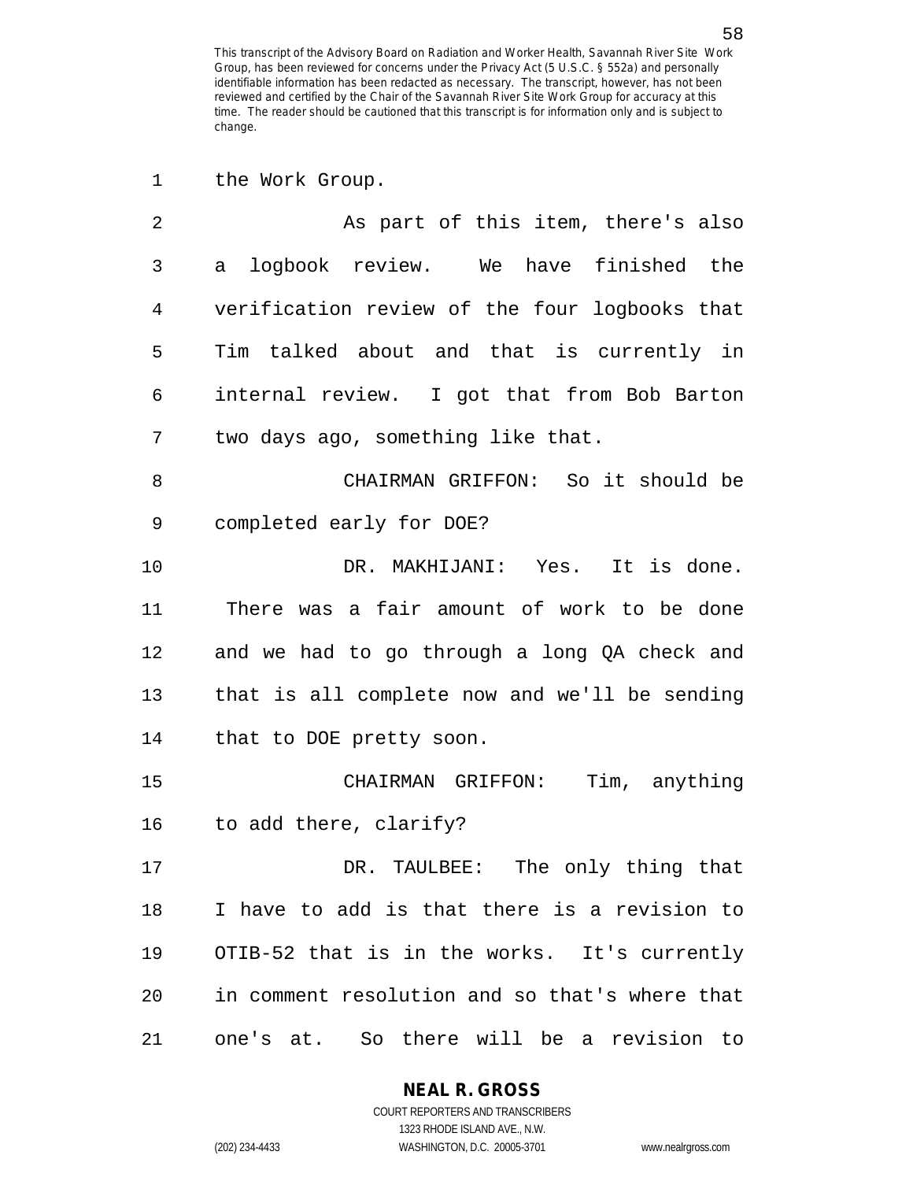the Work Group.

As part of this item, there's also a logbook review. We have finished the verification review of the four logbooks that Tim talked about and that is currently in internal review. I got that from Bob Barton two days ago, something like that.

CHAIRMAN GRIFFON: So it should be completed early for DOE?

DR. MAKHIJANI: Yes. It is done. There was a fair amount of work to be done and we had to go through a long QA check and that is all complete now and we'll be sending that to DOE pretty soon.

CHAIRMAN GRIFFON: Tim, anything to add there, clarify?

DR. TAULBEE: The only thing that I have to add is that there is a revision to OTIB-52 that is in the works. It's currently in comment resolution and so that's where that one's at. So there will be a revision to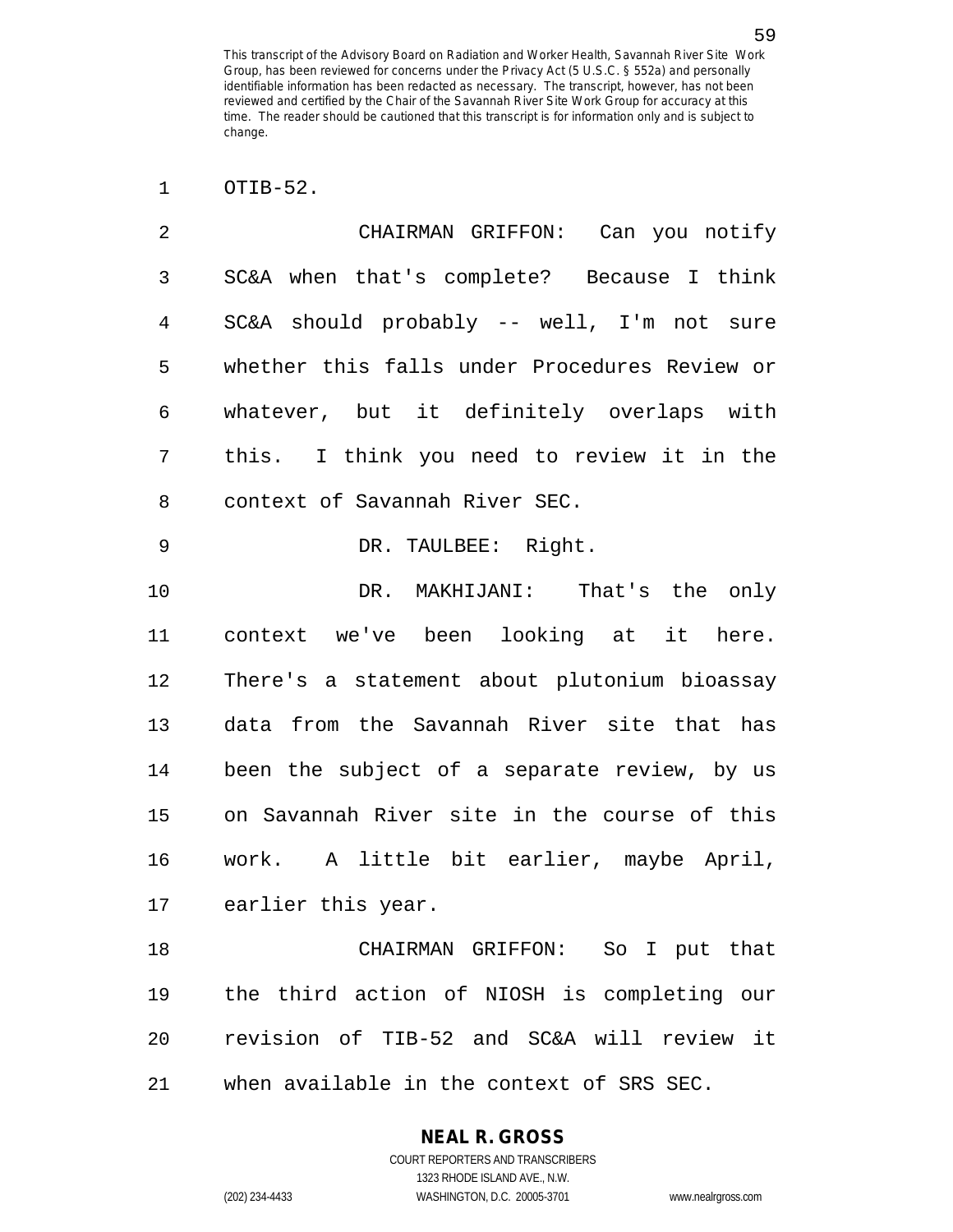OTIB-52.

CHAIRMAN GRIFFON: Can you notify SC&A when that's complete? Because I think SC&A should probably -- well, I'm not sure whether this falls under Procedures Review or whatever, but it definitely overlaps with this. I think you need to review it in the context of Savannah River SEC.

DR. TAULBEE: Right.

DR. MAKHIJANI: That's the only context we've been looking at it here. There's a statement about plutonium bioassay data from the Savannah River site that has been the subject of a separate review, by us on Savannah River site in the course of this work. A little bit earlier, maybe April, earlier this year.

CHAIRMAN GRIFFON: So I put that the third action of NIOSH is completing our revision of TIB-52 and SC&A will review it when available in the context of SRS SEC.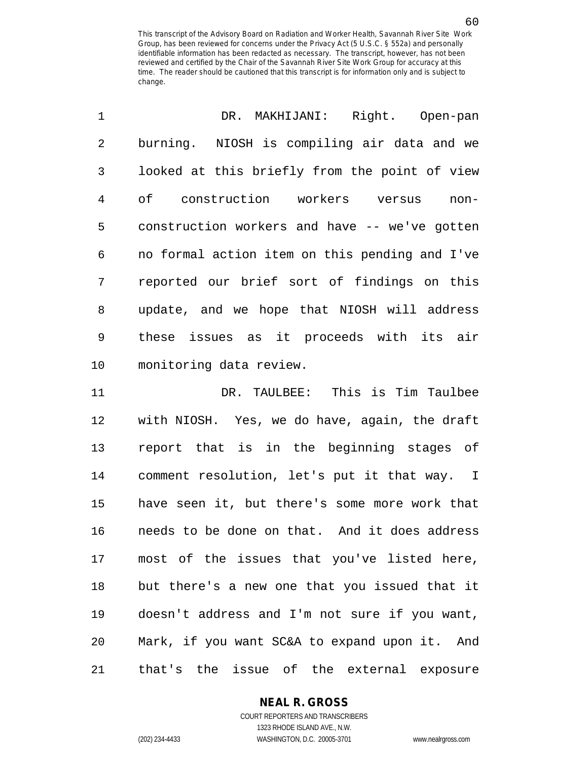DR. MAKHIJANI: Right. Open-pan burning. NIOSH is compiling air data and we looked at this briefly from the point of view of construction workers versus non-construction workers and have -- we've gotten no formal action item on this pending and I've reported our brief sort of findings on this update, and we hope that NIOSH will address these issues as it proceeds with its air monitoring data review.

DR. TAULBEE: This is Tim Taulbee with NIOSH. Yes, we do have, again, the draft report that is in the beginning stages of comment resolution, let's put it that way. I have seen it, but there's some more work that needs to be done on that. And it does address most of the issues that you've listed here, but there's a new one that you issued that it doesn't address and I'm not sure if you want, Mark, if you want SC&A to expand upon it. And that's the issue of the external exposure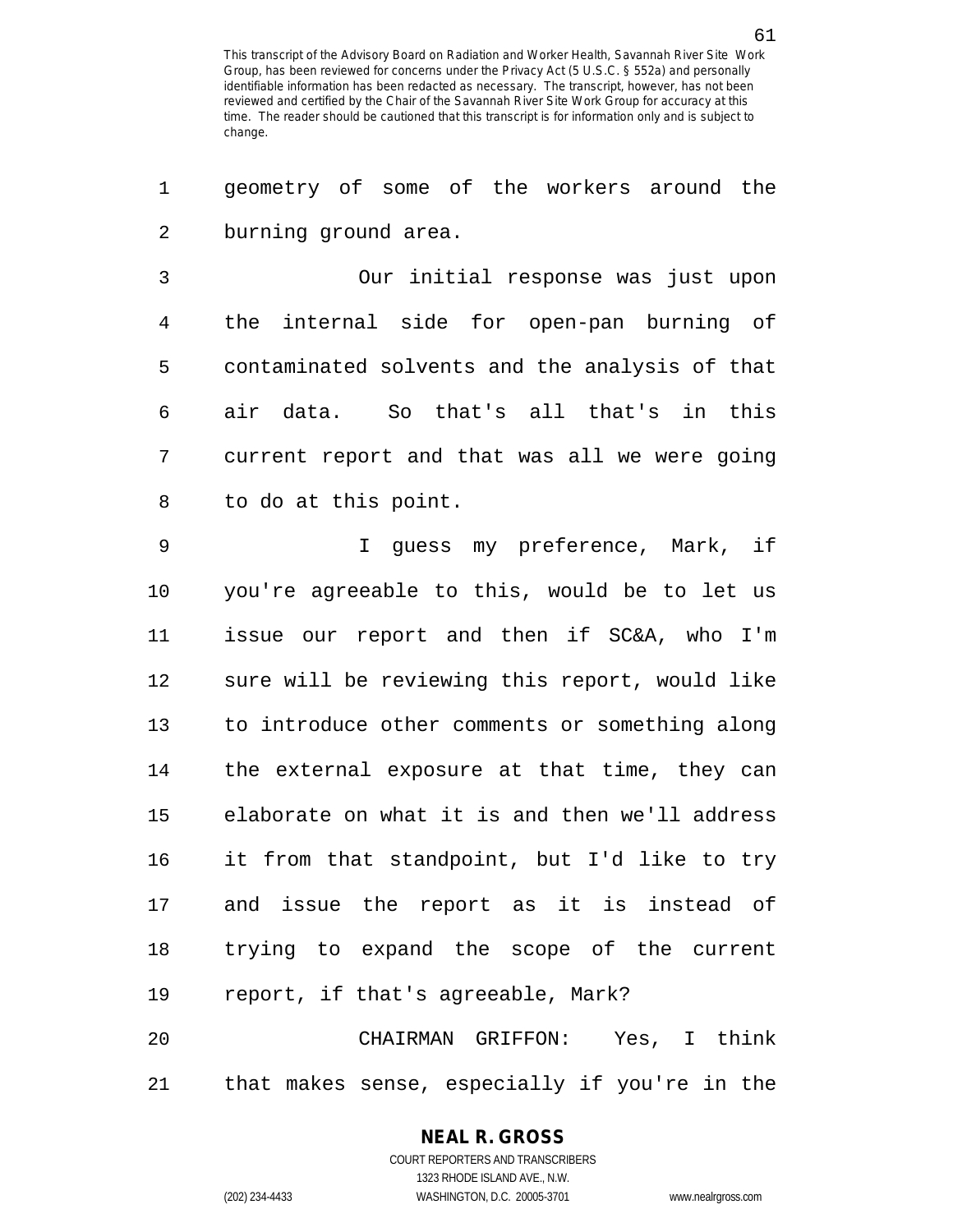geometry of some of the workers around the burning ground area.

Our initial response was just upon the internal side for open-pan burning of contaminated solvents and the analysis of that air data. So that's all that's in this current report and that was all we were going to do at this point.

I guess my preference, Mark, if you're agreeable to this, would be to let us issue our report and then if SC&A, who I'm sure will be reviewing this report, would like to introduce other comments or something along the external exposure at that time, they can elaborate on what it is and then we'll address it from that standpoint, but I'd like to try and issue the report as it is instead of trying to expand the scope of the current report, if that's agreeable, Mark?

CHAIRMAN GRIFFON: Yes, I think that makes sense, especially if you're in the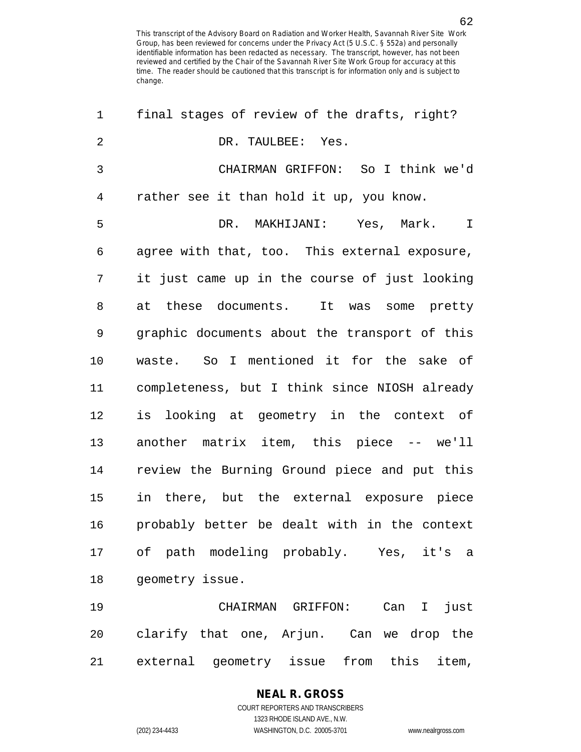final stages of review of the drafts, right?

DR. TAULBEE: Yes.

CHAIRMAN GRIFFON: So I think we'd rather see it than hold it up, you know.

DR. MAKHIJANI: Yes, Mark. I agree with that, too. This external exposure, it just came up in the course of just looking at these documents. It was some pretty graphic documents about the transport of this waste. So I mentioned it for the sake of completeness, but I think since NIOSH already is looking at geometry in the context of another matrix item, this piece -- we'll review the Burning Ground piece and put this in there, but the external exposure piece probably better be dealt with in the context of path modeling probably. Yes, it's a geometry issue.

CHAIRMAN GRIFFON: Can I just clarify that one, Arjun. Can we drop the external geometry issue from this item,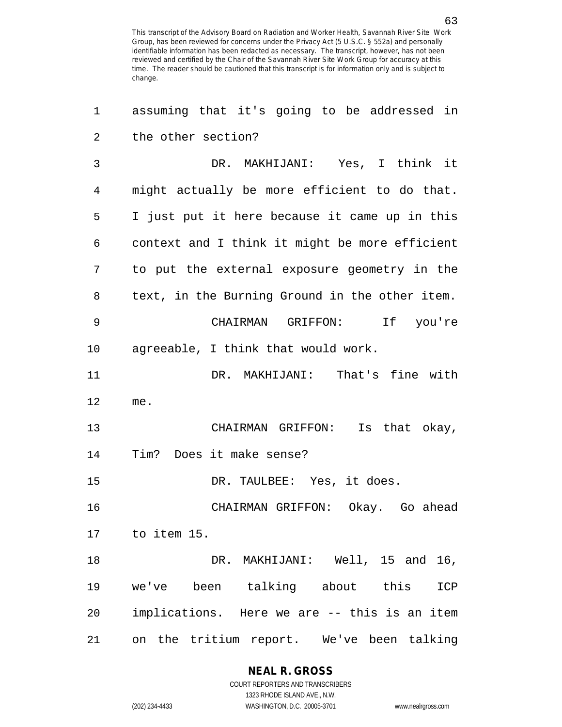assuming that it's going to be addressed in the other section?

DR. MAKHIJANI: Yes, I think it might actually be more efficient to do that. I just put it here because it came up in this context and I think it might be more efficient to put the external exposure geometry in the text, in the Burning Ground in the other item.

CHAIRMAN GRIFFON: If you're agreeable, I think that would work.

DR. MAKHIJANI: That's fine with me.

CHAIRMAN GRIFFON: Is that okay, Tim? Does it make sense?

DR. TAULBEE: Yes, it does.

CHAIRMAN GRIFFON: Okay. Go ahead to item 15.

DR. MAKHIJANI: Well, 15 and 16, we've been talking about this ICP implications. Here we are -- this is an item on the tritium report. We've been talking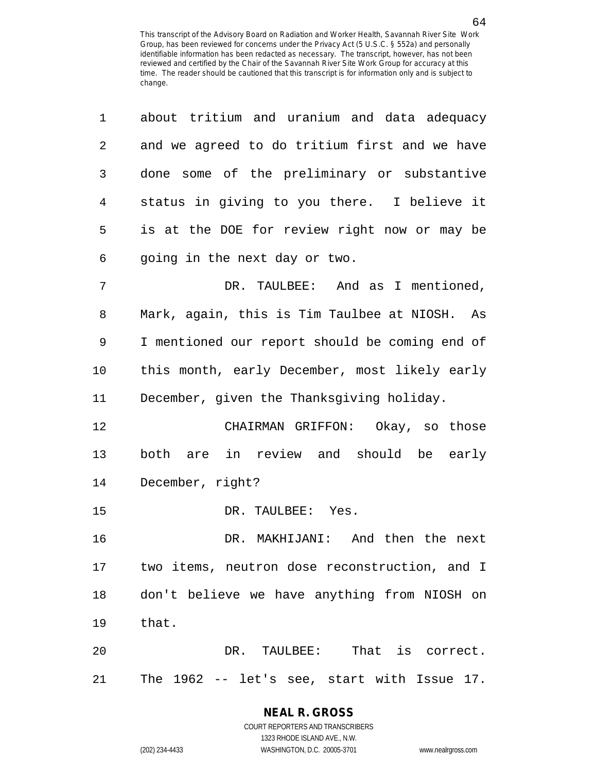about tritium and uranium and data adequacy and we agreed to do tritium first and we have done some of the preliminary or substantive status in giving to you there. I believe it is at the DOE for review right now or may be going in the next day or two.

DR. TAULBEE: And as I mentioned, Mark, again, this is Tim Taulbee at NIOSH. As I mentioned our report should be coming end of this month, early December, most likely early December, given the Thanksgiving holiday.

CHAIRMAN GRIFFON: Okay, so those both are in review and should be early December, right?

DR. TAULBEE: Yes.

DR. MAKHIJANI: And then the next two items, neutron dose reconstruction, and I don't believe we have anything from NIOSH on that.

DR. TAULBEE: That is correct. The 1962 -- let's see, start with Issue 17.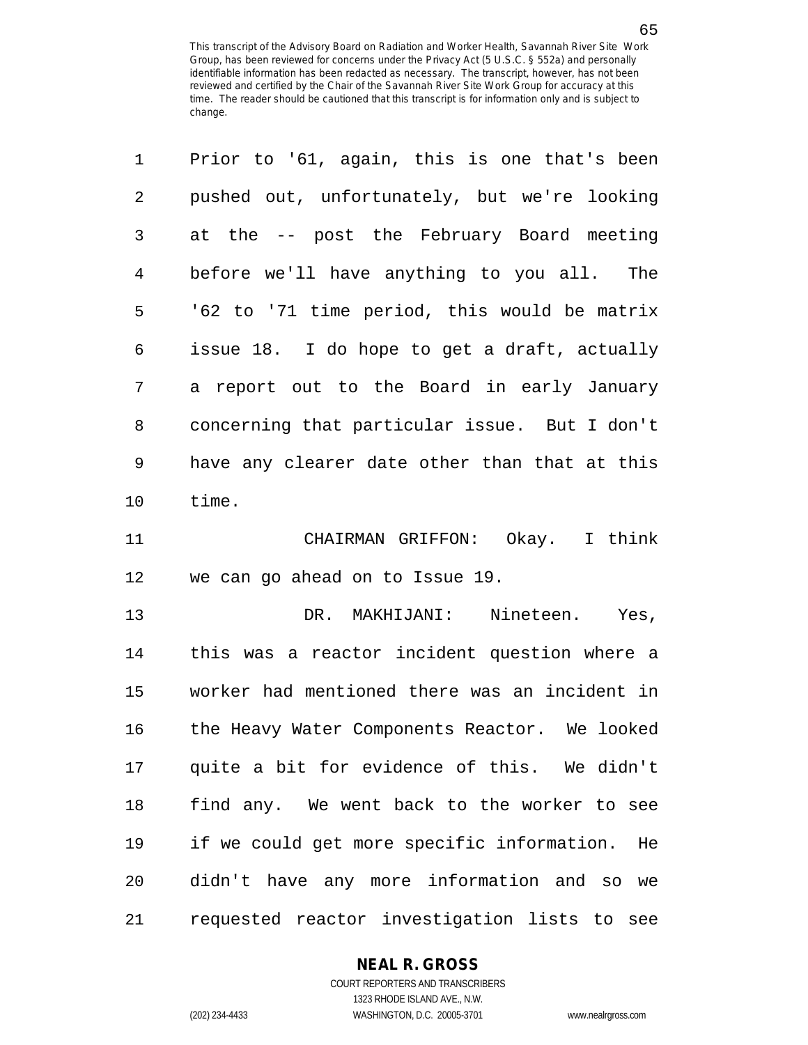Prior to '61, again, this is one that's been pushed out, unfortunately, but we're looking at the -- post the February Board meeting before we'll have anything to you all. The '62 to '71 time period, this would be matrix issue 18. I do hope to get a draft, actually a report out to the Board in early January concerning that particular issue. But I don't have any clearer date other than that at this time.

CHAIRMAN GRIFFON: Okay. I think we can go ahead on to Issue 19.

DR. MAKHIJANI: Nineteen. Yes, this was a reactor incident question where a worker had mentioned there was an incident in the Heavy Water Components Reactor. We looked quite a bit for evidence of this. We didn't find any. We went back to the worker to see if we could get more specific information. He didn't have any more information and so we requested reactor investigation lists to see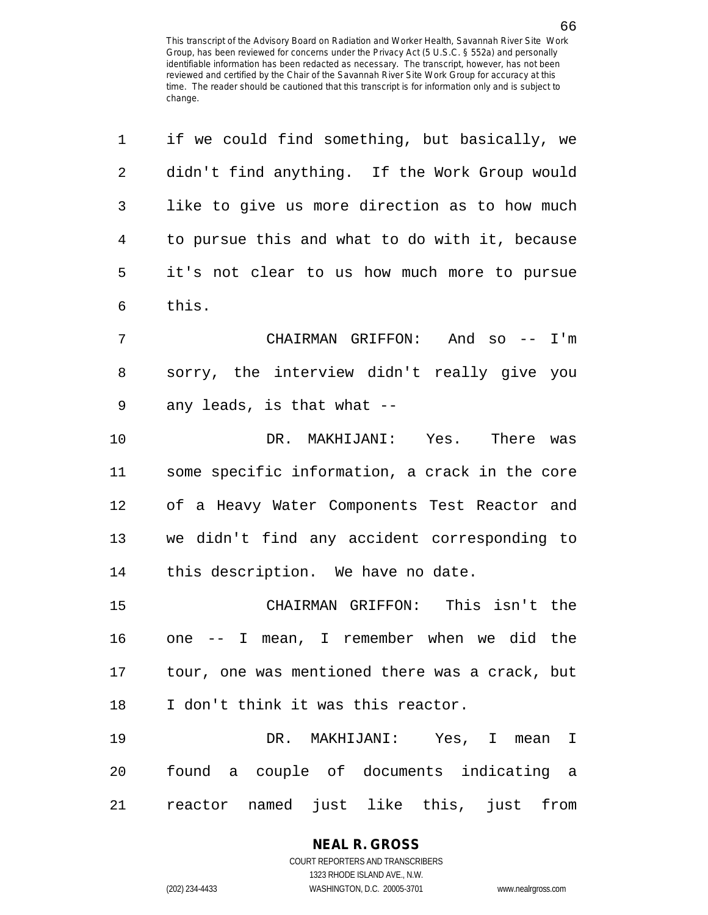if we could find something, but basically, we didn't find anything. If the Work Group would like to give us more direction as to how much to pursue this and what to do with it, because it's not clear to us how much more to pursue this.

CHAIRMAN GRIFFON: And so -- I'm sorry, the interview didn't really give you any leads, is that what --

DR. MAKHIJANI: Yes. There was some specific information, a crack in the core of a Heavy Water Components Test Reactor and we didn't find any accident corresponding to this description. We have no date.

CHAIRMAN GRIFFON: This isn't the one -- I mean, I remember when we did the tour, one was mentioned there was a crack, but I don't think it was this reactor.

DR. MAKHIJANI: Yes, I mean I found a couple of documents indicating a reactor named just like this, just from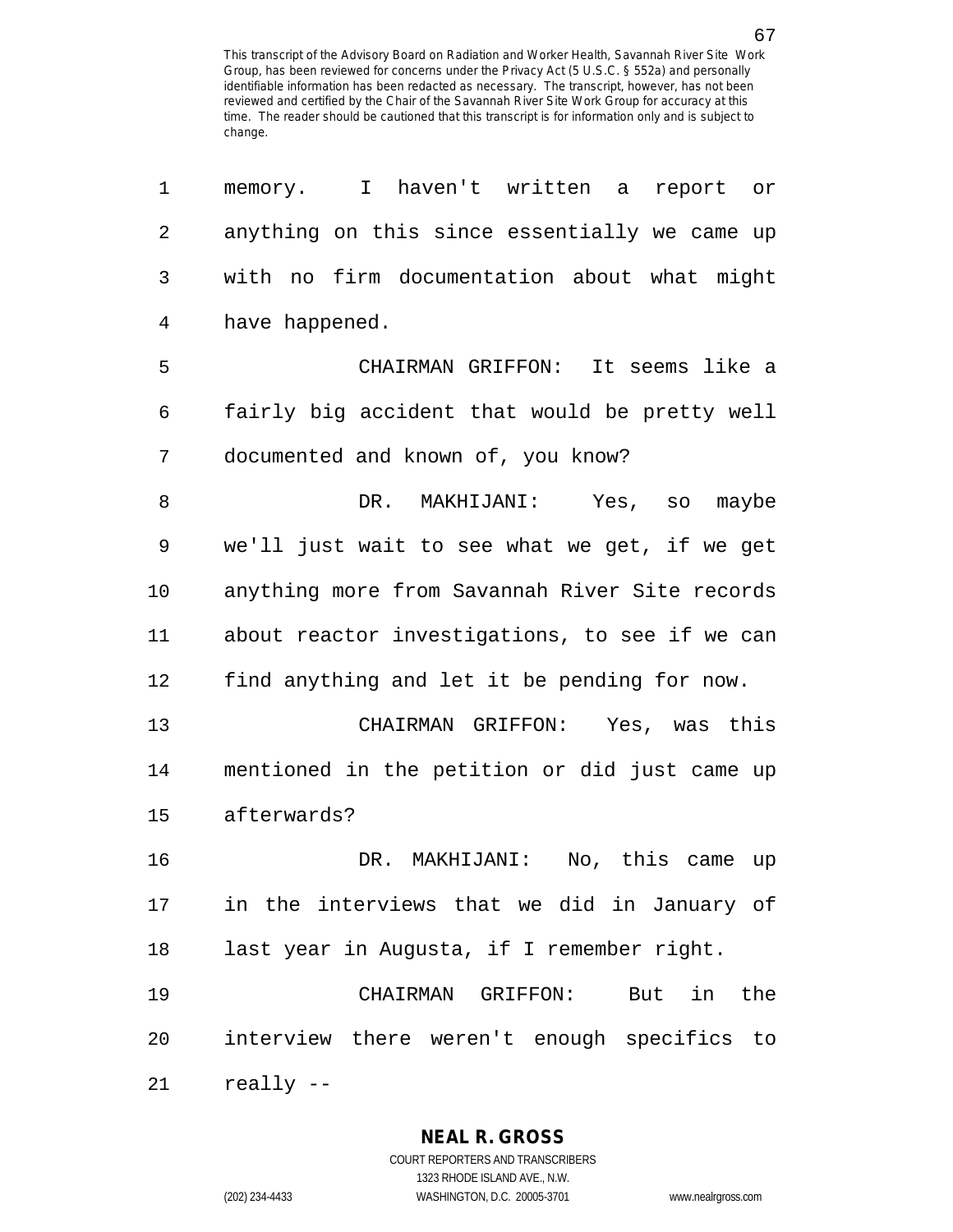memory. I haven't written a report or anything on this since essentially we came up with no firm documentation about what might have happened.

CHAIRMAN GRIFFON: It seems like a fairly big accident that would be pretty well documented and known of, you know?

DR. MAKHIJANI: Yes, so maybe we'll just wait to see what we get, if we get anything more from Savannah River Site records about reactor investigations, to see if we can find anything and let it be pending for now.

CHAIRMAN GRIFFON: Yes, was this mentioned in the petition or did just came up afterwards?

DR. MAKHIJANI: No, this came up in the interviews that we did in January of last year in Augusta, if I remember right.

CHAIRMAN GRIFFON: But in the interview there weren't enough specifics to really --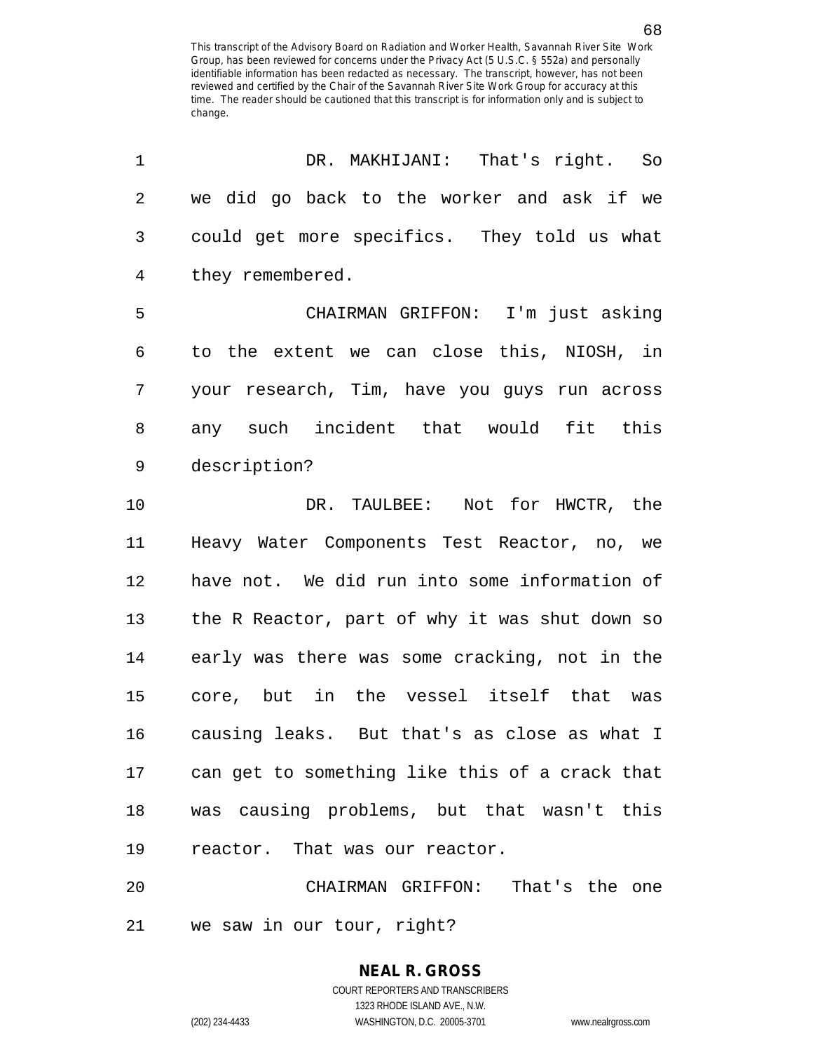DR. MAKHIJANI: That's right. So we did go back to the worker and ask if we could get more specifics. They told us what they remembered.

CHAIRMAN GRIFFON: I'm just asking to the extent we can close this, NIOSH, in your research, Tim, have you guys run across any such incident that would fit this description?

DR. TAULBEE: Not for HWCTR, the Heavy Water Components Test Reactor, no, we have not. We did run into some information of the R Reactor, part of why it was shut down so early was there was some cracking, not in the core, but in the vessel itself that was causing leaks. But that's as close as what I can get to something like this of a crack that was causing problems, but that wasn't this reactor. That was our reactor.

CHAIRMAN GRIFFON: That's the one we saw in our tour, right?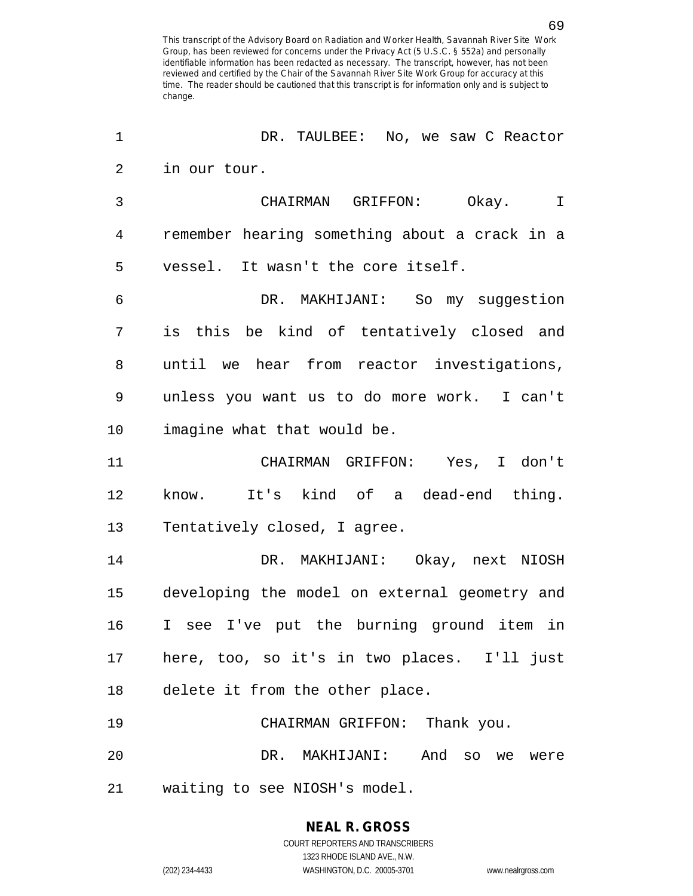This transcript of the Advisory Board on Radiation and Worker Health, Savannah River Site Work Group, has been reviewed for concerns under the Privacy Act (5 U.S.C. § 552a) and personally identifiable information has been redacted as necessary. The transcript, however, has not been reviewed and certified by the Chair of the Savannah River Site Work Group for accuracy at this time. The reader should be cautioned that this transcript is for information only and is subject to change.

DR. TAULBEE: No, we saw C Reactor in our tour.

CHAIRMAN GRIFFON: Okay. I remember hearing something about a crack in a vessel. It wasn't the core itself.

DR. MAKHIJANI: So my suggestion is this be kind of tentatively closed and until we hear from reactor investigations, unless you want us to do more work. I can't imagine what that would be.

CHAIRMAN GRIFFON: Yes, I don't know. It's kind of a dead-end thing. Tentatively closed, I agree.

DR. MAKHIJANI: Okay, next NIOSH developing the model on external geometry and I see I've put the burning ground item in here, too, so it's in two places. I'll just delete it from the other place.

CHAIRMAN GRIFFON: Thank you.

DR. MAKHIJANI: And so we were waiting to see NIOSH's model.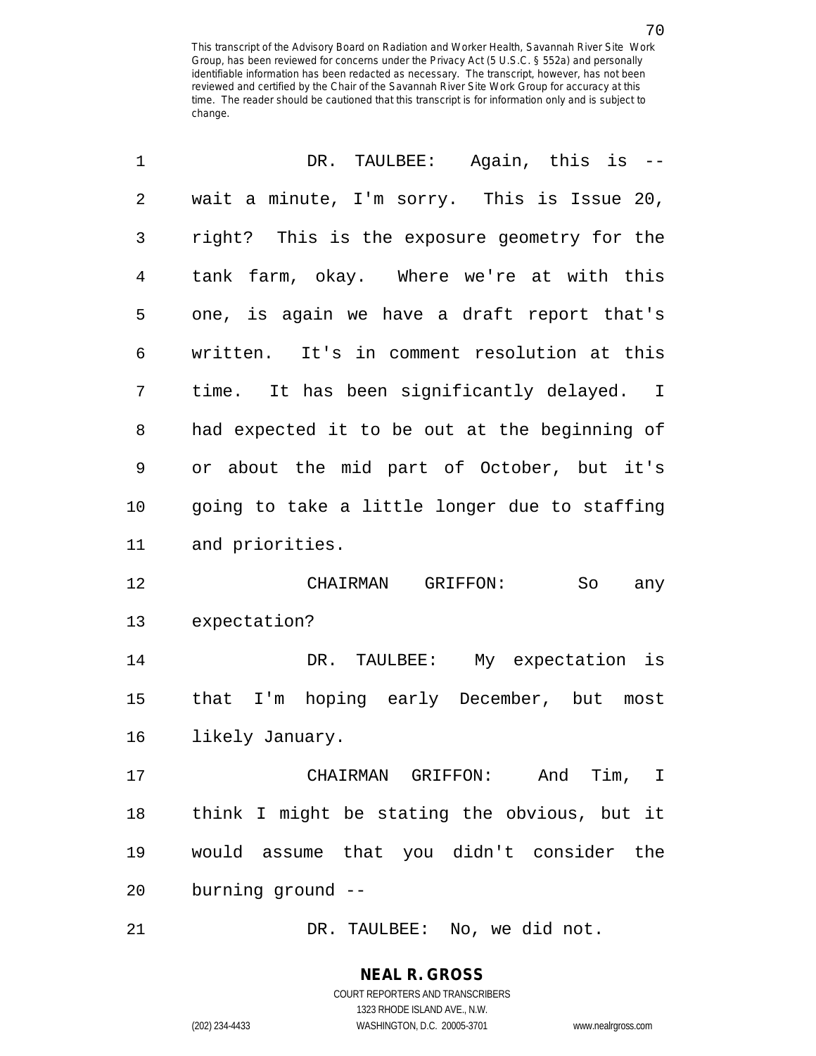DR. TAULBEE: Again, this is -- wait a minute, I'm sorry. This is Issue 20, right? This is the exposure geometry for the tank farm, okay. Where we're at with this one, is again we have a draft report that's written. It's in comment resolution at this time. It has been significantly delayed. I had expected it to be out at the beginning of or about the mid part of October, but it's going to take a little longer due to staffing and priorities.

CHAIRMAN GRIFFON: So any expectation?

DR. TAULBEE: My expectation is that I'm hoping early December, but most likely January.

CHAIRMAN GRIFFON: And Tim, I think I might be stating the obvious, but it would assume that you didn't consider the burning ground --

DR. TAULBEE: No, we did not.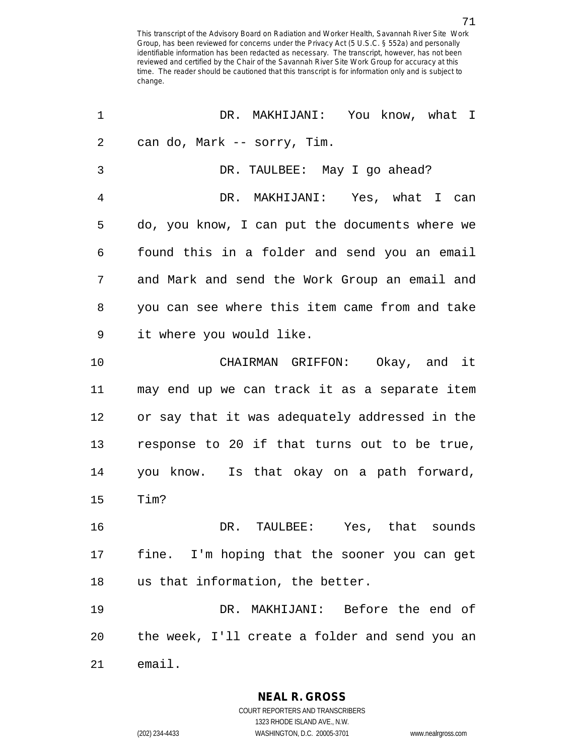DR. MAKHIJANI: You know, what I can do, Mark -- sorry, Tim.

DR. TAULBEE: May I go ahead?

DR. MAKHIJANI: Yes, what I can do, you know, I can put the documents where we found this in a folder and send you an email and Mark and send the Work Group an email and you can see where this item came from and take it where you would like.

CHAIRMAN GRIFFON: Okay, and it may end up we can track it as a separate item or say that it was adequately addressed in the response to 20 if that turns out to be true, you know. Is that okay on a path forward, Tim?

DR. TAULBEE: Yes, that sounds fine. I'm hoping that the sooner you can get us that information, the better.

DR. MAKHIJANI: Before the end of the week, I'll create a folder and send you an email.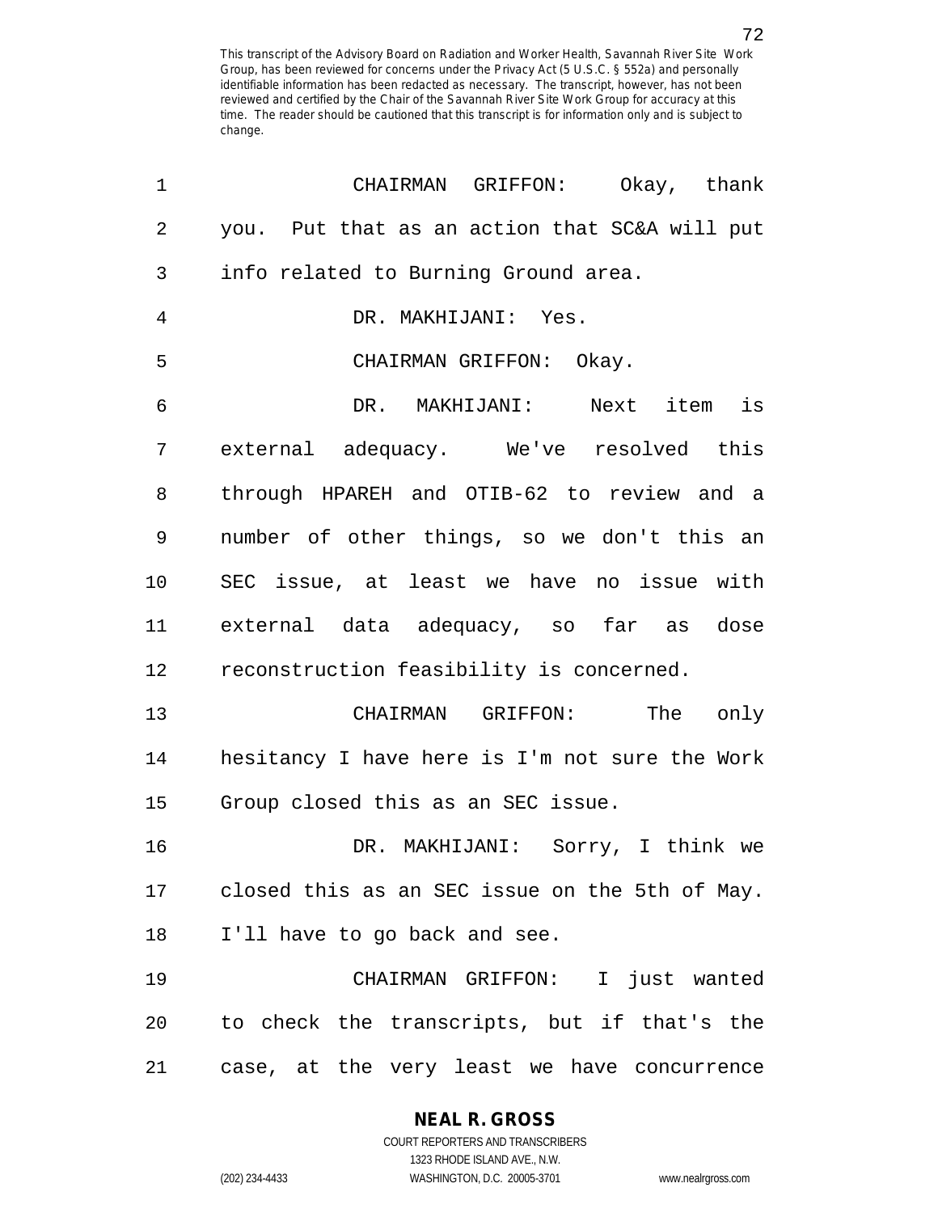CHAIRMAN GRIFFON: Okay, thank you. Put that as an action that SC&A will put info related to Burning Ground area.

DR. MAKHIJANI: Yes.

CHAIRMAN GRIFFON: Okay.

DR. MAKHIJANI: Next item is external adequacy. We've resolved this through HPAREH and OTIB-62 to review and a number of other things, so we don't this an SEC issue, at least we have no issue with external data adequacy, so far as dose reconstruction feasibility is concerned.

CHAIRMAN GRIFFON: The only hesitancy I have here is I'm not sure the Work Group closed this as an SEC issue.

DR. MAKHIJANI: Sorry, I think we closed this as an SEC issue on the 5th of May. I'll have to go back and see.

CHAIRMAN GRIFFON: I just wanted to check the transcripts, but if that's the case, at the very least we have concurrence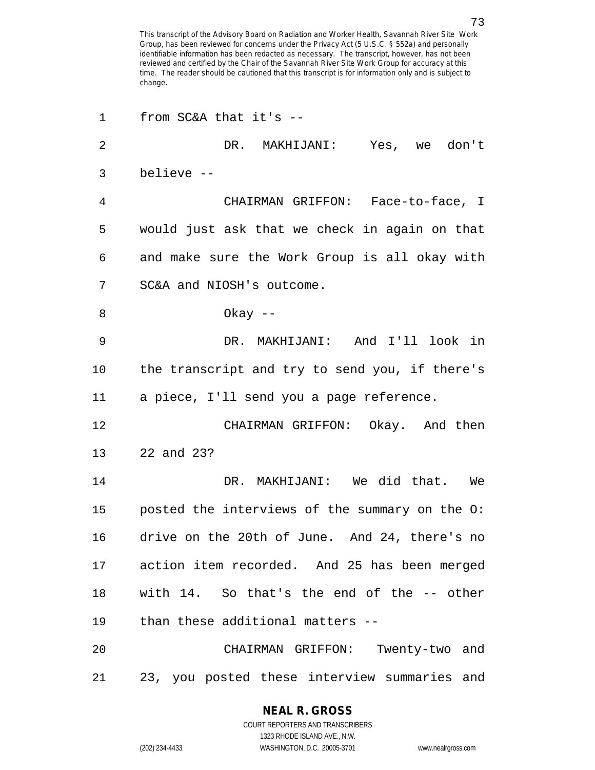from SC&A that it's --

DR. MAKHIJANI: Yes, we don't believe --

CHAIRMAN GRIFFON: Face-to-face, I would just ask that we check in again on that and make sure the Work Group is all okay with SC&A and NIOSH's outcome.

Okay --

DR. MAKHIJANI: And I'll look in the transcript and try to send you, if there's a piece, I'll send you a page reference.

CHAIRMAN GRIFFON: Okay. And then 22 and 23?

DR. MAKHIJANI: We did that. We posted the interviews of the summary on the O: drive on the 20th of June. And 24, there's no action item recorded. And 25 has been merged with 14. So that's the end of the -- other than these additional matters --

CHAIRMAN GRIFFON: Twenty-two and 23, you posted these interview summaries and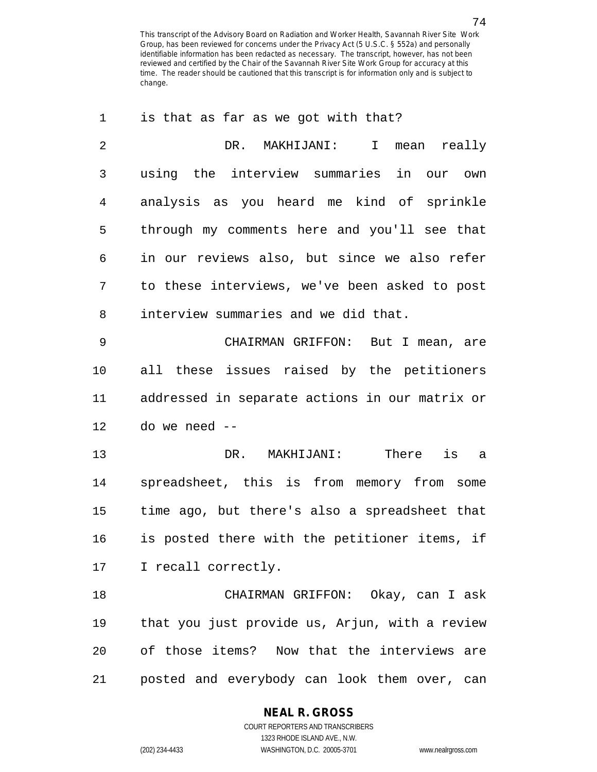is that as far as we got with that?

DR. MAKHIJANI: I mean really using the interview summaries in our own analysis as you heard me kind of sprinkle through my comments here and you'll see that in our reviews also, but since we also refer to these interviews, we've been asked to post interview summaries and we did that.

CHAIRMAN GRIFFON: But I mean, are all these issues raised by the petitioners addressed in separate actions in our matrix or do we need --

DR. MAKHIJANI: There is a spreadsheet, this is from memory from some time ago, but there's also a spreadsheet that is posted there with the petitioner items, if I recall correctly.

CHAIRMAN GRIFFON: Okay, can I ask that you just provide us, Arjun, with a review of those items? Now that the interviews are posted and everybody can look them over, can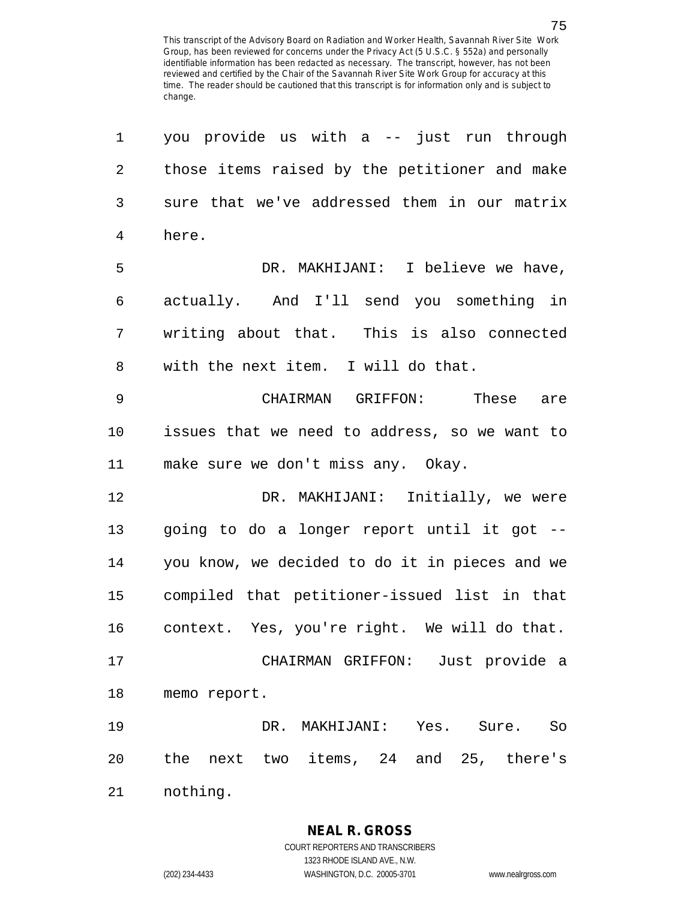you provide us with a -- just run through those items raised by the petitioner and make sure that we've addressed them in our matrix here.

DR. MAKHIJANI: I believe we have, actually. And I'll send you something in writing about that. This is also connected with the next item. I will do that.

CHAIRMAN GRIFFON: These are issues that we need to address, so we want to make sure we don't miss any. Okay.

DR. MAKHIJANI: Initially, we were going to do a longer report until it got -- you know, we decided to do it in pieces and we compiled that petitioner-issued list in that context. Yes, you're right. We will do that.

CHAIRMAN GRIFFON: Just provide a memo report.

DR. MAKHIJANI: Yes. Sure. So the next two items, 24 and 25, there's nothing.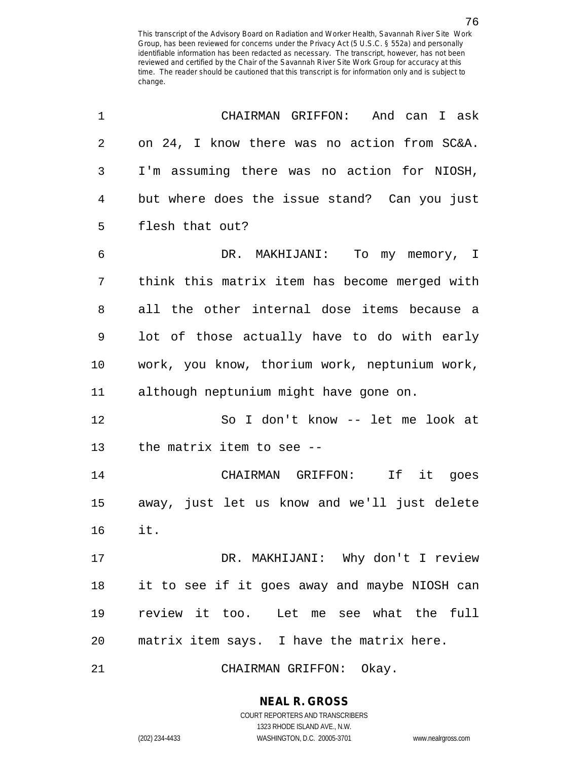CHAIRMAN GRIFFON: And can I ask on 24, I know there was no action from SC&A. I'm assuming there was no action for NIOSH, but where does the issue stand? Can you just flesh that out?

DR. MAKHIJANI: To my memory, I think this matrix item has become merged with all the other internal dose items because a lot of those actually have to do with early work, you know, thorium work, neptunium work, although neptunium might have gone on.

So I don't know -- let me look at the matrix item to see --

CHAIRMAN GRIFFON: If it goes away, just let us know and we'll just delete it.

DR. MAKHIJANI: Why don't I review it to see if it goes away and maybe NIOSH can review it too. Let me see what the full matrix item says. I have the matrix here.

CHAIRMAN GRIFFON: Okay.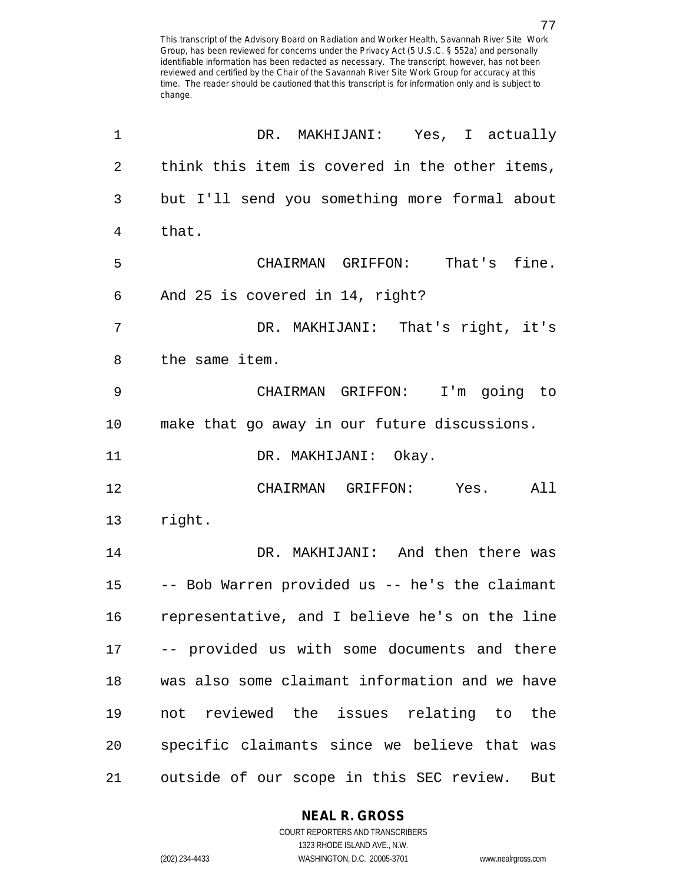This transcript of the Advisory Board on Radiation and Worker Health, Savannah River Site Work Group, has been reviewed for concerns under the Privacy Act (5 U.S.C. § 552a) and personally identifiable information has been redacted as necessary. The transcript, however, has not been reviewed and certified by the Chair of the Savannah River Site Work Group for accuracy at this time. The reader should be cautioned that this transcript is for information only and is subject to change.

1 DR. MAKHIJANI: Yes, I actually
2 think this item is covered in the other items,
3 but I'll send you something more formal about
4 that.
5 CHAIRMAN GRIFFON: That's fine.
6 And 25 is covered in 14, right?
7 DR. MAKHIJANI: That's right, it's
8 the same item.
9 CHAIRMAN GRIFFON: I'm going to
10 make that go away in our future discussions.
11 DR. MAKHIJANI: Okay.
12 CHAIRMAN GRIFFON: Yes. All
13 right.
14 DR. MAKHIJANI: And then there was
15 -- Bob Warren provided us -- he's the claimant
16 representative, and I believe he's on the line
17 -- provided us with some documents and there
18 was also some claimant information and we have
19 not reviewed the issues relating to the
20 specific claimants since we believe that was
21 outside of our scope in this SEC review. But

**NEAL R. GROSS**
COURT REPORTERS AND TRANSCRIBERS
1323 RHODE ISLAND AVE., N.W.
(202) 234-4433 WASHINGTON, D.C. 20005-3701 www.nealrgross.com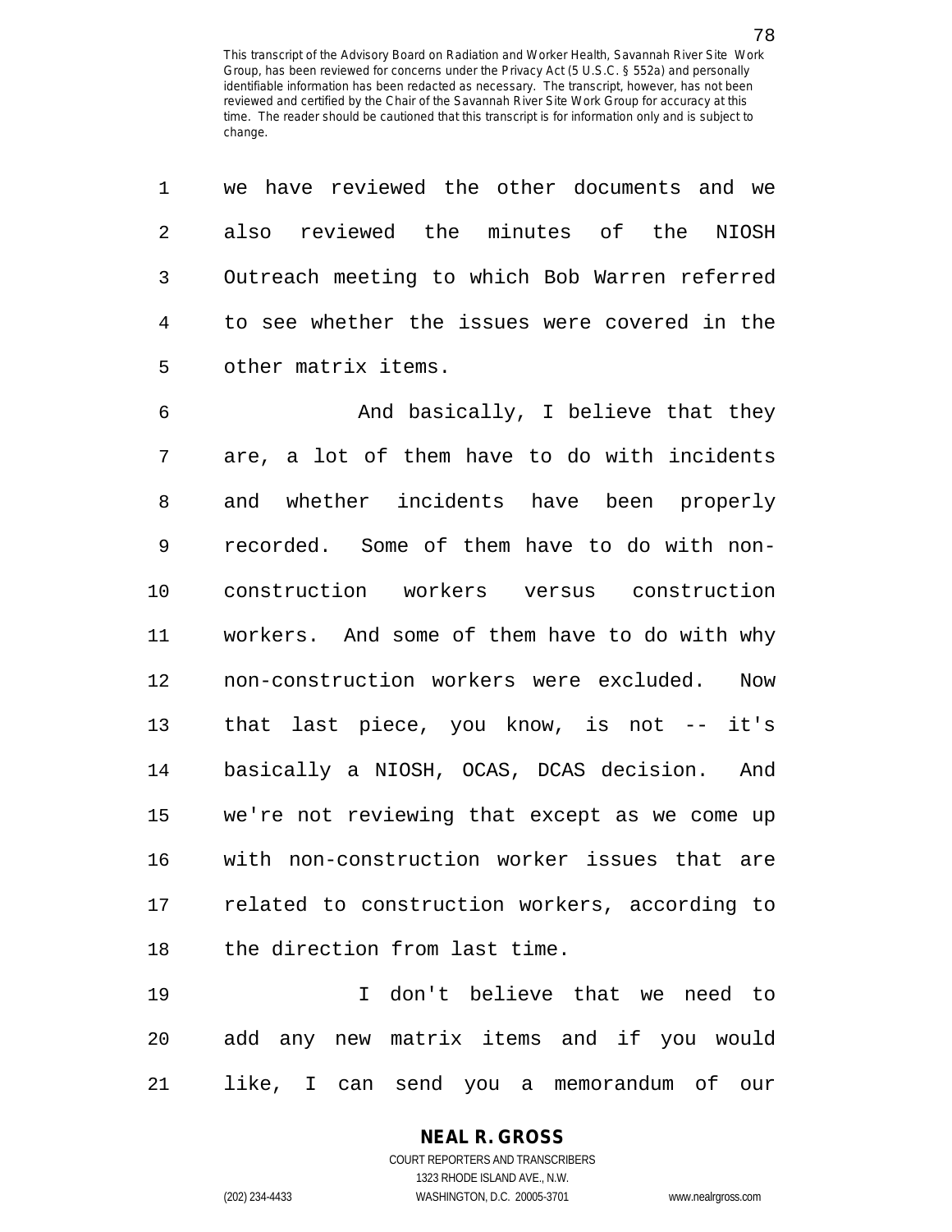we have reviewed the other documents and we also reviewed the minutes of the NIOSH Outreach meeting to which Bob Warren referred to see whether the issues were covered in the other matrix items.

And basically, I believe that they are, a lot of them have to do with incidents and whether incidents have been properly recorded. Some of them have to do with non-construction workers versus construction workers. And some of them have to do with why non-construction workers were excluded. Now that last piece, you know, is not -- it's basically a NIOSH, OCAS, DCAS decision. And we're not reviewing that except as we come up with non-construction worker issues that are related to construction workers, according to the direction from last time.

I don't believe that we need to add any new matrix items and if you would like, I can send you a memorandum of our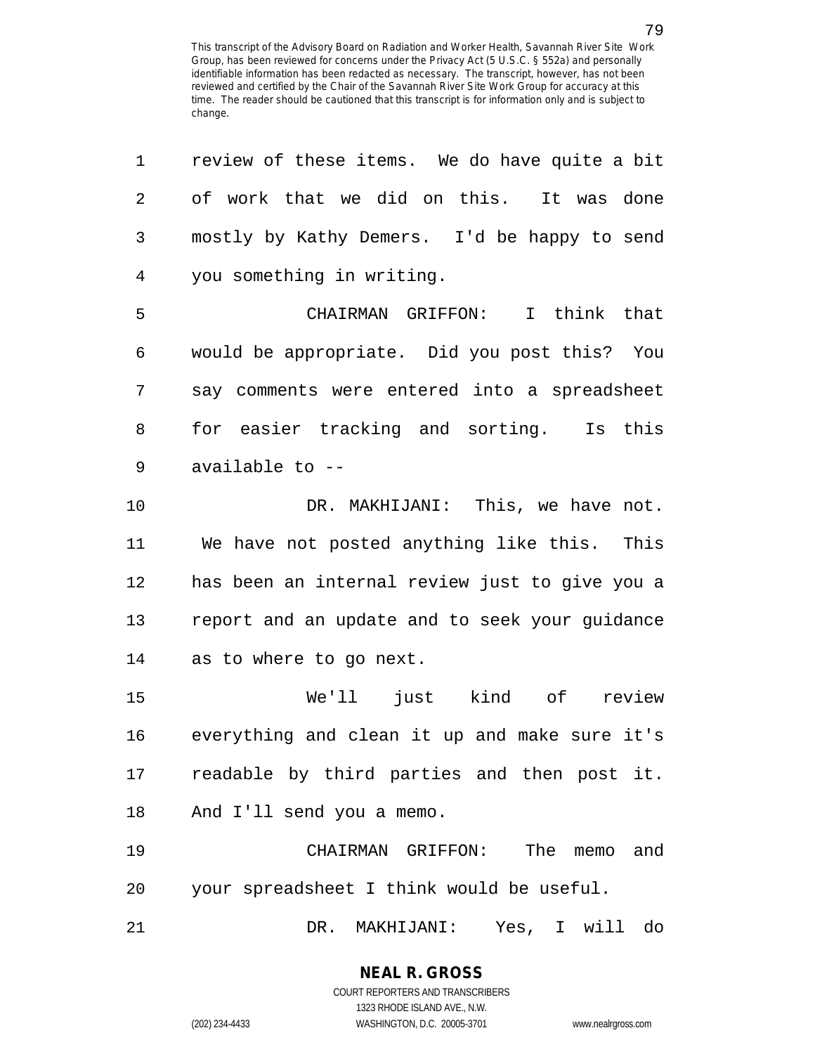review of these items. We do have quite a bit of work that we did on this. It was done mostly by Kathy Demers. I'd be happy to send you something in writing.

CHAIRMAN GRIFFON: I think that would be appropriate. Did you post this? You say comments were entered into a spreadsheet for easier tracking and sorting. Is this available to --

DR. MAKHIJANI: This, we have not. We have not posted anything like this. This has been an internal review just to give you a report and an update and to seek your guidance as to where to go next.

We'll just kind of review everything and clean it up and make sure it's readable by third parties and then post it. And I'll send you a memo.

CHAIRMAN GRIFFON: The memo and your spreadsheet I think would be useful.

DR. MAKHIJANI: Yes, I will do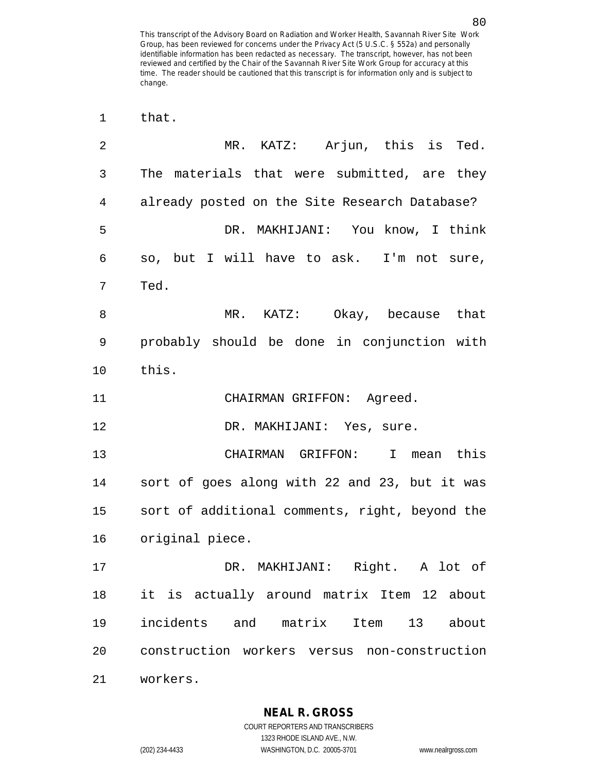that.

MR. KATZ: Arjun, this is Ted. The materials that were submitted, are they already posted on the Site Research Database?

DR. MAKHIJANI: You know, I think so, but I will have to ask. I'm not sure, Ted.

MR. KATZ: Okay, because that probably should be done in conjunction with this.

CHAIRMAN GRIFFON: Agreed.

DR. MAKHIJANI: Yes, sure.

CHAIRMAN GRIFFON: I mean this sort of goes along with 22 and 23, but it was sort of additional comments, right, beyond the original piece.

DR. MAKHIJANI: Right. A lot of it is actually around matrix Item 12 about incidents and matrix Item 13 about construction workers versus non-construction workers.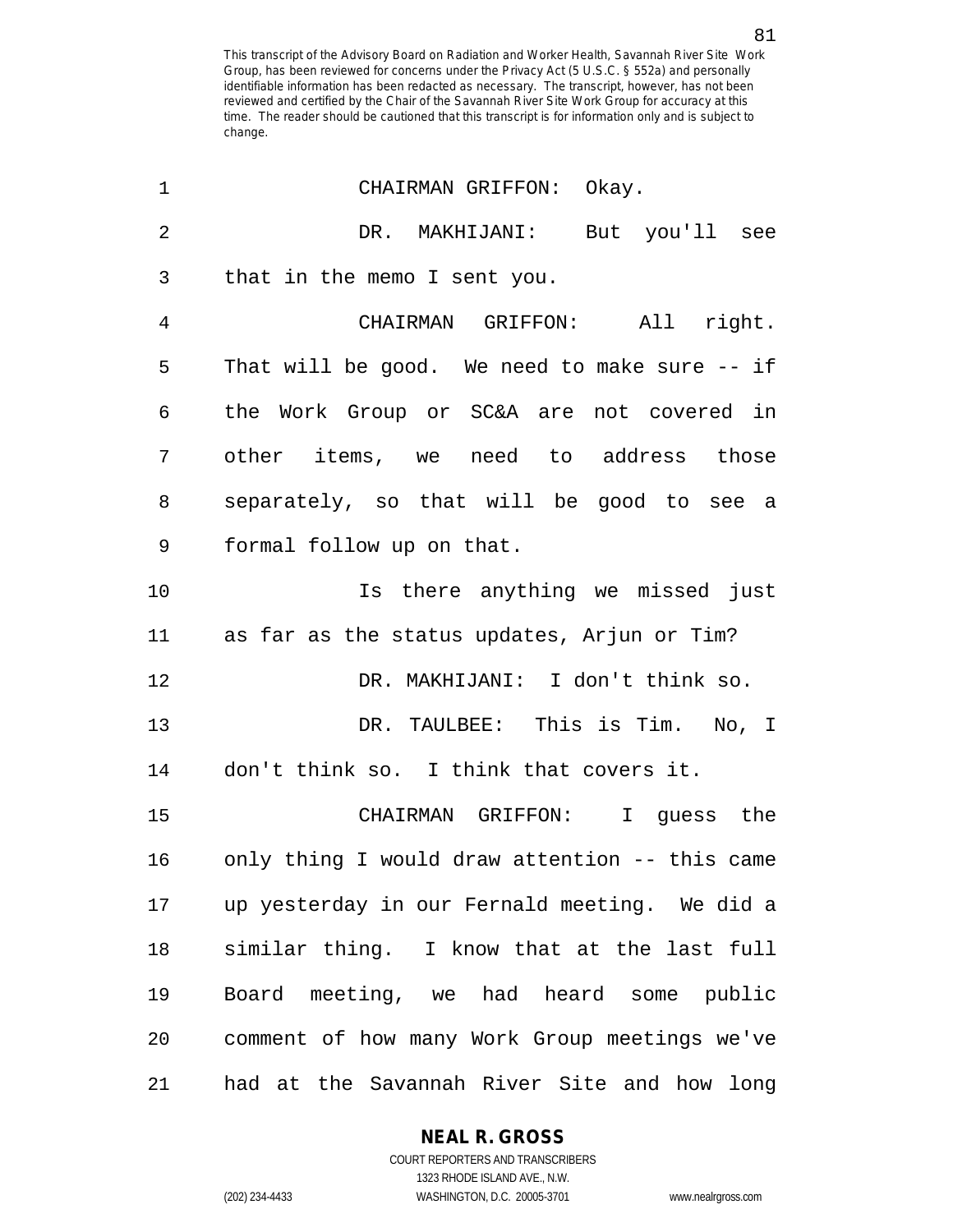CHAIRMAN GRIFFON: Okay.

DR. MAKHIJANI: But you'll see that in the memo I sent you.

CHAIRMAN GRIFFON: All right. That will be good. We need to make sure -- if the Work Group or SC&A are not covered in other items, we need to address those separately, so that will be good to see a formal follow up on that.

Is there anything we missed just as far as the status updates, Arjun or Tim?

DR. MAKHIJANI: I don't think so.

DR. TAULBEE: This is Tim. No, I don't think so. I think that covers it.

CHAIRMAN GRIFFON: I guess the only thing I would draw attention -- this came up yesterday in our Fernald meeting. We did a similar thing. I know that at the last full Board meeting, we had heard some public comment of how many Work Group meetings we've had at the Savannah River Site and how long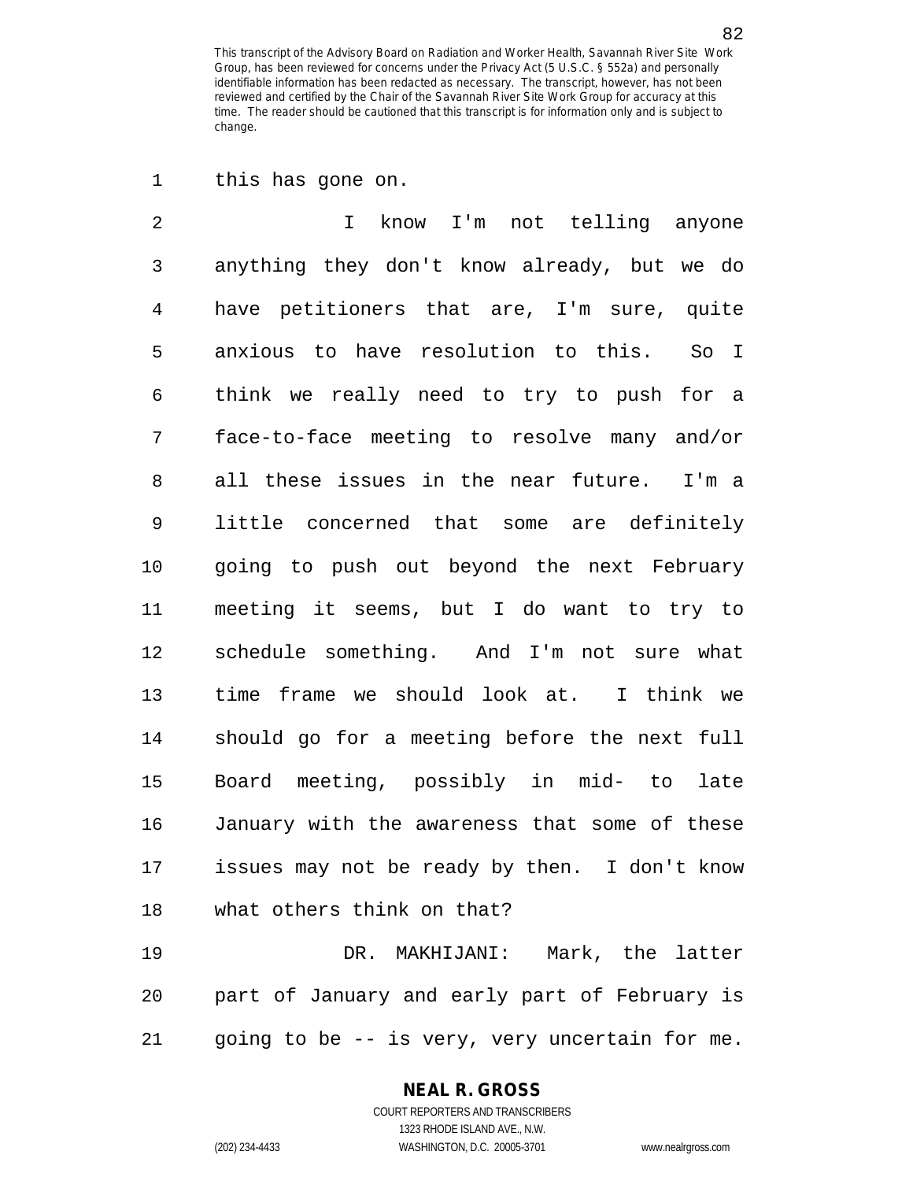this has gone on.

I know I'm not telling anyone anything they don't know already, but we do have petitioners that are, I'm sure, quite anxious to have resolution to this. So I think we really need to try to push for a face-to-face meeting to resolve many and/or all these issues in the near future. I'm a little concerned that some are definitely going to push out beyond the next February meeting it seems, but I do want to try to schedule something. And I'm not sure what time frame we should look at. I think we should go for a meeting before the next full Board meeting, possibly in mid- to late January with the awareness that some of these issues may not be ready by then. I don't know what others think on that?

DR. MAKHIJANI: Mark, the latter part of January and early part of February is going to be -- is very, very uncertain for me.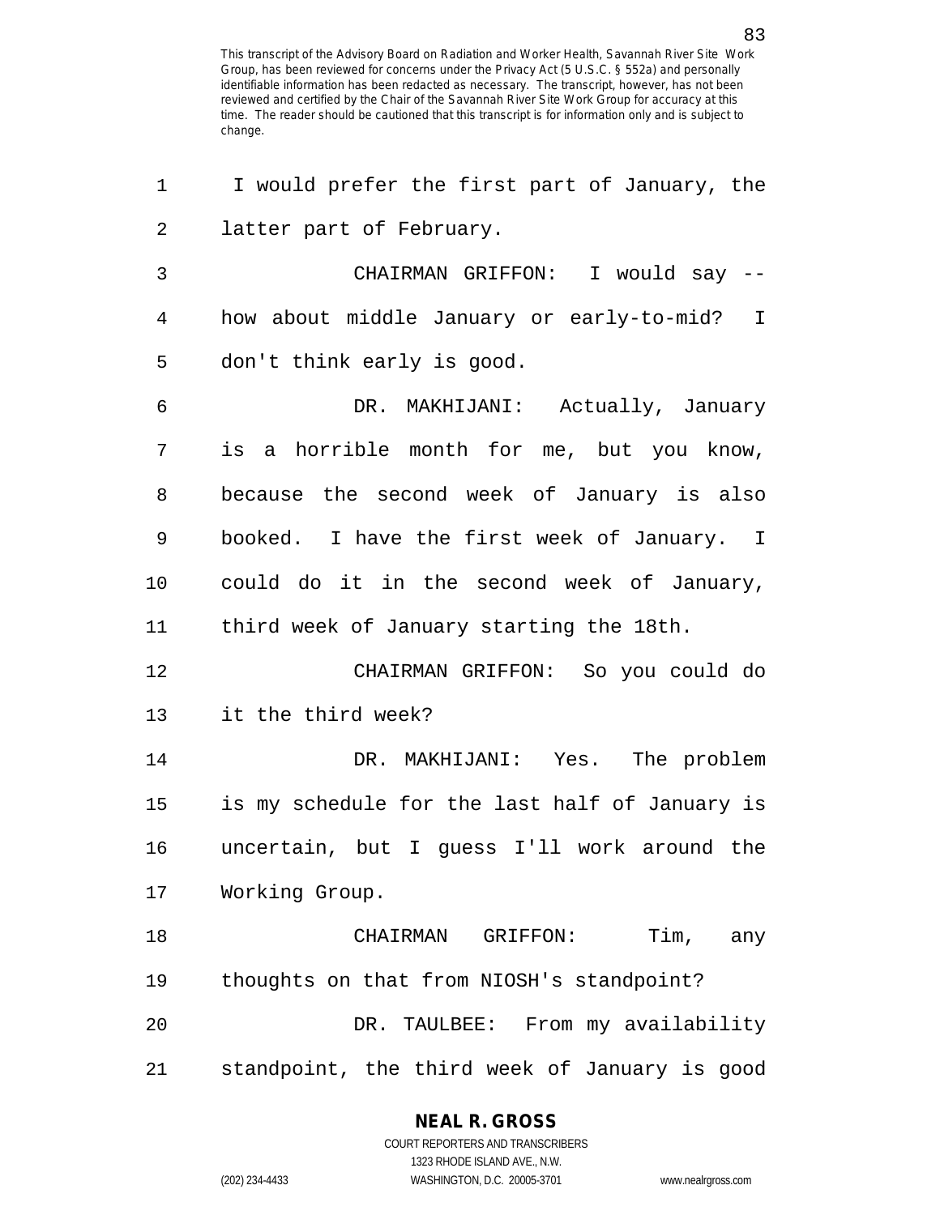I would prefer the first part of January, the latter part of February.

CHAIRMAN GRIFFON: I would say -- how about middle January or early-to-mid? I don't think early is good.

DR. MAKHIJANI: Actually, January is a horrible month for me, but you know, because the second week of January is also booked. I have the first week of January. I could do it in the second week of January, third week of January starting the 18th.

CHAIRMAN GRIFFON: So you could do it the third week?

DR. MAKHIJANI: Yes. The problem is my schedule for the last half of January is uncertain, but I guess I'll work around the Working Group.

CHAIRMAN GRIFFON: Tim, any thoughts on that from NIOSH's standpoint?

DR. TAULBEE: From my availability standpoint, the third week of January is good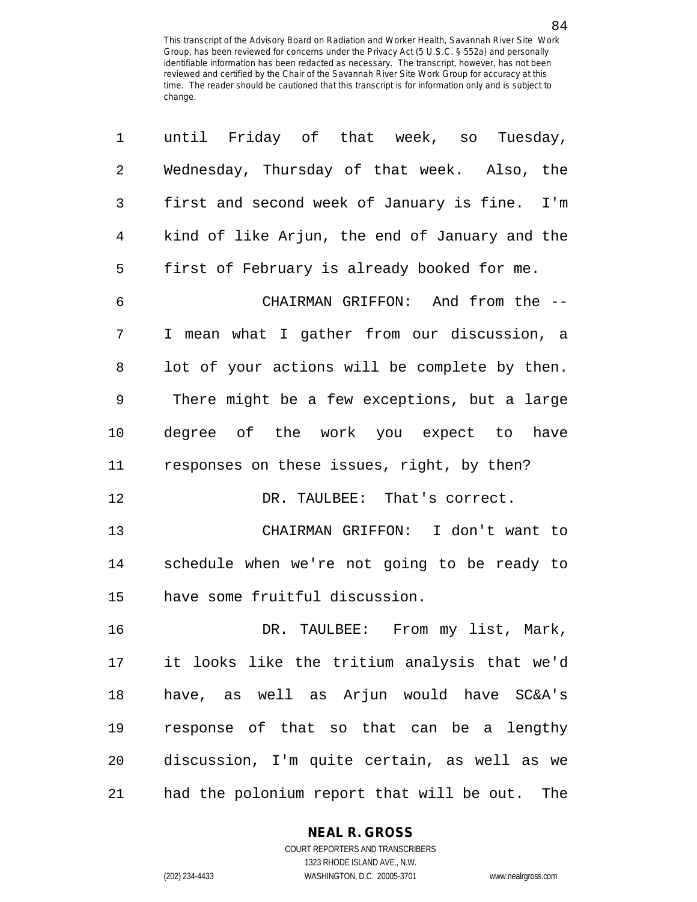until Friday of that week, so Tuesday, Wednesday, Thursday of that week. Also, the first and second week of January is fine. I'm kind of like Arjun, the end of January and the first of February is already booked for me.

CHAIRMAN GRIFFON: And from the -- I mean what I gather from our discussion, a lot of your actions will be complete by then. There might be a few exceptions, but a large degree of the work you expect to have responses on these issues, right, by then?

DR. TAULBEE: That's correct.

CHAIRMAN GRIFFON: I don't want to schedule when we're not going to be ready to have some fruitful discussion.

DR. TAULBEE: From my list, Mark, it looks like the tritium analysis that we'd have, as well as Arjun would have SC&A's response of that so that can be a lengthy discussion, I'm quite certain, as well as we had the polonium report that will be out. The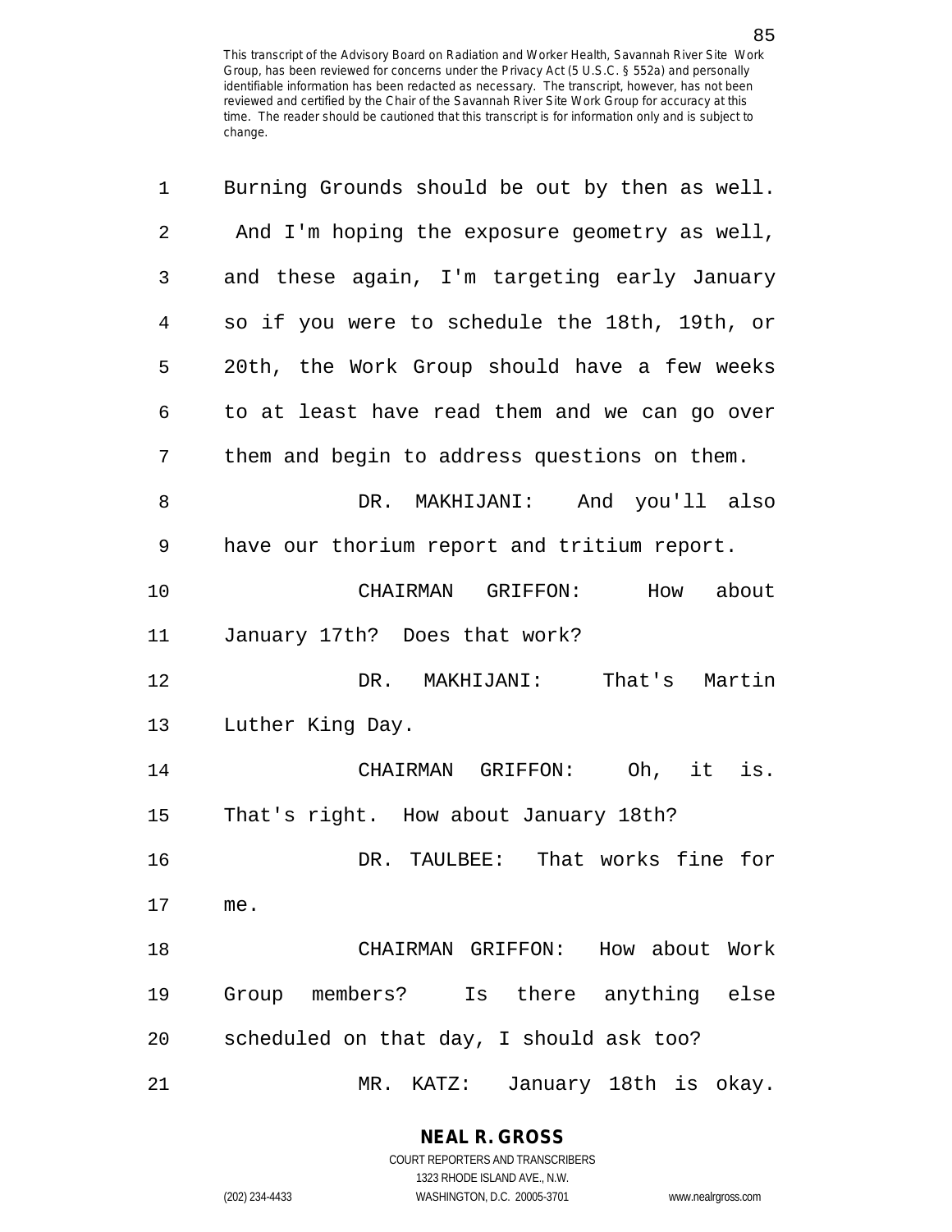Burning Grounds should be out by then as well. And I'm hoping the exposure geometry as well, and these again, I'm targeting early January so if you were to schedule the 18th, 19th, or 20th, the Work Group should have a few weeks to at least have read them and we can go over them and begin to address questions on them.

DR. MAKHIJANI: And you'll also have our thorium report and tritium report.

CHAIRMAN GRIFFON: How about January 17th? Does that work?

DR. MAKHIJANI: That's Martin Luther King Day.

CHAIRMAN GRIFFON: Oh, it is. That's right. How about January 18th?

DR. TAULBEE: That works fine for me.

CHAIRMAN GRIFFON: How about Work Group members? Is there anything else scheduled on that day, I should ask too?

MR. KATZ: January 18th is okay.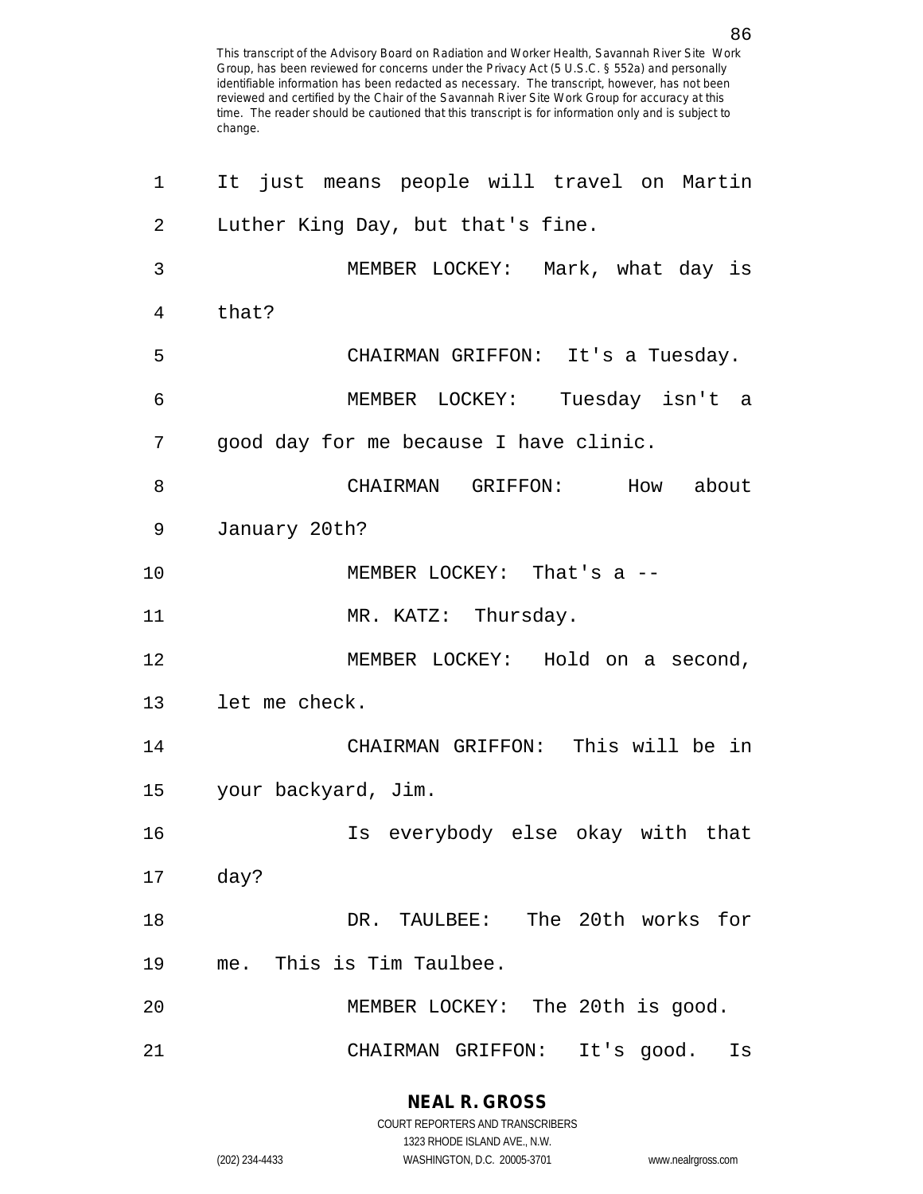It just means people will travel on Martin Luther King Day, but that's fine.

MEMBER LOCKEY: Mark, what day is that?

CHAIRMAN GRIFFON: It's a Tuesday.

MEMBER LOCKEY: Tuesday isn't a good day for me because I have clinic.

CHAIRMAN GRIFFON: How about January 20th?

MEMBER LOCKEY: That's a --

MR. KATZ: Thursday.

MEMBER LOCKEY: Hold on a second, let me check.

CHAIRMAN GRIFFON: This will be in your backyard, Jim.

Is everybody else okay with that day?

DR. TAULBEE: The 20th works for me. This is Tim Taulbee.

MEMBER LOCKEY: The 20th is good.

CHAIRMAN GRIFFON: It's good. Is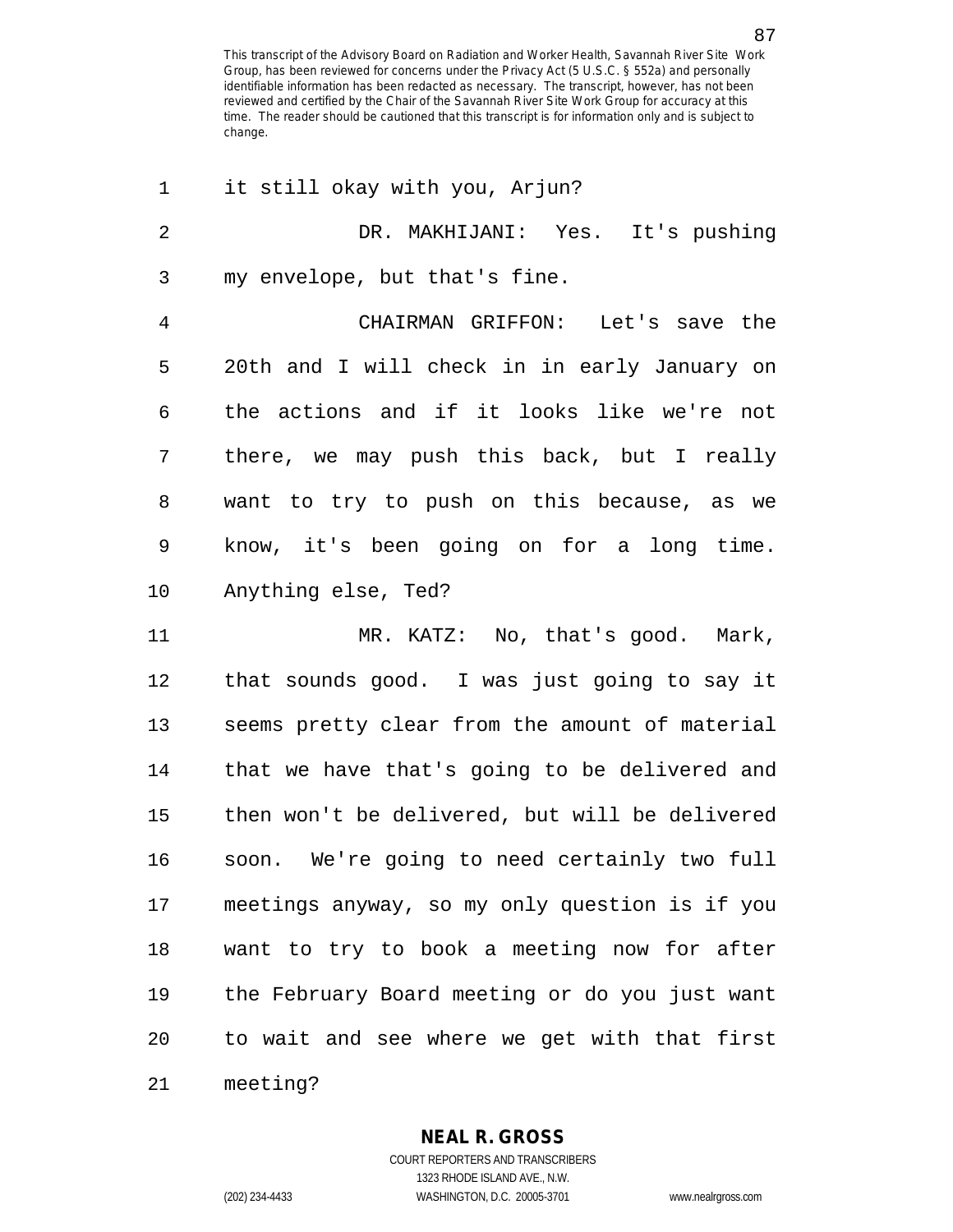it still okay with you, Arjun?

DR. MAKHIJANI: Yes. It's pushing my envelope, but that's fine.

CHAIRMAN GRIFFON: Let's save the 20th and I will check in in early January on the actions and if it looks like we're not there, we may push this back, but I really want to try to push on this because, as we know, it's been going on for a long time. Anything else, Ted?

MR. KATZ: No, that's good. Mark, that sounds good. I was just going to say it seems pretty clear from the amount of material that we have that's going to be delivered and then won't be delivered, but will be delivered soon. We're going to need certainly two full meetings anyway, so my only question is if you want to try to book a meeting now for after the February Board meeting or do you just want to wait and see where we get with that first meeting?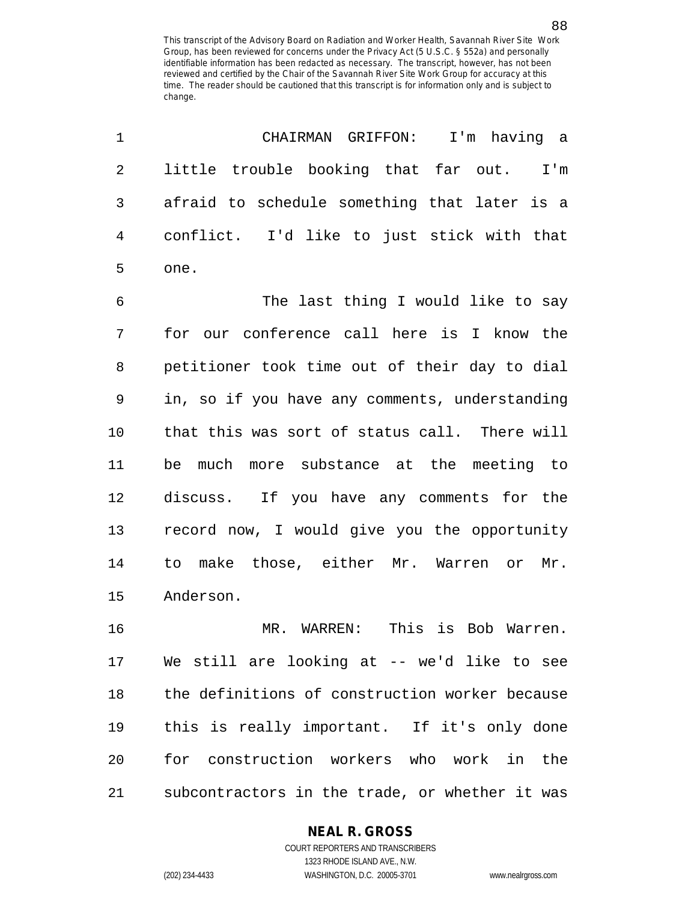CHAIRMAN GRIFFON: I'm having a little trouble booking that far out. I'm afraid to schedule something that later is a conflict. I'd like to just stick with that one.

The last thing I would like to say for our conference call here is I know the petitioner took time out of their day to dial in, so if you have any comments, understanding that this was sort of status call. There will be much more substance at the meeting to discuss. If you have any comments for the record now, I would give you the opportunity to make those, either Mr. Warren or Mr. Anderson.

MR. WARREN: This is Bob Warren. We still are looking at -- we'd like to see the definitions of construction worker because this is really important. If it's only done for construction workers who work in the subcontractors in the trade, or whether it was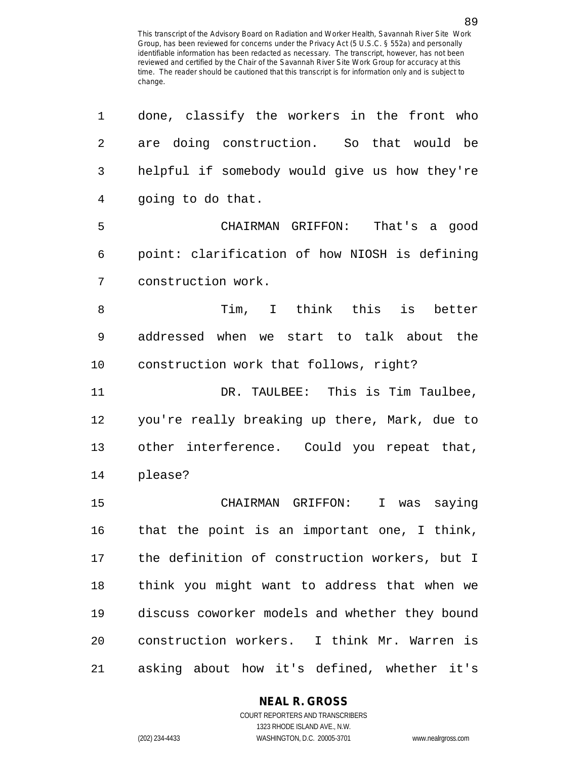This transcript of the Advisory Board on Radiation and Worker Health, Savannah River Site Work Group, has been reviewed for concerns under the Privacy Act (5 U.S.C. § 552a) and personally identifiable information has been redacted as necessary. The transcript, however, has not been reviewed and certified by the Chair of the Savannah River Site Work Group for accuracy at this time. The reader should be cautioned that this transcript is for information only and is subject to change.

1 done, classify the workers in the front who
2 are doing construction. So that would be
3 helpful if somebody would give us how they're
4 going to do that.

5 CHAIRMAN GRIFFON: That's a good
6 point: clarification of how NIOSH is defining
7 construction work.

8 Tim, I think this is better
9 addressed when we start to talk about the
10 construction work that follows, right?

11 DR. TAULBEE: This is Tim Taulbee,
12 you're really breaking up there, Mark, due to
13 other interference. Could you repeat that,
14 please?

15 CHAIRMAN GRIFFON: I was saying
16 that the point is an important one, I think,
17 the definition of construction workers, but I
18 think you might want to address that when we
19 discuss coworker models and whether they bound
20 construction workers. I think Mr. Warren is
21 asking about how it's defined, whether it's

**NEAL R. GROSS**
COURT REPORTERS AND TRANSCRIBERS
1323 RHODE ISLAND AVE., N.W.
(202) 234-4433 WASHINGTON, D.C. 20005-3701 www.nealrgross.com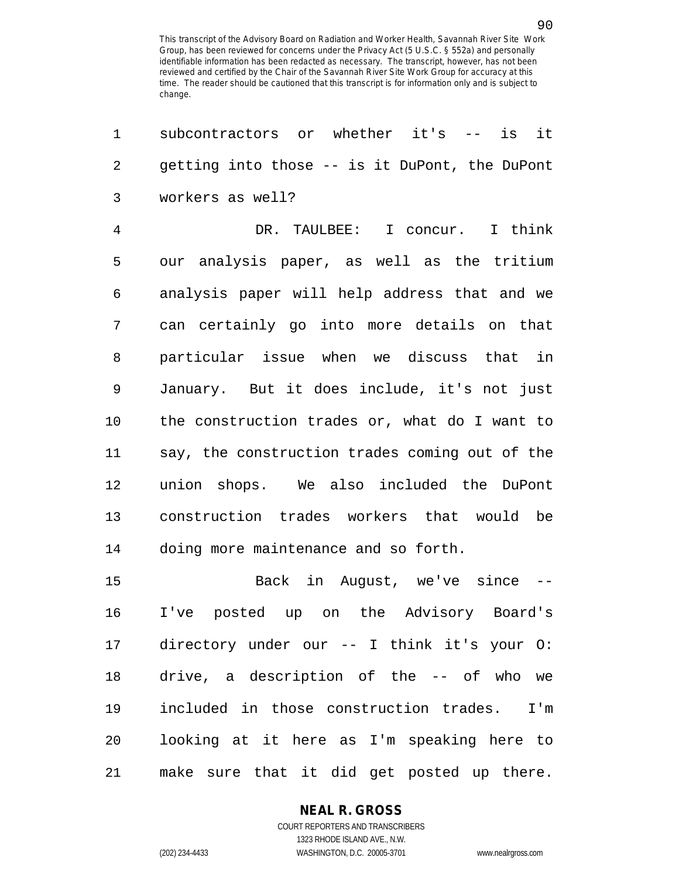subcontractors or whether it's -- is it getting into those -- is it DuPont, the DuPont workers as well?

DR. TAULBEE: I concur. I think our analysis paper, as well as the tritium analysis paper will help address that and we can certainly go into more details on that particular issue when we discuss that in January. But it does include, it's not just the construction trades or, what do I want to say, the construction trades coming out of the union shops. We also included the DuPont construction trades workers that would be doing more maintenance and so forth.

Back in August, we've since -- I've posted up on the Advisory Board's directory under our -- I think it's your O: drive, a description of the -- of who we included in those construction trades. I'm looking at it here as I'm speaking here to make sure that it did get posted up there.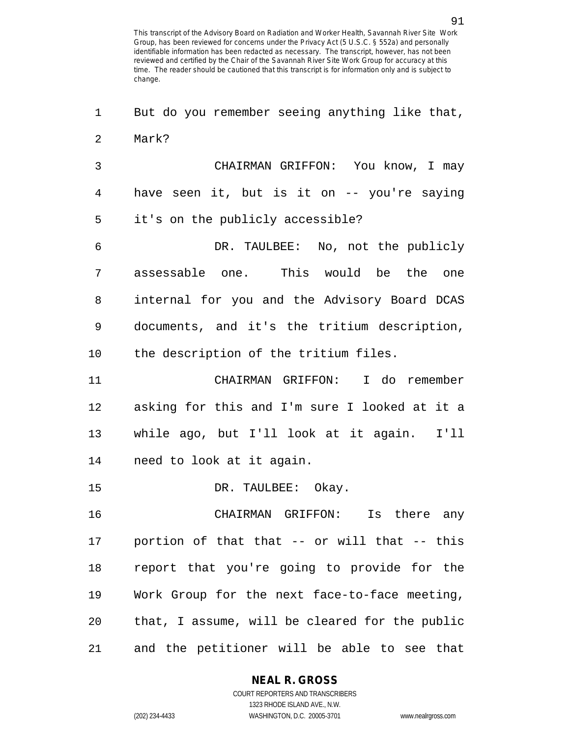But do you remember seeing anything like that, Mark?

CHAIRMAN GRIFFON: You know, I may have seen it, but is it on -- you're saying it's on the publicly accessible?

DR. TAULBEE: No, not the publicly assessable one. This would be the one internal for you and the Advisory Board DCAS documents, and it's the tritium description, the description of the tritium files.

CHAIRMAN GRIFFON: I do remember asking for this and I'm sure I looked at it a while ago, but I'll look at it again. I'll need to look at it again.

DR. TAULBEE: Okay.

CHAIRMAN GRIFFON: Is there any portion of that that -- or will that -- this report that you're going to provide for the Work Group for the next face-to-face meeting, that, I assume, will be cleared for the public and the petitioner will be able to see that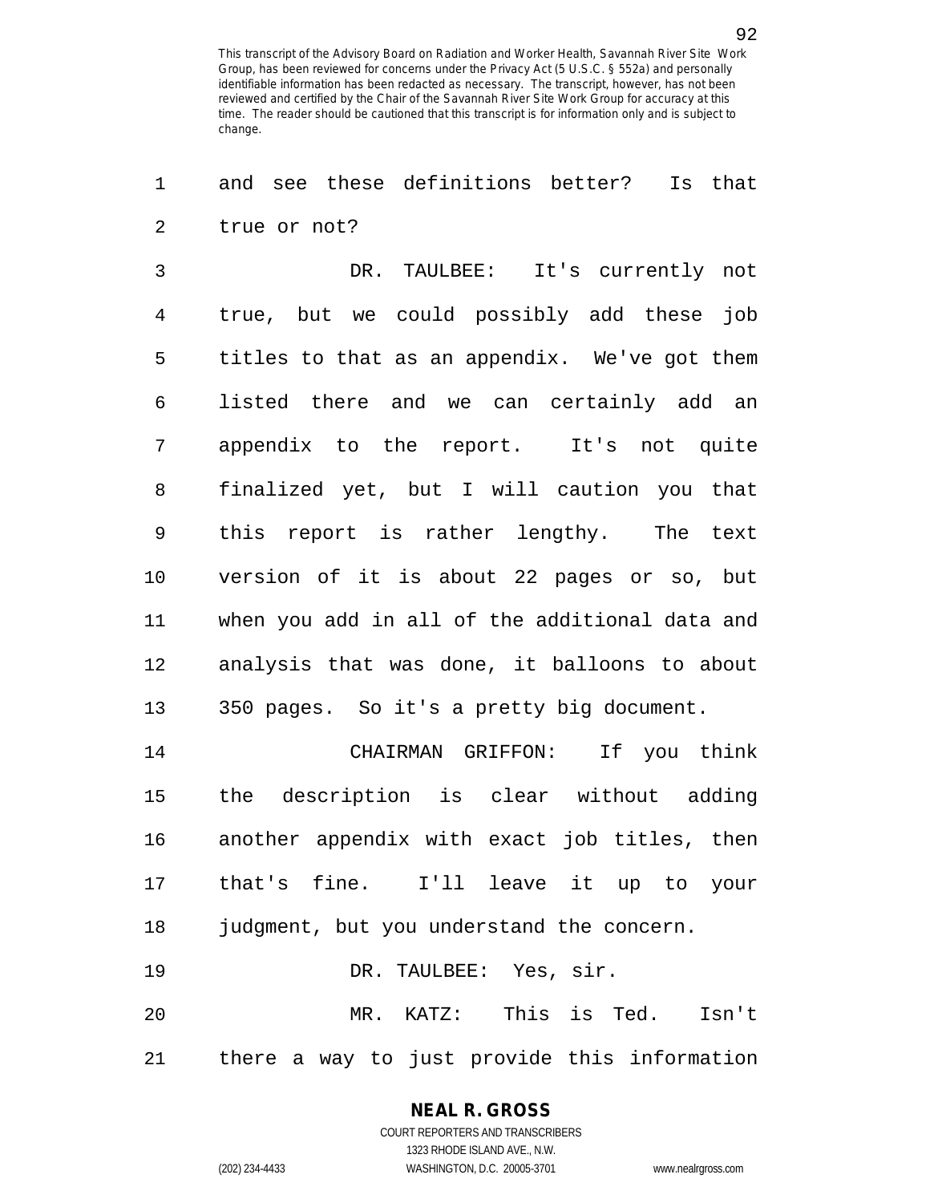and see these definitions better? Is that true or not?

DR. TAULBEE: It's currently not true, but we could possibly add these job titles to that as an appendix. We've got them listed there and we can certainly add an appendix to the report. It's not quite finalized yet, but I will caution you that this report is rather lengthy. The text version of it is about 22 pages or so, but when you add in all of the additional data and analysis that was done, it balloons to about 350 pages. So it's a pretty big document.

CHAIRMAN GRIFFON: If you think the description is clear without adding another appendix with exact job titles, then that's fine. I'll leave it up to your judgment, but you understand the concern.

DR. TAULBEE: Yes, sir.

MR. KATZ: This is Ted. Isn't there a way to just provide this information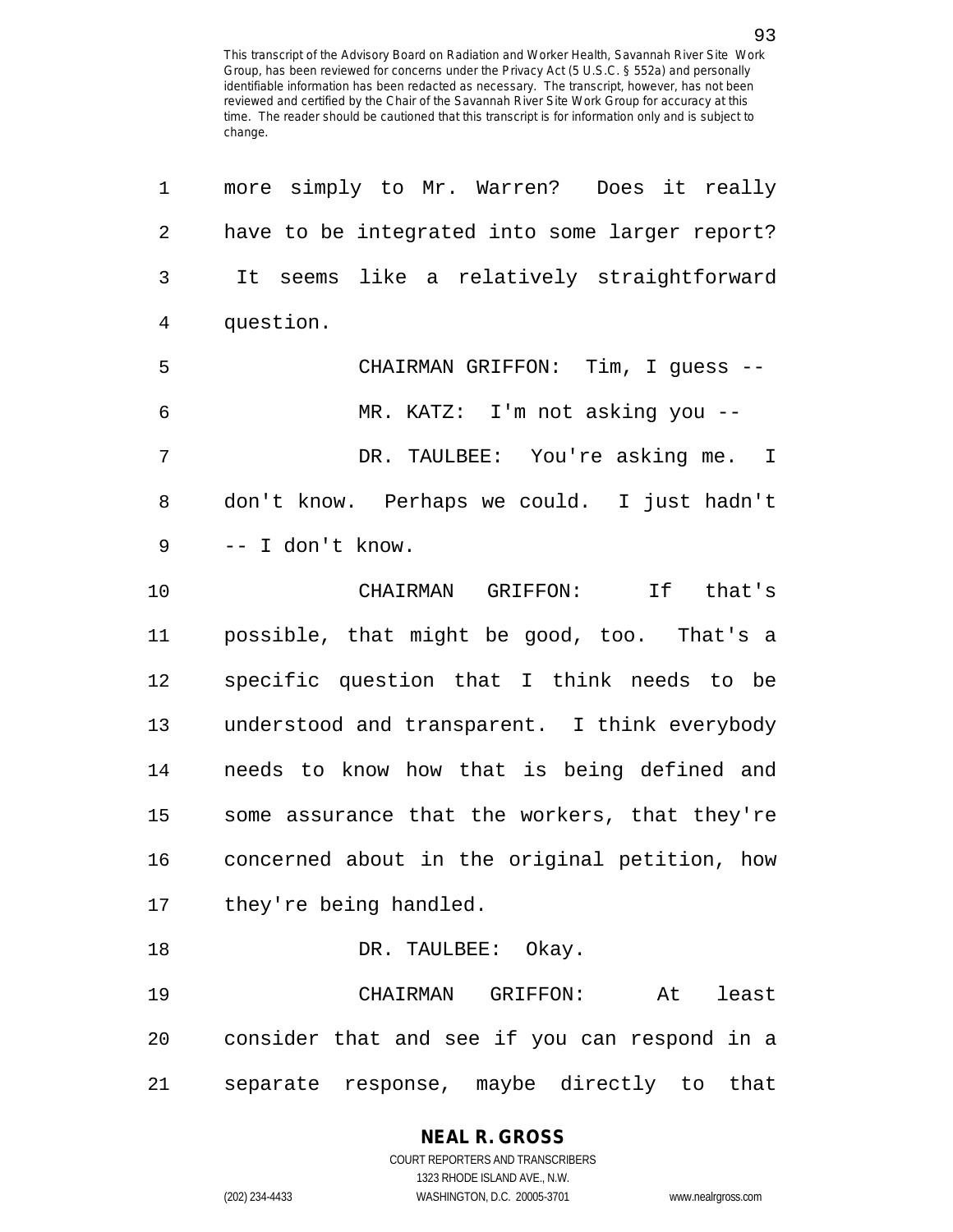more simply to Mr. Warren? Does it really have to be integrated into some larger report? It seems like a relatively straightforward question.

CHAIRMAN GRIFFON: Tim, I guess --

MR. KATZ: I'm not asking you --

DR. TAULBEE: You're asking me. I don't know. Perhaps we could. I just hadn't -- I don't know.

CHAIRMAN GRIFFON: If that's possible, that might be good, too. That's a specific question that I think needs to be understood and transparent. I think everybody needs to know how that is being defined and some assurance that the workers, that they're concerned about in the original petition, how they're being handled.

DR. TAULBEE: Okay.

CHAIRMAN GRIFFON: At least consider that and see if you can respond in a separate response, maybe directly to that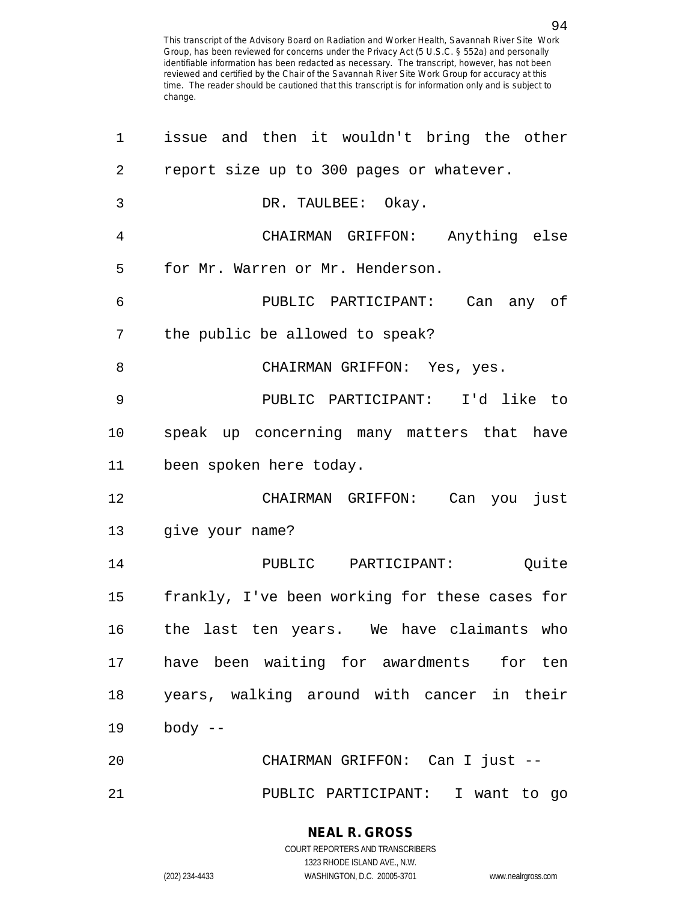This transcript of the Advisory Board on Radiation and Worker Health, Savannah River Site Work Group, has been reviewed for concerns under the Privacy Act (5 U.S.C. § 552a) and personally identifiable information has been redacted as necessary. The transcript, however, has not been reviewed and certified by the Chair of the Savannah River Site Work Group for accuracy at this time. The reader should be cautioned that this transcript is for information only and is subject to change.

1 issue and then it wouldn't bring the other
2 report size up to 300 pages or whatever.
3 DR. TAULBEE: Okay.
4 CHAIRMAN GRIFFON: Anything else
5 for Mr. Warren or Mr. Henderson.
6 PUBLIC PARTICIPANT: Can any of
7 the public be allowed to speak?
8 CHAIRMAN GRIFFON: Yes, yes.
9 PUBLIC PARTICIPANT: I'd like to
10 speak up concerning many matters that have
11 been spoken here today.
12 CHAIRMAN GRIFFON: Can you just
13 give your name?
14 PUBLIC PARTICIPANT: Quite
15 frankly, I've been working for these cases for
16 the last ten years. We have claimants who
17 have been waiting for awardments for ten
18 years, walking around with cancer in their
19 body --
20 CHAIRMAN GRIFFON: Can I just --
21 PUBLIC PARTICIPANT: I want to go

**NEAL R. GROSS**
COURT REPORTERS AND TRANSCRIBERS
1323 RHODE ISLAND AVE., N.W.
(202) 234-4433 WASHINGTON, D.C. 20005-3701 www.nealrgross.com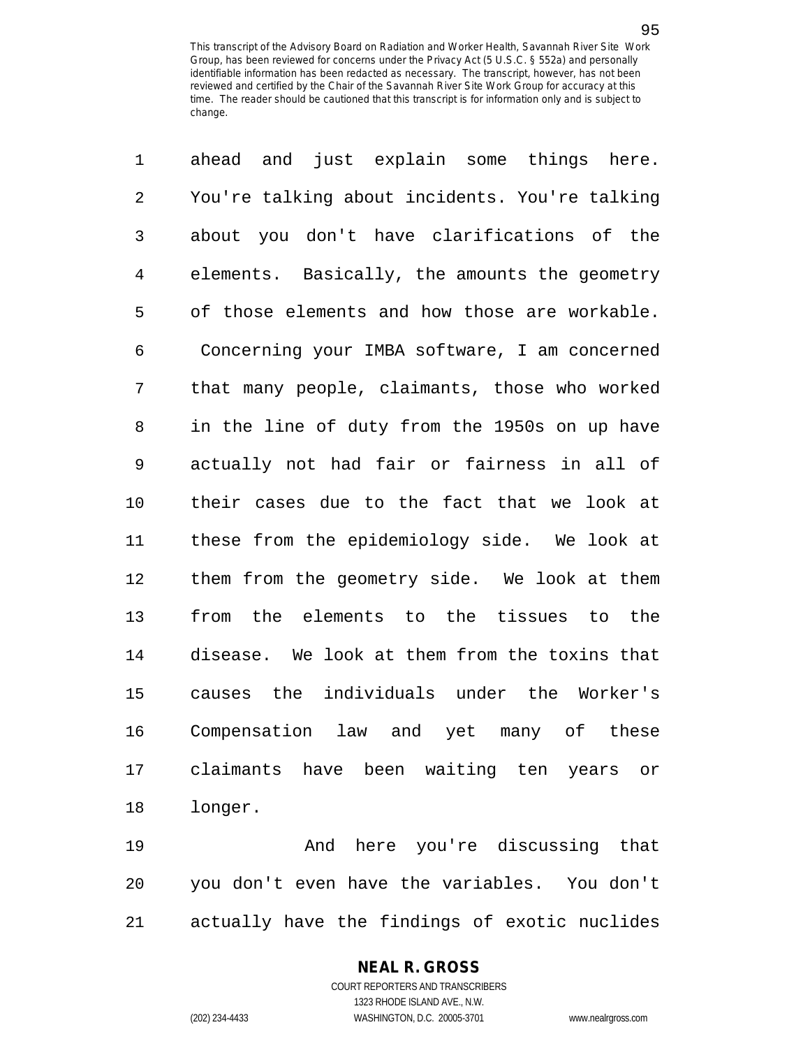ahead and just explain some things here. You're talking about incidents. You're talking about you don't have clarifications of the elements. Basically, the amounts the geometry of those elements and how those are workable. Concerning your IMBA software, I am concerned that many people, claimants, those who worked in the line of duty from the 1950s on up have actually not had fair or fairness in all of their cases due to the fact that we look at these from the epidemiology side. We look at them from the geometry side. We look at them from the elements to the tissues to the disease. We look at them from the toxins that causes the individuals under the Worker's Compensation law and yet many of these claimants have been waiting ten years or longer.

And here you're discussing that you don't even have the variables. You don't actually have the findings of exotic nuclides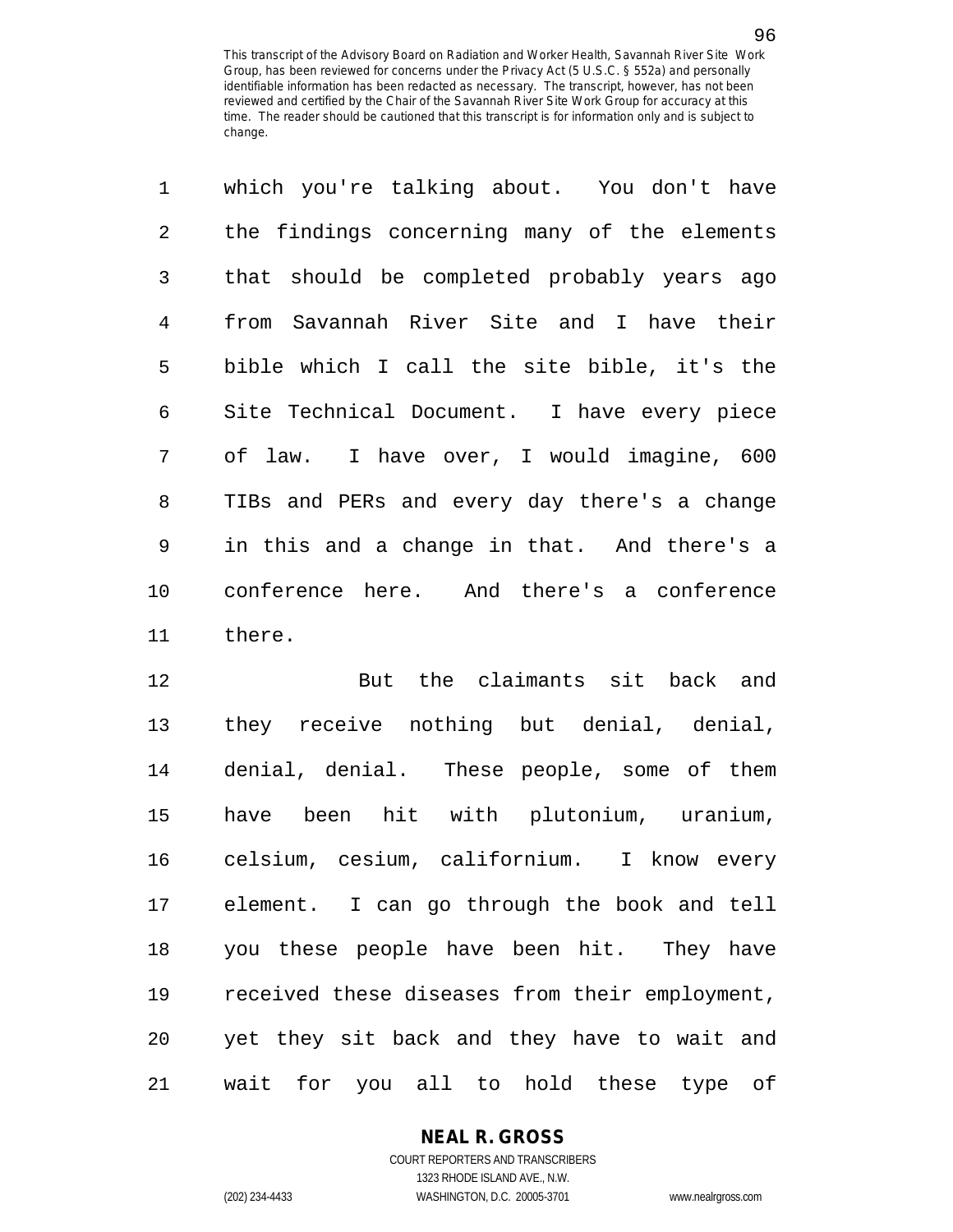which you're talking about. You don't have the findings concerning many of the elements that should be completed probably years ago from Savannah River Site and I have their bible which I call the site bible, it's the Site Technical Document. I have every piece of law. I have over, I would imagine, 600 TIBs and PERs and every day there's a change in this and a change in that. And there's a conference here. And there's a conference there.

But the claimants sit back and they receive nothing but denial, denial, denial, denial. These people, some of them have been hit with plutonium, uranium, celsium, cesium, californium. I know every element. I can go through the book and tell you these people have been hit. They have received these diseases from their employment, yet they sit back and they have to wait and wait for you all to hold these type of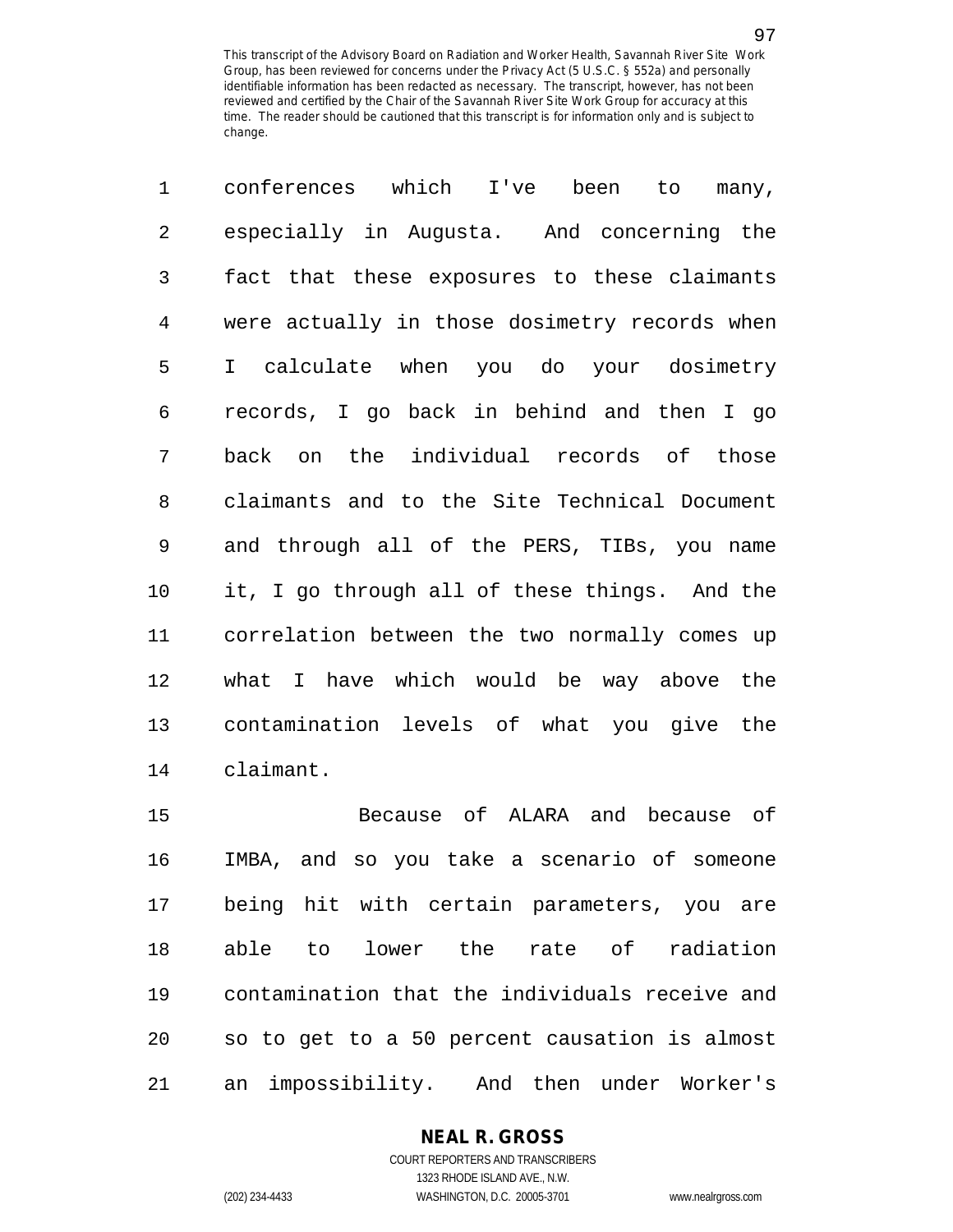conferences which I've been to many, especially in Augusta. And concerning the fact that these exposures to these claimants were actually in those dosimetry records when I calculate when you do your dosimetry records, I go back in behind and then I go back on the individual records of those claimants and to the Site Technical Document and through all of the PERS, TIBs, you name it, I go through all of these things. And the correlation between the two normally comes up what I have which would be way above the contamination levels of what you give the claimant.

Because of ALARA and because of IMBA, and so you take a scenario of someone being hit with certain parameters, you are able to lower the rate of radiation contamination that the individuals receive and so to get to a 50 percent causation is almost an impossibility. And then under Worker's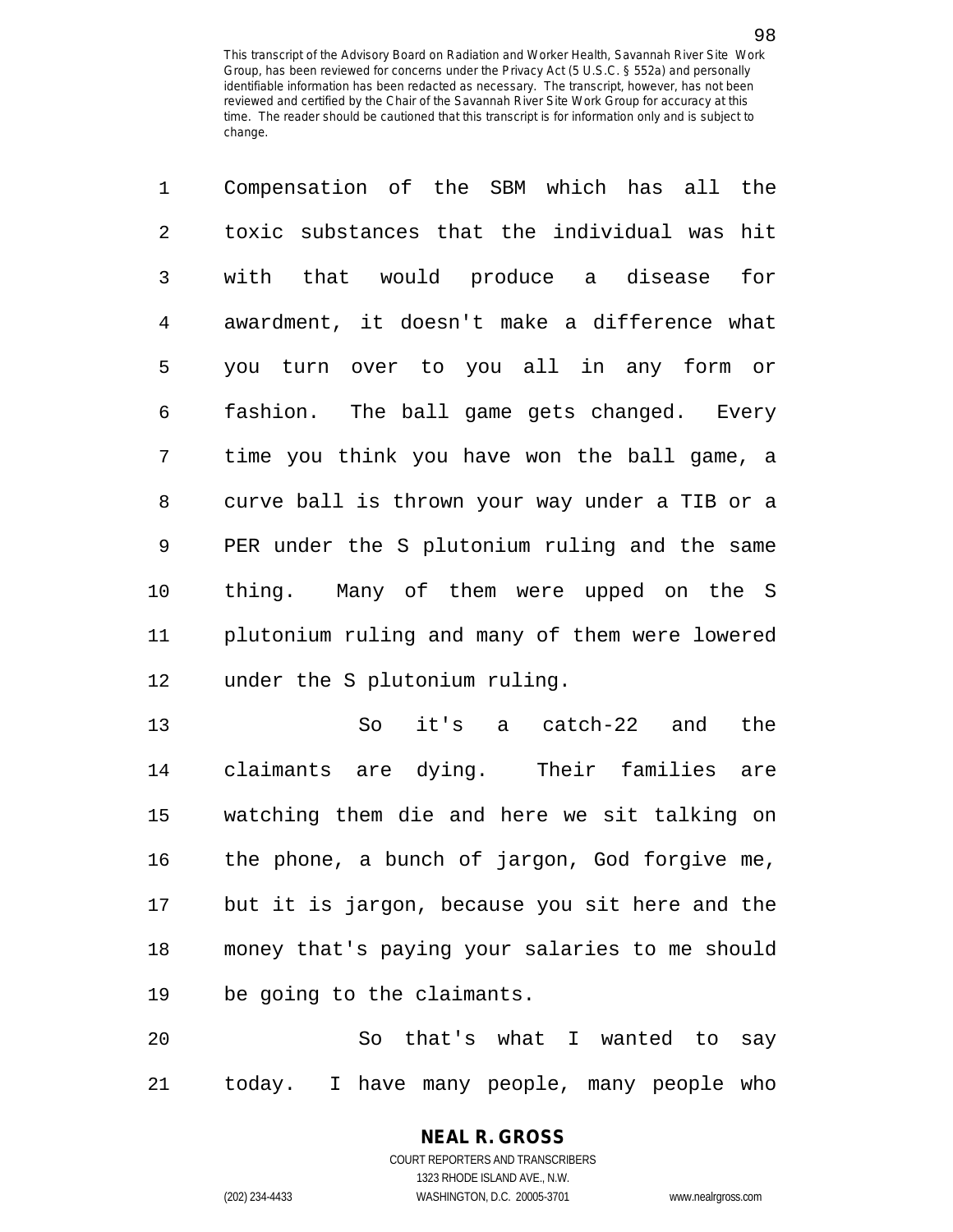Compensation of the SBM which has all the toxic substances that the individual was hit with that would produce a disease for awardment, it doesn't make a difference what you turn over to you all in any form or fashion. The ball game gets changed. Every time you think you have won the ball game, a curve ball is thrown your way under a TIB or a PER under the S plutonium ruling and the same thing. Many of them were upped on the S plutonium ruling and many of them were lowered under the S plutonium ruling.

So it's a catch-22 and the claimants are dying. Their families are watching them die and here we sit talking on the phone, a bunch of jargon, God forgive me, but it is jargon, because you sit here and the money that's paying your salaries to me should be going to the claimants.

So that's what I wanted to say today. I have many people, many people who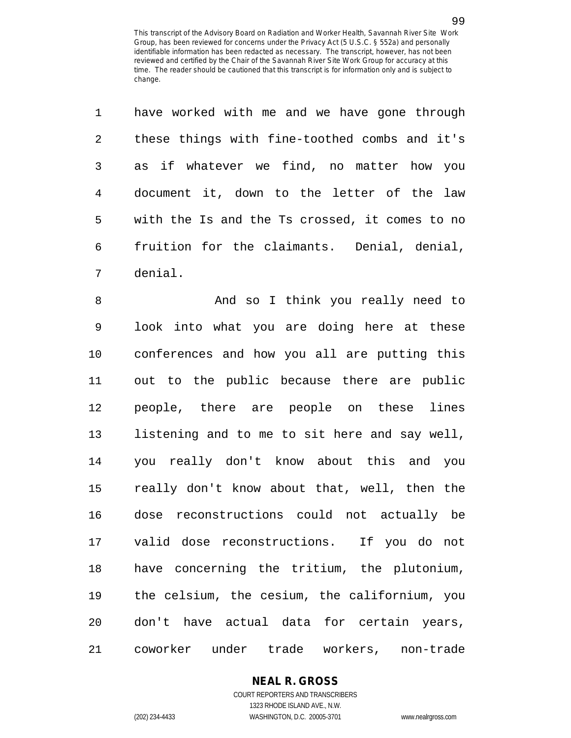have worked with me and we have gone through these things with fine-toothed combs and it's as if whatever we find, no matter how you document it, down to the letter of the law with the Is and the Ts crossed, it comes to no fruition for the claimants. Denial, denial, denial.

And so I think you really need to look into what you are doing here at these conferences and how you all are putting this out to the public because there are public people, there are people on these lines listening and to me to sit here and say well, you really don't know about this and you really don't know about that, well, then the dose reconstructions could not actually be valid dose reconstructions. If you do not have concerning the tritium, the plutonium, the celsium, the cesium, the californium, you don't have actual data for certain years, coworker under trade workers, non-trade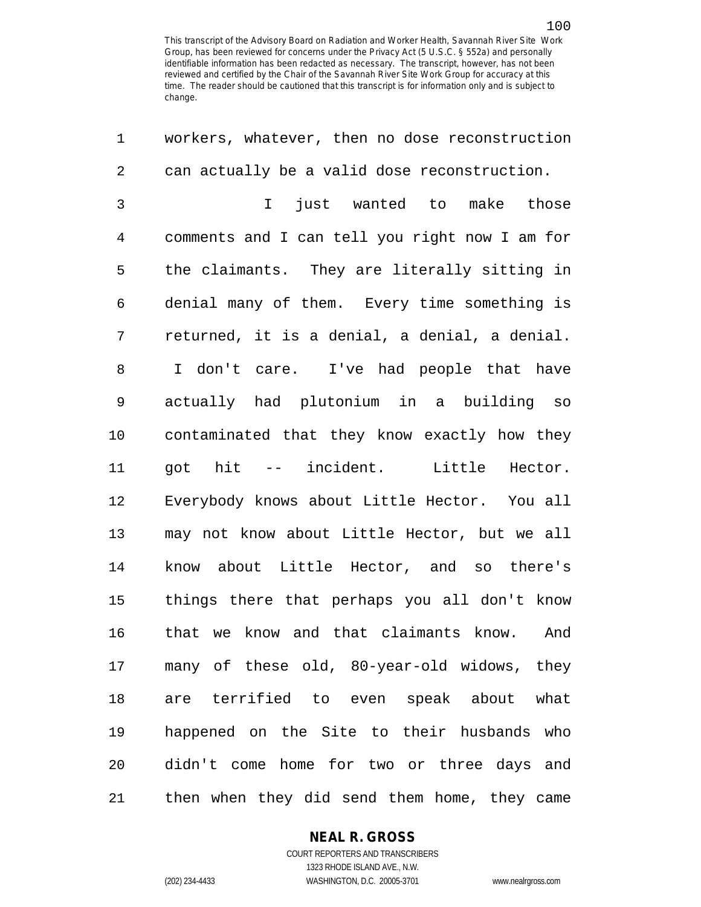workers, whatever, then no dose reconstruction can actually be a valid dose reconstruction.

I just wanted to make those comments and I can tell you right now I am for the claimants. They are literally sitting in denial many of them. Every time something is returned, it is a denial, a denial, a denial. I don't care. I've had people that have actually had plutonium in a building so contaminated that they know exactly how they got hit -- incident. Little Hector. Everybody knows about Little Hector. You all may not know about Little Hector, but we all know about Little Hector, and so there's things there that perhaps you all don't know that we know and that claimants know. And many of these old, 80-year-old widows, they are terrified to even speak about what happened on the Site to their husbands who didn't come home for two or three days and then when they did send them home, they came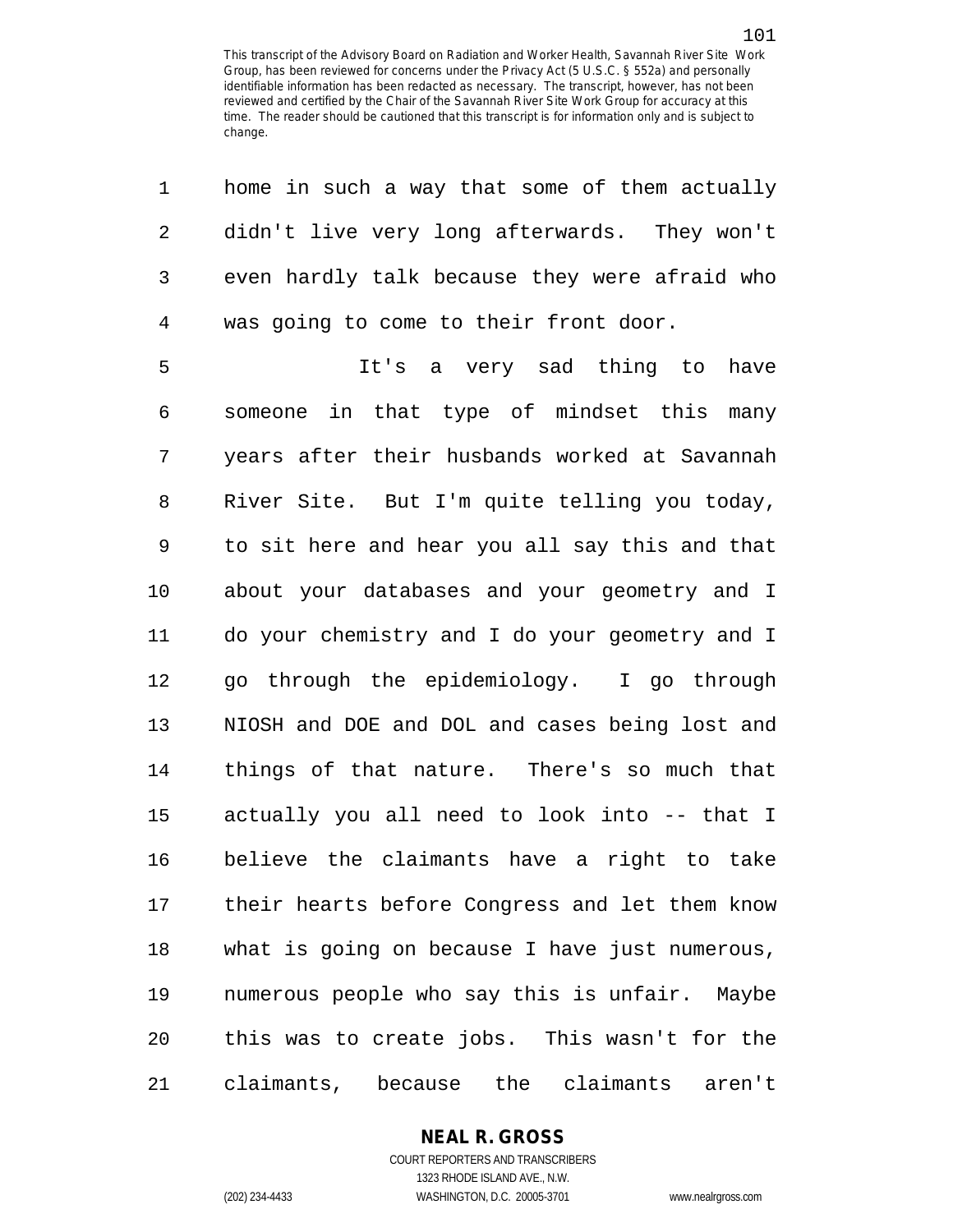home in such a way that some of them actually didn't live very long afterwards. They won't even hardly talk because they were afraid who was going to come to their front door.

It's a very sad thing to have someone in that type of mindset this many years after their husbands worked at Savannah River Site. But I'm quite telling you today, to sit here and hear you all say this and that about your databases and your geometry and I do your chemistry and I do your geometry and I go through the epidemiology. I go through NIOSH and DOE and DOL and cases being lost and things of that nature. There's so much that actually you all need to look into -- that I believe the claimants have a right to take their hearts before Congress and let them know what is going on because I have just numerous, numerous people who say this is unfair. Maybe this was to create jobs. This wasn't for the claimants, because the claimants aren't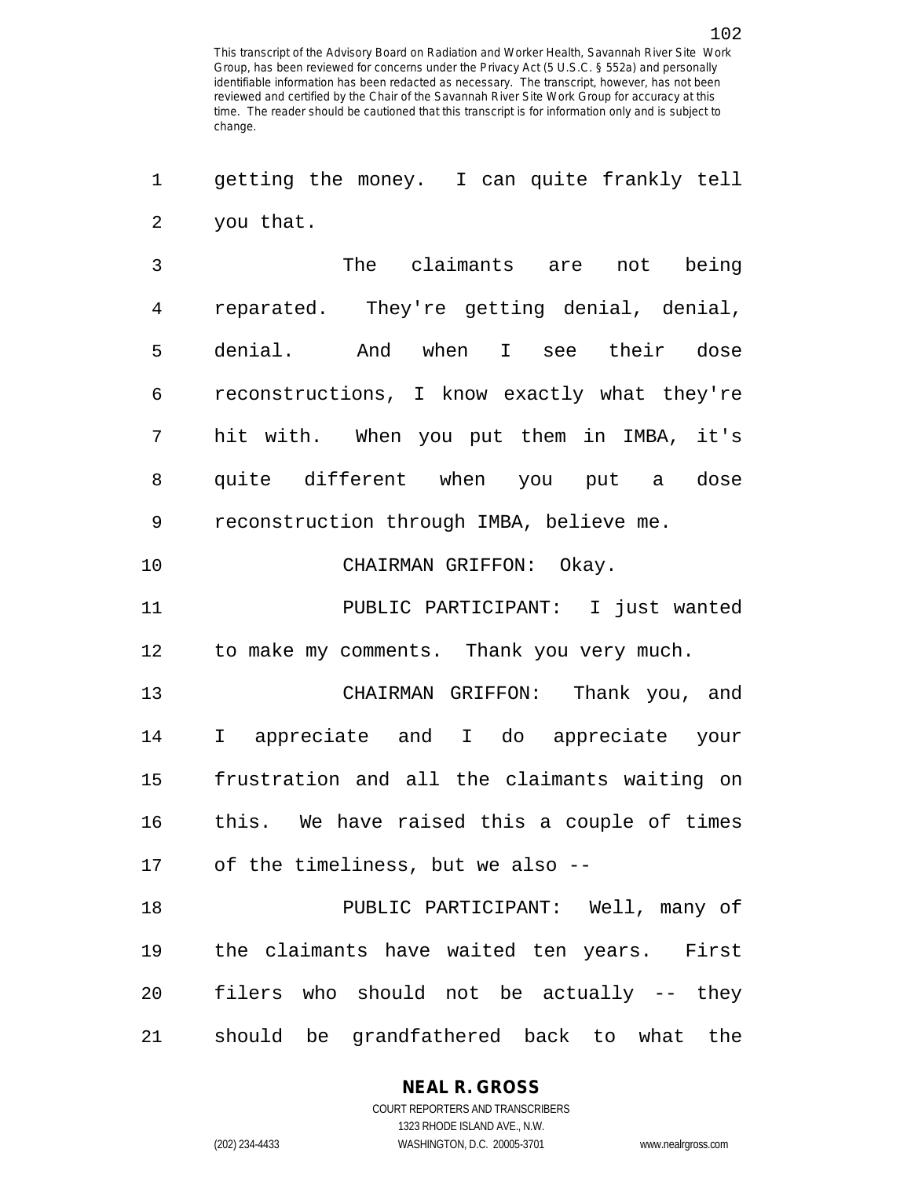getting the money. I can quite frankly tell you that.

The claimants are not being reparated. They're getting denial, denial, denial. And when I see their dose reconstructions, I know exactly what they're hit with. When you put them in IMBA, it's quite different when you put a dose reconstruction through IMBA, believe me.

CHAIRMAN GRIFFON: Okay.

PUBLIC PARTICIPANT: I just wanted to make my comments. Thank you very much.

CHAIRMAN GRIFFON: Thank you, and I appreciate and I do appreciate your frustration and all the claimants waiting on this. We have raised this a couple of times of the timeliness, but we also --

PUBLIC PARTICIPANT: Well, many of the claimants have waited ten years. First filers who should not be actually -- they should be grandfathered back to what the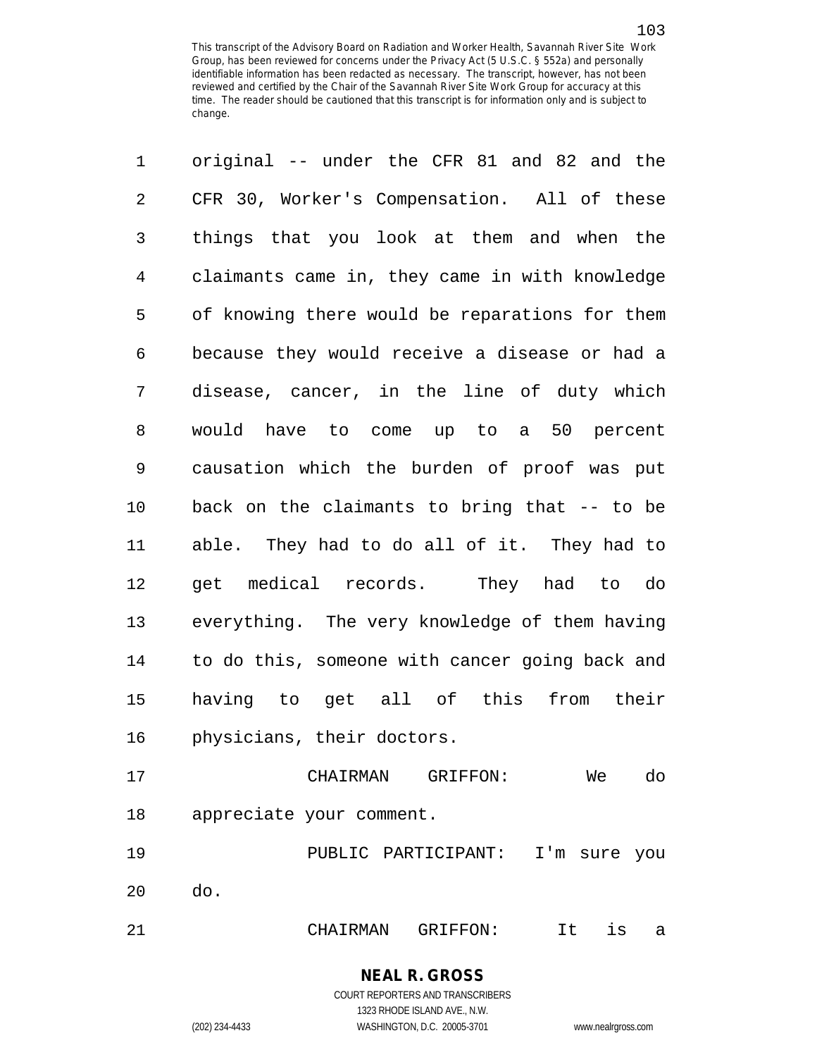original -- under the CFR 81 and 82 and the CFR 30, Worker's Compensation. All of these things that you look at them and when the claimants came in, they came in with knowledge of knowing there would be reparations for them because they would receive a disease or had a disease, cancer, in the line of duty which would have to come up to a 50 percent causation which the burden of proof was put back on the claimants to bring that -- to be able. They had to do all of it. They had to get medical records. They had to do everything. The very knowledge of them having to do this, someone with cancer going back and having to get all of this from their physicians, their doctors.

CHAIRMAN GRIFFON: We do appreciate your comment.

PUBLIC PARTICIPANT: I'm sure you do.

CHAIRMAN GRIFFON: It is a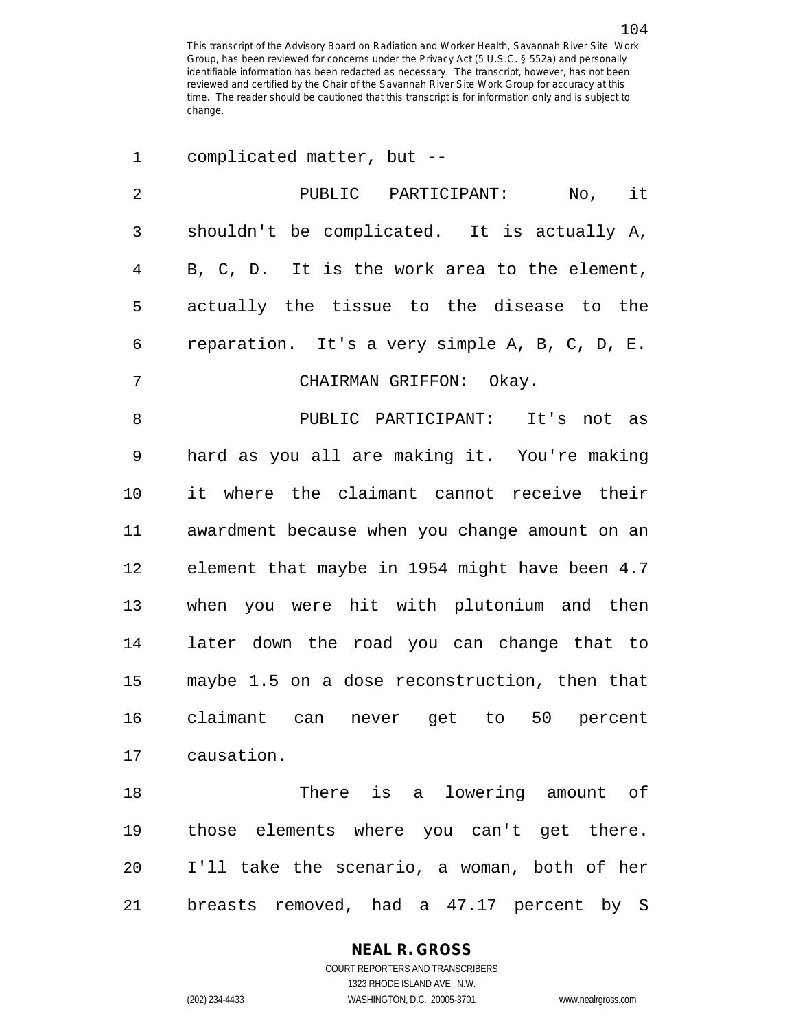complicated matter, but --

PUBLIC PARTICIPANT: No, it shouldn't be complicated. It is actually A, B, C, D. It is the work area to the element, actually the tissue to the disease to the reparation. It's a very simple A, B, C, D, E.

CHAIRMAN GRIFFON: Okay.

PUBLIC PARTICIPANT: It's not as hard as you all are making it. You're making it where the claimant cannot receive their awardment because when you change amount on an element that maybe in 1954 might have been 4.7 when you were hit with plutonium and then later down the road you can change that to maybe 1.5 on a dose reconstruction, then that claimant can never get to 50 percent causation.

There is a lowering amount of those elements where you can't get there. I'll take the scenario, a woman, both of her breasts removed, had a 47.17 percent by S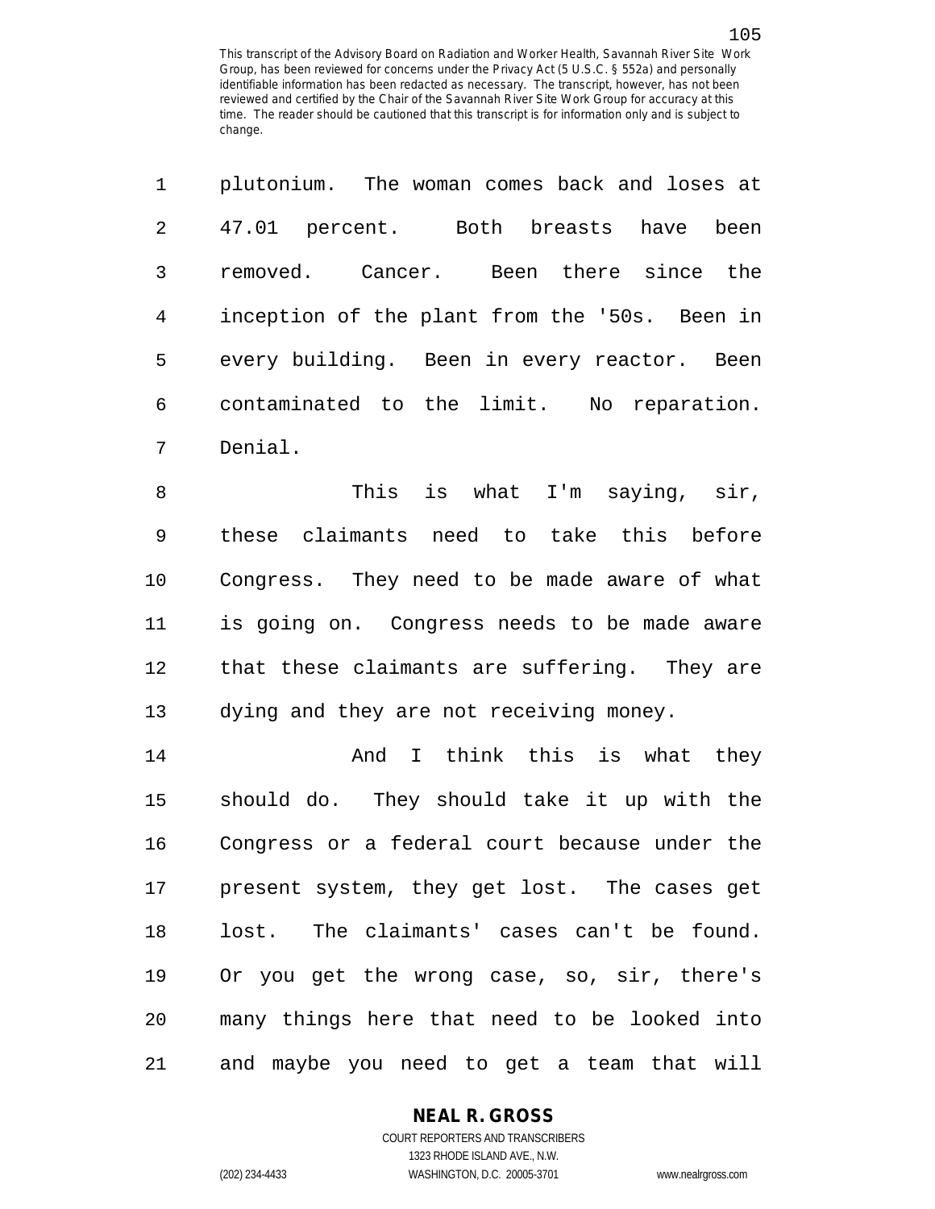plutonium. The woman comes back and loses at 47.01 percent. Both breasts have been removed. Cancer. Been there since the inception of the plant from the '50s. Been in every building. Been in every reactor. Been contaminated to the limit. No reparation. Denial.

This is what I'm saying, sir, these claimants need to take this before Congress. They need to be made aware of what is going on. Congress needs to be made aware that these claimants are suffering. They are dying and they are not receiving money.

And I think this is what they should do. They should take it up with the Congress or a federal court because under the present system, they get lost. The cases get lost. The claimants' cases can't be found. Or you get the wrong case, so, sir, there's many things here that need to be looked into and maybe you need to get a team that will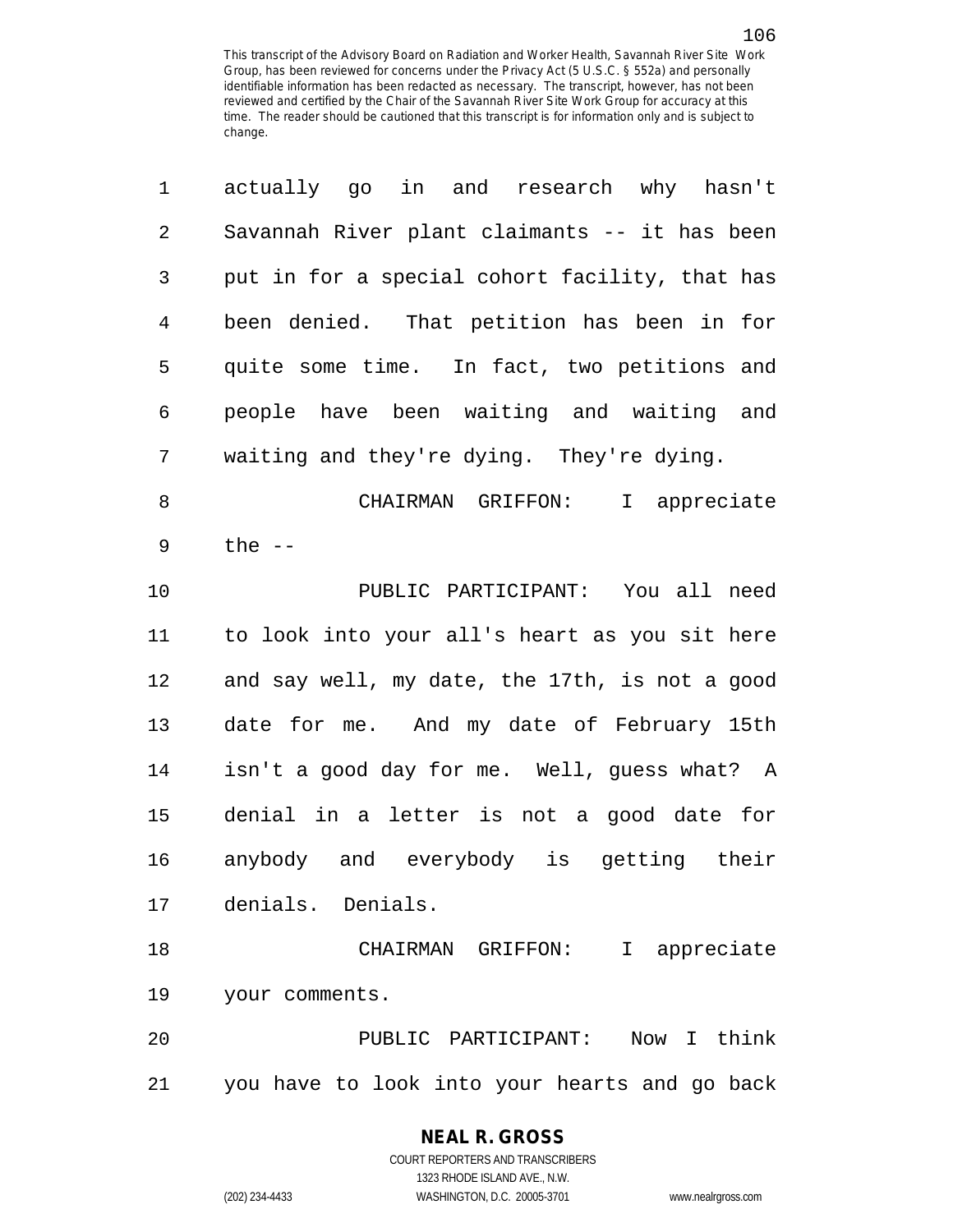actually go in and research why hasn't Savannah River plant claimants -- it has been put in for a special cohort facility, that has been denied. That petition has been in for quite some time. In fact, two petitions and people have been waiting and waiting and waiting and they're dying. They're dying.

CHAIRMAN GRIFFON: I appreciate the --

PUBLIC PARTICIPANT: You all need to look into your all's heart as you sit here and say well, my date, the 17th, is not a good date for me. And my date of February 15th isn't a good day for me. Well, guess what? A denial in a letter is not a good date for anybody and everybody is getting their denials. Denials.

CHAIRMAN GRIFFON: I appreciate your comments.

PUBLIC PARTICIPANT: Now I think you have to look into your hearts and go back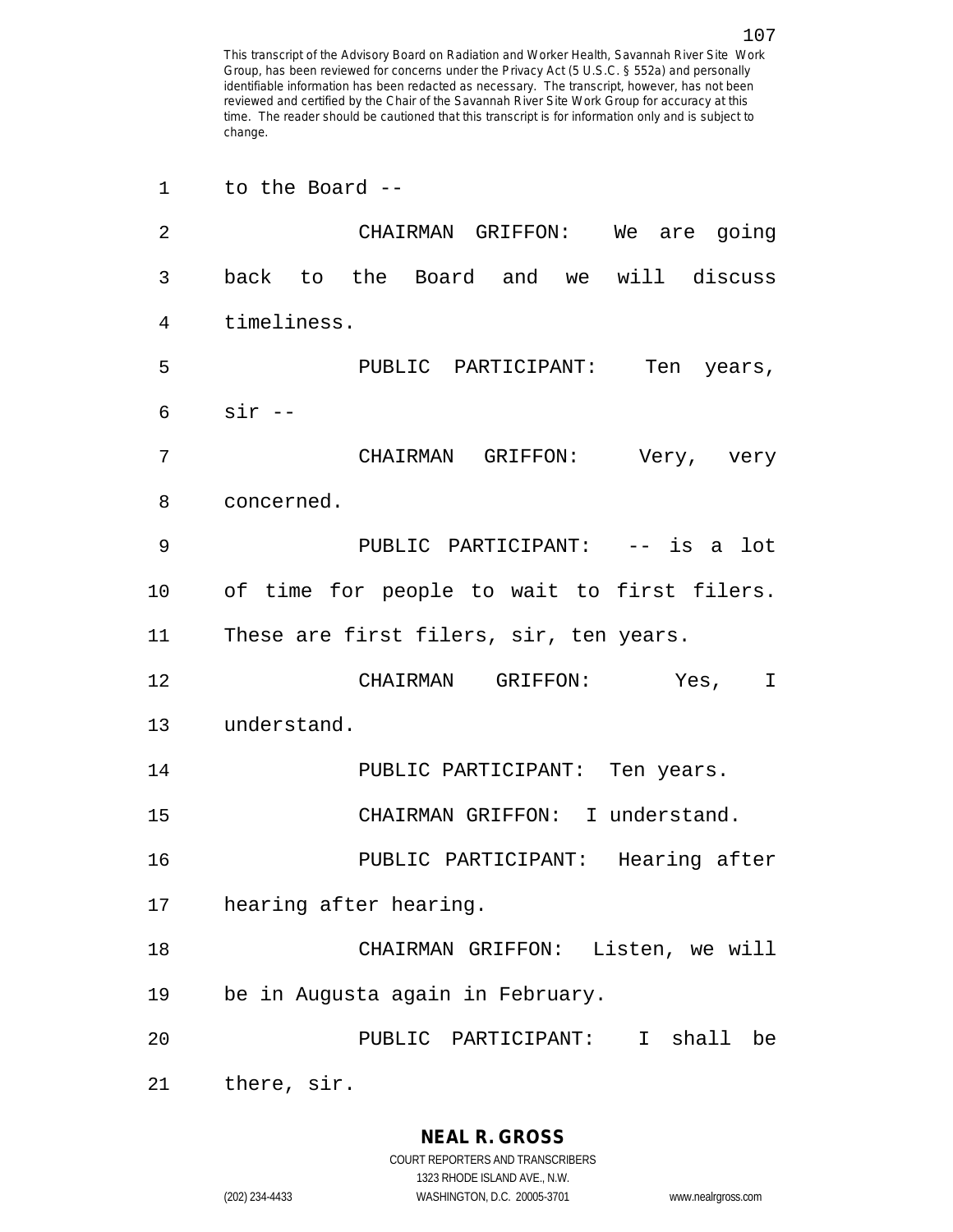to the Board --

CHAIRMAN GRIFFON: We are going back to the Board and we will discuss timeliness.

PUBLIC PARTICIPANT: Ten years, sir --

CHAIRMAN GRIFFON: Very, very concerned.

PUBLIC PARTICIPANT: -- is a lot of time for people to wait to first filers. These are first filers, sir, ten years.

CHAIRMAN GRIFFON: Yes, I understand.

PUBLIC PARTICIPANT: Ten years.

CHAIRMAN GRIFFON: I understand.

PUBLIC PARTICIPANT: Hearing after hearing after hearing.

CHAIRMAN GRIFFON: Listen, we will be in Augusta again in February.

PUBLIC PARTICIPANT: I shall be there, sir.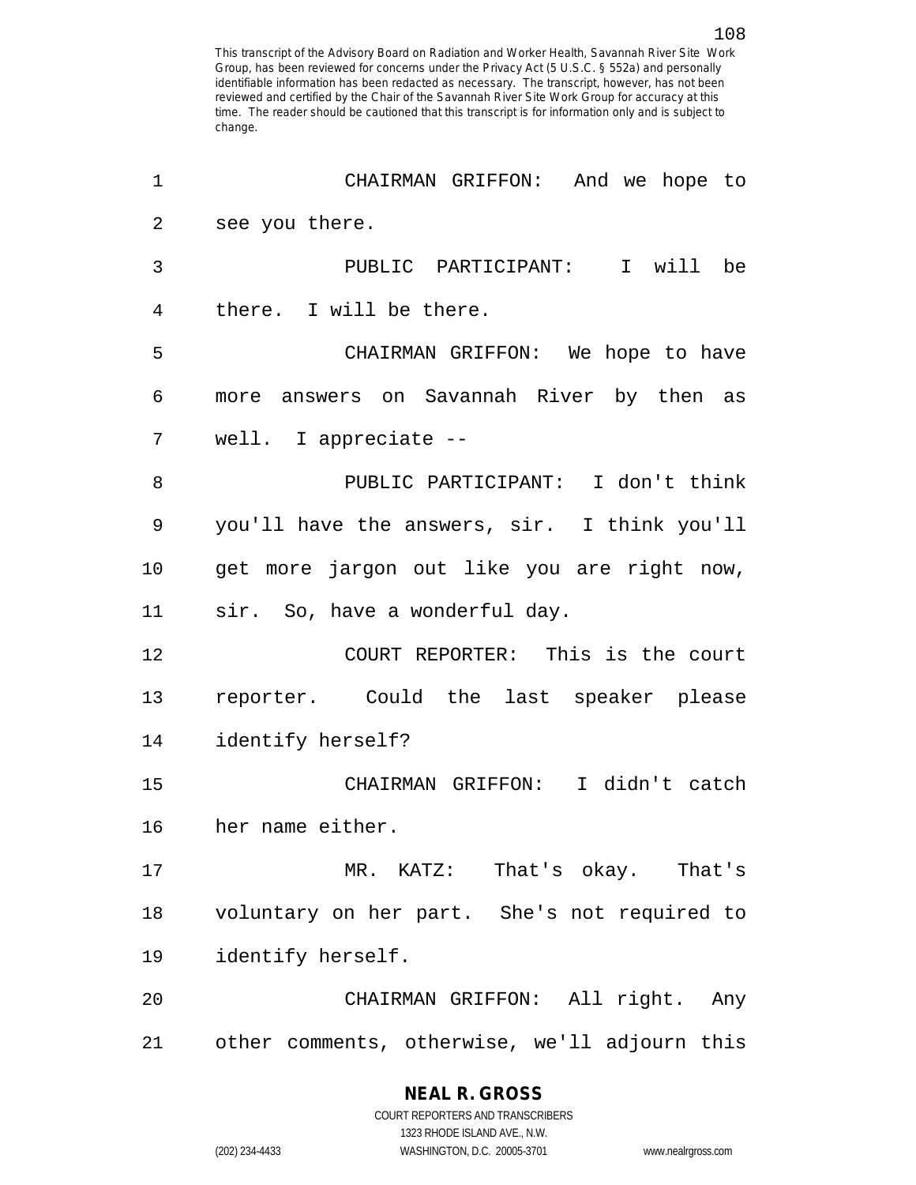CHAIRMAN GRIFFON: And we hope to see you there.

PUBLIC PARTICIPANT: I will be there. I will be there.

CHAIRMAN GRIFFON: We hope to have more answers on Savannah River by then as well. I appreciate --

PUBLIC PARTICIPANT: I don't think you'll have the answers, sir. I think you'll get more jargon out like you are right now, sir. So, have a wonderful day.

COURT REPORTER: This is the court reporter. Could the last speaker please identify herself?

CHAIRMAN GRIFFON: I didn't catch her name either.

MR. KATZ: That's okay. That's voluntary on her part. She's not required to identify herself.

CHAIRMAN GRIFFON: All right. Any other comments, otherwise, we'll adjourn this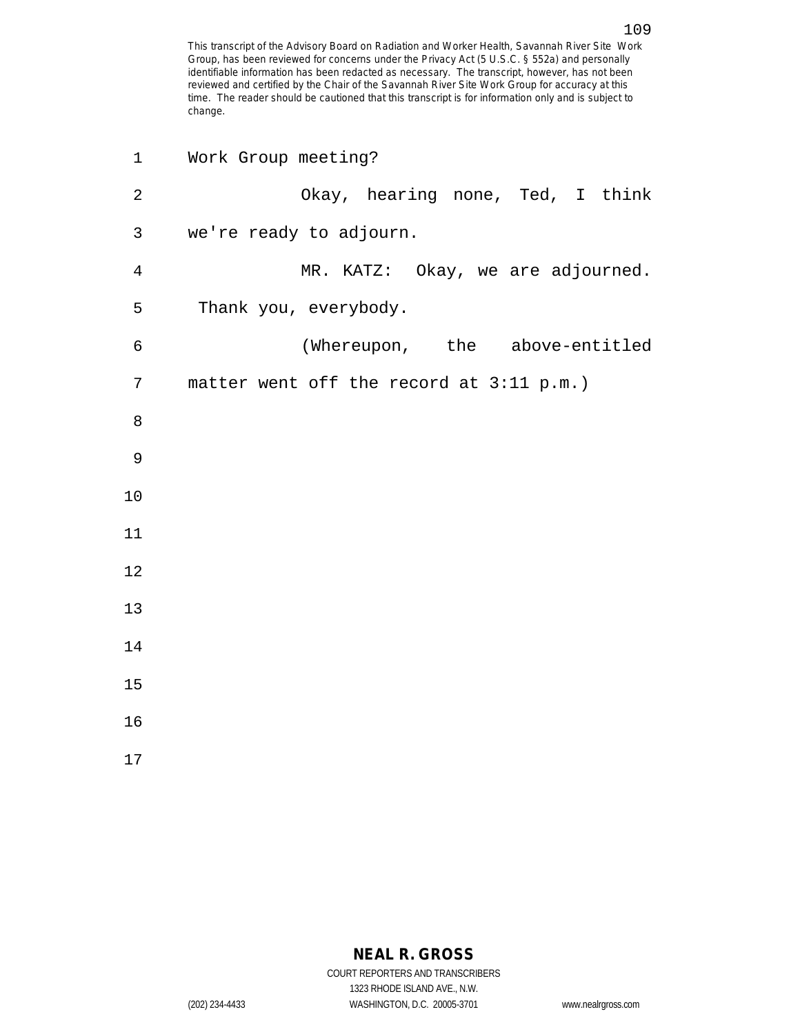Work Group meeting?

Okay, hearing none, Ted, I think we're ready to adjourn.

MR. KATZ: Okay, we are adjourned. Thank you, everybody.

(Whereupon, the above-entitled matter went off the record at 3:11 p.m.)